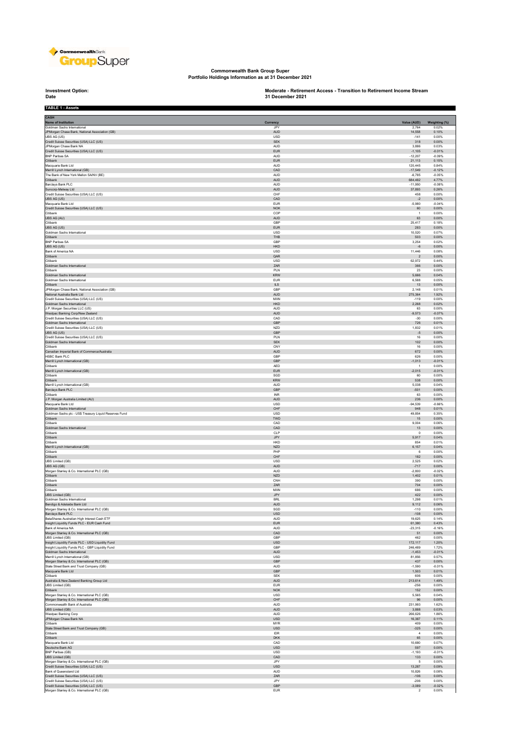# Commonwealth Bank Group Super
## Portfolio Holdings Information as at 31 December 2021

**Investment Option:** Moderate - Retirement Access - Transition to Retirement Income Stream
**Date** 31 December 2021

**TABLE 1 - Assets**

**CASH**

| Name of Institution | Currency | Value (AUD) | Weighting (%) |
|---|---|---|---|
| Goldman Sachs International | JPY | 2,764 | 0.02% |
| JPMorgan Chase Bank, National Association (GB) | AUD | 14,558 | 0.10% |
| UBS AG (US) | USD | -141 | 0.00% |
| Credit Suisse Securities (USA) LLC (US) | SEK | 318 | 0.00% |
| JPMorgan Chase Bank NA | AUD | 3,886 | 0.03% |
| Credit Suisse Securities (USA) LLC (US) | EUR | -1,105 | -0.01% |
| BNP Paribas SA | AUD | -12,207 | -0.09% |
| Citibank | EUR | 21,113 | 0.15% |
| Macquarie Bank Ltd | AUD | 120,445 | 0.84% |
| Merrill Lynch International (GB) | CAD | -17,549 | -0.12% |
| The Bank of New York Mellon SA/NV (BE) | AUD | -6,785 | -0.05% |
| Citibank | AUD | 684,482 | 4.77% |
| Barclays Bank PLC | AUD | -11,950 | -0.08% |
| Suncorp-Metway Ltd | AUD | 37,893 | 0.26% |
| Credit Suisse Securities (USA) LLC (US) | CHF | 458 | 0.00% |
| UBS AG (US) | CAD | -2 | 0.00% |
| Macquarie Bank Ltd | EUR | -5,980 | -0.04% |
| Credit Suisse Securities (USA) LLC (US) | NOK | 60 | 0.00% |
| Citibank | COP | 1 | 0.00% |
| UBS AG (AU) | AUD | 63 | 0.00% |
| Citibank | GBP | 25,417 | 0.18% |
| UBS AG (US) | EUR | 283 | 0.00% |
| Goldman Sachs International | USD | 10,520 | 0.07% |
| Citibank | THB | 503 | 0.00% |
| BNP Paribas SA | GBP | 3,254 | 0.02% |
| UBS AG (US) | HKD | -6 | 0.00% |
| Bank of America NA | USD | 11,446 | 0.08% |
| Citibank | QAR | 2 | 0.00% |
| Citibank | USD | 62,972 | 0.44% |
| Goldman Sachs International | ZAR | 366 | 0.00% |
| Citibank | PLN | 23 | 0.00% |
| Goldman Sachs International | KRW | 5,666 | 0.04% |
| Goldman Sachs International | EUR | 6,588 | 0.05% |
| Citibank | ILS | 13 | 0.00% |
| JPMorgan Chase Bank, National Association (GB) | GBP | 2,148 | 0.01% |
| National Australia Bank Ltd | AUD | 275,364 | 1.92% |
| Credit Suisse Securities (USA) LLC (US) | MXN | -119 | 0.00% |
| Goldman Sachs International | HKD | 2,268 | 0.02% |
| J.P. Morgan Securities LLC (US) | AUD | 63 | 0.00% |
| Westpac Banking Corp/New Zealand | AUD | -9,573 | -0.07% |
| Credit Suisse Securities (USA) LLC (US) | CAD | -30 | 0.00% |
| Goldman Sachs International | GBP | 726 | 0.01% |
| Credit Suisse Securities (USA) LLC (US) | NZD | 1,832 | 0.01% |
| UBS AG (US) | GBP | -5 | 0.00% |
| Credit Suisse Securities (USA) LLC (US) | PLN | 16 | 0.00% |
| Goldman Sachs International | SEK | 102 | 0.00% |
| Citibank | CNY | 16 | 0.00% |
| Canadian Imperial Bank of Commerce/Australia | AUD | 672 | 0.00% |
| HSBC Bank PLC | GBP | 626 | 0.00% |
| Merrill Lynch International (GB) | GBP | -1,013 | -0.01% |
| Citibank | AED | 1 | 0.00% |
| Merrill Lynch International (GB) | EUR | -2,015 | -0.01% |
| Citibank | SGD | 60 | 0.00% |
| Citibank | KRW | 538 | 0.00% |
| Merrill Lynch International (GB) | AUD | 5,038 | 0.04% |
| Barclays Bank PLC | GBP | -501 | 0.00% |
| Citibank | INR | 63 | 0.00% |
| J.P. Morgan Australia Limited (AU) | AUD | 236 | 0.00% |
| Macquarie Bank Ltd | USD | -94,539 | -0.66% |
| Goldman Sachs International | CHF | 948 | 0.01% |
| Goldman Sachs plc - US$ Treasury Liquid Reserves Fund | USD | 49,854 | 0.35% |
| Citibank | TWD | 15 | 0.00% |
| Citibank | CAD | 9,004 | 0.06% |
| Goldman Sachs International | CAD | 13 | 0.00% |
| Citibank | CLP | 0 | 0.00% |
| Citibank | JPY | 5,917 | 0.04% |
| Citibank | HKD | 854 | 0.01% |
| Merrill Lynch International (GB) | NZD | 6,157 | 0.04% |
| Citibank | PHP | 6 | 0.00% |
| Citibank | CHF | 182 | 0.00% |
| UBS Limited (GB) | USD | 2,525 | 0.02% |
| UBS AG (GB) | AUD | -717 | 0.00% |
| Morgan Stanley & Co. International PLC (GB) | AUD | -2,800 | -0.02% |
| Citibank | NZD | 1,402 | 0.01% |
| Citibank | CNH | 390 | 0.00% |
| Citibank | ZAR | 704 | 0.00% |
| Citibank | MXN | 686 | 0.00% |
| UBS Limited (GB) | JPY | 422 | 0.00% |
| Goldman Sachs International | BRL | 1,298 | 0.01% |
| Bendigo & Adelaide Bank Ltd | AUD | 9,112 | 0.06% |
| Morgan Stanley & Co. International PLC (GB) | SGD | -110 | 0.00% |
| Barclays Bank PLC | USD | -108 | 0.00% |
| BetaShares Australian High Interest Cash ETF | AUD | 19,625 | 0.14% |
| Insight Liquidity Funds PLC - EUR Cash Fund | EUR | 61,380 | 0.43% |
| Bank of America NA | AUD | -23,315 | -0.16% |
| Morgan Stanley & Co. International PLC (GB) | CAD | 51 | 0.00% |
| UBS Limited (GB) | GBP | 462 | 0.00% |
| Insight Liquidity Funds PLC - USD Liquidity Fund | USD | 172,117 | 1.20% |
| Insight Liquidity Funds PLC - GBP Liquidity Fund | GBP | 246,489 | 1.72% |
| Goldman Sachs International | AUD | -1,453 | -0.01% |
| Merrill Lynch International (GB) | USD | 81,856 | 0.57% |
| Morgan Stanley & Co. International PLC (GB) | GBP | 437 | 0.00% |
| State Street Bank and Trust Company (GB) | AUD | -1,590 | -0.01% |
| Macquarie Bank Ltd | GBP | 1,503 | 0.01% |
| Citibank | SEK | 606 | 0.00% |
| Australia & New Zealand Banking Group Ltd | AUD | 213,614 | 1.49% |
| UBS Limited (GB) | EUR | -256 | 0.00% |
| Citibank | NOK | 152 | 0.00% |
| Morgan Stanley & Co. International PLC (GB) | USD | 5,565 | 0.04% |
| Morgan Stanley & Co. International PLC (GB) | CHF | 96 | 0.00% |
| Commonwealth Bank of Australia | AUD | 231,993 | 1.62% |
| UBS Limited (GB) | AUD | 3,888 | 0.03% |
| Westpac Banking Corp | AUD | 266,626 | 1.86% |
| JPMorgan Chase Bank NA | USD | 16,387 | 0.11% |
| Citibank | MYR | 409 | 0.00% |
| State Street Bank and Trust Company (GB) | USD | -325 | 0.00% |
| Citibank | IDR | 4 | 0.00% |
| Citibank | DKK | 65 | 0.00% |
| Macquarie Bank Ltd | CAD | 10,680 | 0.07% |
| Deutsche Bank AG | USD | 597 | 0.00% |
| BNP Paribas (GB) | USD | -1,193 | -0.01% |
| UBS Limited (GB) | CAD | 133 | 0.00% |
| Morgan Stanley & Co. International PLC (GB) | JPY | 5 | 0.00% |
| Credit Suisse Securities (USA) LLC (US) | USD | 13,287 | 0.09% |
| Bank of Queensland Ltd | AUD | 10,826 | 0.08% |
| Credit Suisse Securities (USA) LLC (US) | ZAR | -106 | 0.00% |
| Credit Suisse Securities (USA) LLC (US) | JPY | -206 | 0.00% |
| Credit Suisse Securities (USA) LLC (US) | GBP | -3,089 | -0.02% |
| Morgan Stanley & Co. International PLC (GB) | EUR | 2 | 0.00% |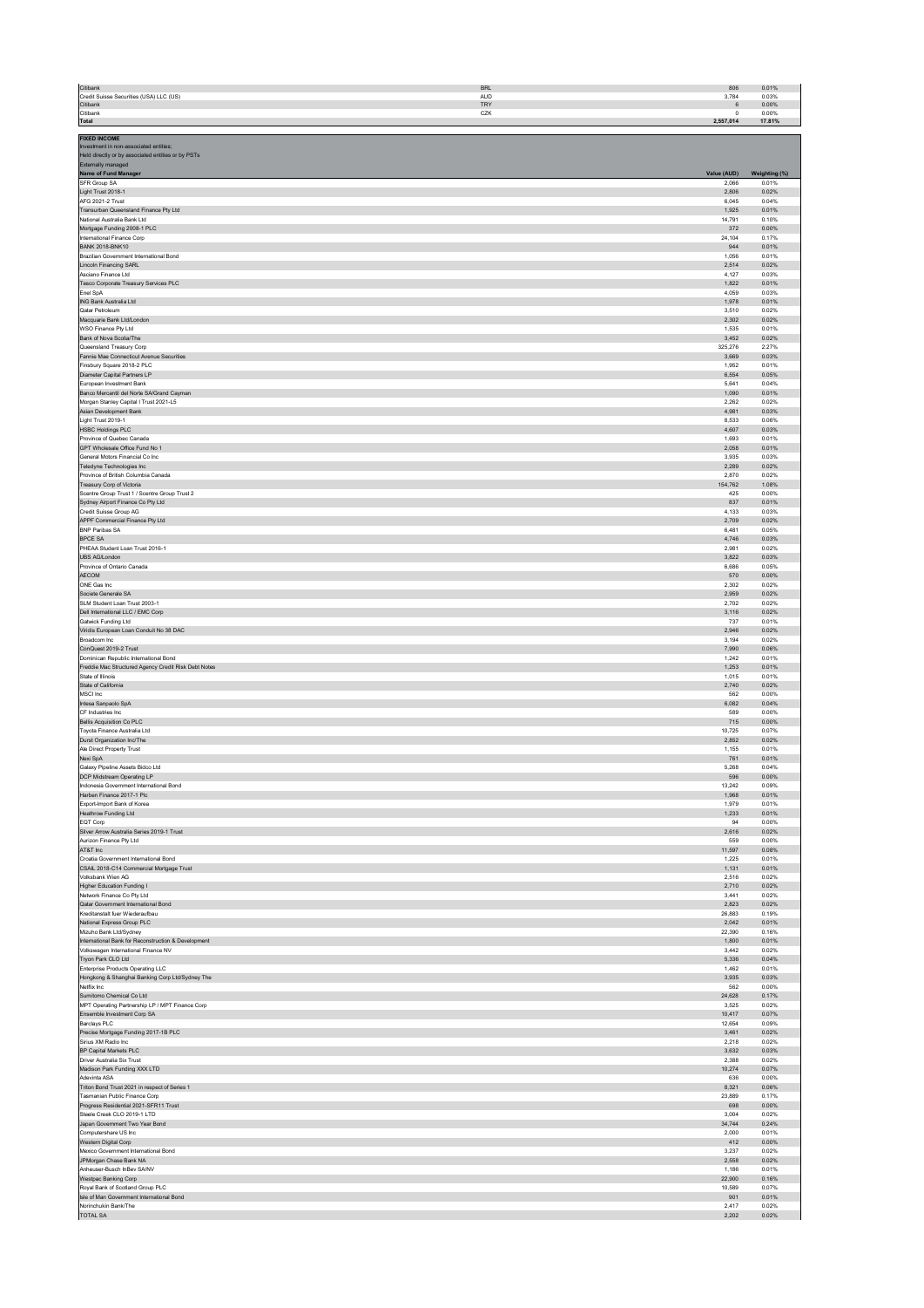| | | | |
|---|---|---|---|
| Citibank | BRL | 806 | 0.01% |
| Credit Suisse Securities (USA) LLC (US) | AUD | 3,784 | 0.03% |
| Citibank | TRY | 6 | 0.00% |
| Citibank | CZK | 0 | 0.00% |
| **Total** | | **2,557,014** | **17.81%** |

**FIXED INCOME**
Investment in non-associated entities;
Held directly or by associated entities or by PSTs
Externally managed

| Name of Fund Manager | Value (AUD) | Weighting (%) |
|---|---|---|
| SFR Group SA | 2,066 | 0.01% |
| Light Trust 2018-1 | 2,806 | 0.02% |
| AFG 2021-2 Trust | 6,045 | 0.04% |
| Transurban Queensland Finance Pty Ltd | 1,925 | 0.01% |
| National Australia Bank Ltd | 14,791 | 0.10% |
| Mortgage Funding 2008-1 PLC | 372 | 0.00% |
| International Finance Corp | 24,104 | 0.17% |
| BANK 2018-BNK10 | 944 | 0.01% |
| Brazilian Government International Bond | 1,056 | 0.01% |
| Lincoln Financing SARL | 2,514 | 0.02% |
| Asciano Finance Ltd | 4,127 | 0.03% |
| Tesco Corporate Treasury Services PLC | 1,822 | 0.01% |
| Enel SpA | 4,059 | 0.03% |
| ING Bank Australia Ltd | 1,978 | 0.01% |
| Qatar Petroleum | 3,510 | 0.02% |
| Macquarie Bank Ltd/London | 2,302 | 0.02% |
| WSO Finance Pty Ltd | 1,535 | 0.01% |
| Bank of Nova Scotia/The | 3,452 | 0.02% |
| Queensland Treasury Corp | 325,276 | 2.27% |
| Fannie Mae Connecticut Avenue Securities | 3,669 | 0.03% |
| Finsbury Square 2018-2 PLC | 1,952 | 0.01% |
| Diameter Capital Partners LP | 6,554 | 0.05% |
| European Investment Bank | 5,641 | 0.04% |
| Banco Mercantil del Norte SA/Grand Cayman | 1,090 | 0.01% |
| Morgan Stanley Capital I Trust 2021-L5 | 2,262 | 0.02% |
| Asian Development Bank | 4,981 | 0.03% |
| Light Trust 2019-1 | 8,533 | 0.06% |
| HSBC Holdings PLC | 4,607 | 0.03% |
| Province of Quebec Canada | 1,693 | 0.01% |
| GPT Wholesale Office Fund No 1 | 2,058 | 0.01% |
| General Motors Financial Co Inc | 3,935 | 0.03% |
| Teledyne Technologies Inc | 2,289 | 0.02% |
| Province of British Columbia Canada | 2,870 | 0.02% |
| Treasury Corp of Victoria | 154,762 | 1.08% |
| Scentre Group Trust 1 / Scentre Group Trust 2 | 425 | 0.00% |
| Sydney Airport Finance Co Pty Ltd | 837 | 0.01% |
| Credit Suisse Group AG | 4,133 | 0.03% |
| APPF Commercial Finance Pty Ltd | 2,709 | 0.02% |
| BNP Paribas SA | 6,481 | 0.05% |
| BPCE SA | 4,746 | 0.03% |
| PHEAA Student Loan Trust 2016-1 | 2,981 | 0.02% |
| UBS AG/London | 3,822 | 0.03% |
| Province of Ontario Canada | 6,686 | 0.05% |
| AECOM | 570 | 0.00% |
| ONE Gas Inc | 2,302 | 0.02% |
| Societe Generale SA | 2,959 | 0.02% |
| SLM Student Loan Trust 2003-1 | 2,702 | 0.02% |
| Dell International LLC / EMC Corp | 3,116 | 0.02% |
| Gatwick Funding Ltd | 737 | 0.01% |
| Viridis European Loan Conduit No 38 DAC | 2,946 | 0.02% |
| Broadcom Inc | 3,194 | 0.02% |
| ConQuest 2019-2 Trust | 7,990 | 0.06% |
| Dominican Republic International Bond | 1,242 | 0.01% |
| Freddie Mac Structured Agency Credit Risk Debt Notes | 1,253 | 0.01% |
| State of Illinois | 1,015 | 0.01% |
| State of California | 2,740 | 0.02% |
| MSCI Inc | 582 | 0.00% |
| Intesa Sanpaolo SpA | 6,082 | 0.04% |
| CF Industries Inc | 589 | 0.00% |
| Bellis Acquisition Co PLC | 715 | 0.00% |
| Toyota Finance Australia Ltd | 10,725 | 0.07% |
| Durst Organization Inc/The | 2,852 | 0.02% |
| Ale Direct Property Trust | 1,155 | 0.01% |
| Nexi SpA | 761 | 0.01% |
| Galaxy Pipeline Assets Bidco Ltd | 5,268 | 0.04% |
| DCP Midstream Operating LP | 596 | 0.00% |
| Indonesia Government International Bond | 13,242 | 0.09% |
| Harben Finance 2017-1 Plc | 1,968 | 0.01% |
| Export-Import Bank of Korea | 1,979 | 0.01% |
| Heathrow Funding Ltd | 1,233 | 0.01% |
| EQT Corp | 94 | 0.00% |
| Silver Arrow Australia Series 2019-1 Trust | 2,616 | 0.02% |
| Aurizon Finance Pty Ltd | 559 | 0.00% |
| AT&T Inc | 11,597 | 0.08% |
| Croatia Government International Bond | 1,225 | 0.01% |
| CSAIL 2018-C14 Commercial Mortgage Trust | 1,131 | 0.01% |
| Volksbank Wien AG | 2,516 | 0.02% |
| Higher Education Funding I | 2,710 | 0.02% |
| Network Finance Co Pty Ltd | 3,441 | 0.02% |
| Qatar Government International Bond | 2,823 | 0.02% |
| Kreditanstalt fuer Wiederaufbau | 26,883 | 0.19% |
| National Express Group PLC | 2,042 | 0.01% |
| Mizuho Bank Ltd/Sydney | 22,390 | 0.16% |
| International Bank for Reconstruction & Development | 1,800 | 0.01% |
| Volkswagen International Finance NV | 3,442 | 0.02% |
| Tryon Park CLO Ltd | 5,336 | 0.04% |
| Enterprise Products Operating LLC | 1,462 | 0.01% |
| Hongkong & Shanghai Banking Corp Ltd/Sydney The | 3,935 | 0.03% |
| Netflix Inc | 582 | 0.00% |
| Sumitomo Chemical Co Ltd | 24,628 | 0.17% |
| MPT Operating Partnership LP / MPT Finance Corp | 3,525 | 0.02% |
| Ensemble Investment Corp SA | 10,417 | 0.07% |
| Barclays PLC | 12,654 | 0.09% |
| Precise Mortgage Funding 2017-1B PLC | 3,461 | 0.02% |
| Sirius XM Radio Inc | 2,218 | 0.02% |
| BP Capital Markets PLC | 3,632 | 0.03% |
| Driver Australia Six Trust | 2,388 | 0.02% |
| Madison Park Funding XXX LTD | 10,274 | 0.07% |
| Adevinta ASA | 636 | 0.00% |
| Triton Bond Trust 2021 in respect of Series 1 | 8,321 | 0.06% |
| Tasmanian Public Finance Corp | 23,889 | 0.17% |
| Progress Residential 2021-SFR11 Trust | 698 | 0.00% |
| Steele Creek CLO 2019-1 LTD | 3,004 | 0.02% |
| Japan Government Two Year Bond | 34,744 | 0.24% |
| Computershare US Inc | 2,000 | 0.01% |
| Western Digital Corp | 412 | 0.00% |
| Mexico Government International Bond | 3,237 | 0.02% |
| JPMorgan Chase Bank NA | 2,558 | 0.02% |
| Anheuser-Busch InBev SA/NV | 1,186 | 0.01% |
| Westpac Banking Corp | 22,900 | 0.16% |
| Royal Bank of Scotland Group PLC | 10,589 | 0.07% |
| Isle of Man Government International Bond | 901 | 0.01% |
| Norinchukin Bank/The | 2,417 | 0.02% |
| TOTAL SA | 2,202 | 0.02% |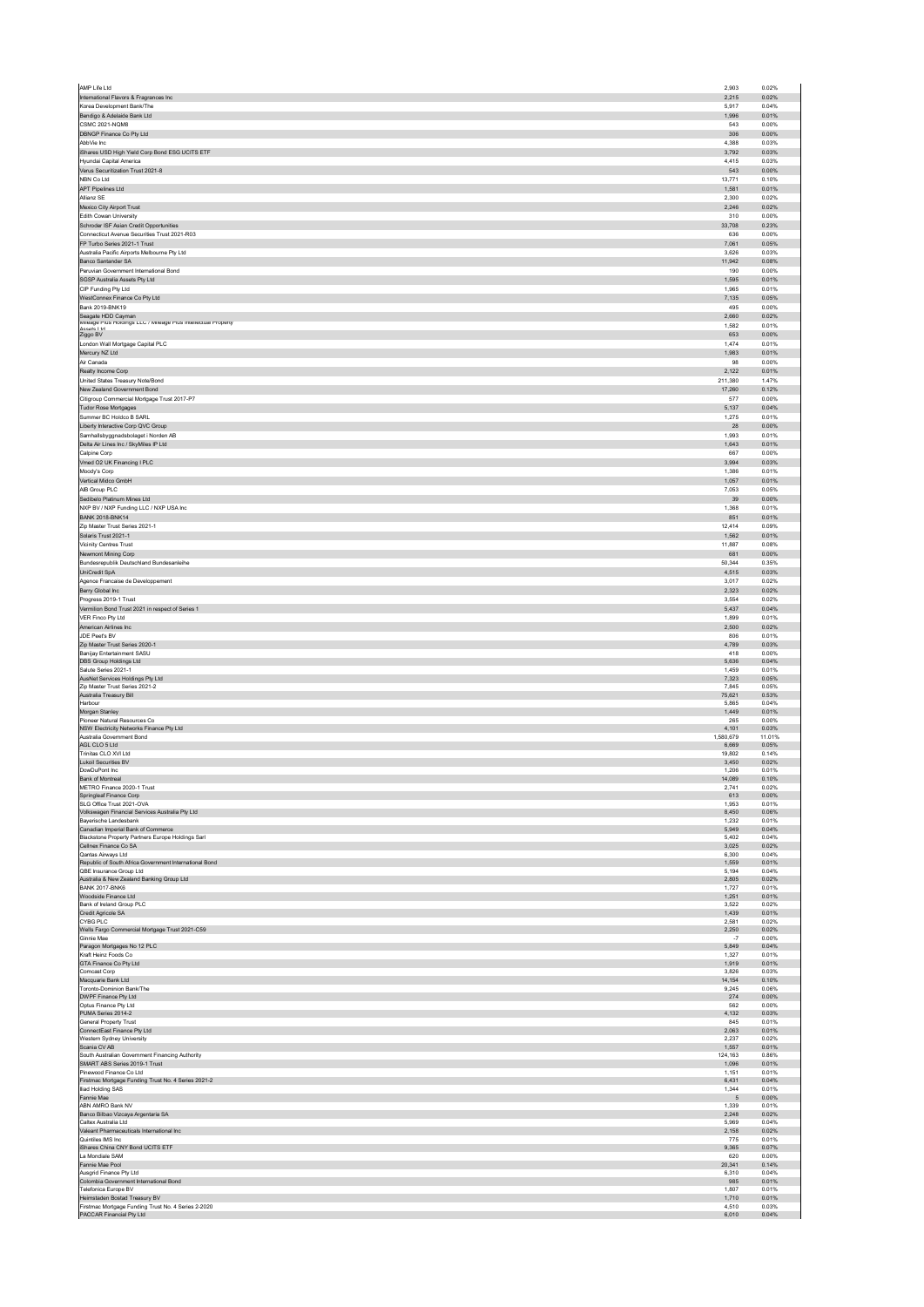| | | |
|---|---|---|
| AMP Life Ltd | 2,903 | 0.02% |
| International Flavors & Fragrances Inc | 2,215 | 0.02% |
| Korea Development Bank/The | 5,917 | 0.04% |
| Bendigo & Adelaide Bank Ltd | 1,996 | 0.01% |
| CSMC 2021-NQM8 | 543 | 0.00% |
| DBNGP Finance Co Pty Ltd | 308 | 0.00% |
| AbbVie Inc | 4,388 | 0.03% |
| iShares USD High Yield Corp Bond ESG UCITS ETF | 3,792 | 0.03% |
| Hyundai Capital America | 4,415 | 0.03% |
| Verus Securitization Trust 2021-8 | 543 | 0.00% |
| NBN Co Ltd | 13,771 | 0.10% |
| APT Pipelines Ltd | 1,581 | 0.01% |
| Allianz SE | 2,300 | 0.02% |
| Mexico City Airport Trust | 2,246 | 0.02% |
| Edith Cowan University | 310 | 0.00% |
| Schroder ISF Asian Credit Opportunities | 33,708 | 0.23% |
| Connecticut Avenue Securities Trust 2021-R03 | 636 | 0.00% |
| FP Turbo Series 2021-1 Trust | 7,061 | 0.05% |
| Australia Pacific Airports Melbourne Pty Ltd | 3,626 | 0.03% |
| Banco Santander SA | 11,942 | 0.08% |
| Peruvian Government International Bond | 190 | 0.00% |
| SGSP Australia Assets Pty Ltd | 1,595 | 0.01% |
| CIP Funding Pty Ltd | 1,965 | 0.01% |
| WestConnex Finance Co Pty Ltd | 7,135 | 0.05% |
| Bank 2019-BNK19 | 495 | 0.00% |
| Seagate HDD Cayman | 2,660 | 0.02% |
| Mileage Plus Holdings LLC / Mileage Plus Intellectual Property Assets Ltd | 1,582 | 0.01% |
| Ziggo BV | 653 | 0.00% |
| London Wall Mortgage Capital PLC | 1,474 | 0.01% |
| Mercury NZ Ltd | 1,963 | 0.01% |
| Air Canada | 98 | 0.00% |
| Realty Income Corp | 2,122 | 0.01% |
| United States Treasury Note/Bond | 211,380 | 1.47% |
| New Zealand Government Bond | 17,260 | 0.12% |
| Citigroup Commercial Mortgage Trust 2017-P7 | 577 | 0.00% |
| Tudor Rose Mortgages | 5,137 | 0.04% |
| Summer BC Holdco B SARL | 1,275 | 0.01% |
| Liberty Interactive Corp QVC Group | 28 | 0.00% |
| Samhallsbyggnadsbolaget i Norden AB | 1,993 | 0.01% |
| Delta Air Lines Inc / SkyMiles IP Ltd | 1,643 | 0.01% |
| Calpine Corp | 667 | 0.00% |
| Vmed O2 UK Financing I PLC | 3,994 | 0.03% |
| Moody's Corp | 1,386 | 0.01% |
| Vertical Midco GmbH | 1,057 | 0.01% |
| AIB Group PLC | 7,053 | 0.05% |
| Sedibelo Platinum Mines Ltd | 39 | 0.00% |
| NXP BV / NXP Funding LLC / NXP USA Inc | 1,368 | 0.01% |
| BANK 2018-BNK14 | 851 | 0.01% |
| Zip Master Trust Series 2021-1 | 12,414 | 0.09% |
| Solaris Trust 2021-1 | 1,562 | 0.01% |
| Vicinity Centres Trust | 11,887 | 0.08% |
| Newmont Mining Corp | 681 | 0.00% |
| Bundesrepublik Deutschland Bundesanleihe | 50,344 | 0.35% |
| UniCredit SpA | 4,515 | 0.03% |
| Agence Francaise de Developpement | 3,017 | 0.02% |
| Berry Global Inc | 2,323 | 0.02% |
| Progress 2019-1 Trust | 3,554 | 0.02% |
| Vermilion Bond Trust 2021 in respect of Series 1 | 5,437 | 0.04% |
| VER Finco Pty Ltd | 1,899 | 0.01% |
| American Airlines Inc | 2,500 | 0.02% |
| JDE Peet's BV | 808 | 0.01% |
| Zip Master Trust Series 2020-1 | 4,789 | 0.03% |
| Banijay Entertainment SASU | 418 | 0.00% |
| DBS Group Holdings Ltd | 5,636 | 0.04% |
| Salute Series 2021-1 | 1,459 | 0.01% |
| AusNet Services Holdings Pty Ltd | 7,323 | 0.05% |
| Zip Master Trust Series 2021-2 | 7,845 | 0.05% |
| Australia Treasury Bill | 75,621 | 0.53% |
| Harbour | 5,865 | 0.04% |
| Morgan Stanley | 1,449 | 0.01% |
| Pioneer Natural Resources Co | 265 | 0.00% |
| NSW Electricity Networks Finance Pty Ltd | 4,101 | 0.03% |
| Australia Government Bond | 1,580,679 | 11.01% |
| AGL CLO 5 Ltd | 6,669 | 0.05% |
| Trinitas CLO XVI Ltd | 19,802 | 0.14% |
| Lukoil Securities BV | 3,450 | 0.02% |
| DowDuPont Inc | 1,206 | 0.01% |
| Bank of Montreal | 14,089 | 0.10% |
| METRO Finance 2020-1 Trust | 2,741 | 0.02% |
| Springleaf Finance Corp | 613 | 0.00% |
| SLG Office Trust 2021-OVA | 1,953 | 0.01% |
| Volkswagen Financial Services Australia Pty Ltd | 8,450 | 0.06% |
| Bayerische Landesbank | 1,232 | 0.01% |
| Canadian Imperial Bank of Commerce | 5,949 | 0.04% |
| Blackstone Property Partners Europe Holdings Sarl | 5,402 | 0.04% |
| Cellnex Finance Co SA | 3,025 | 0.02% |
| Qantas Airways Ltd | 6,300 | 0.04% |
| Republic of South Africa Government International Bond | 1,559 | 0.01% |
| QBE Insurance Group Ltd | 5,194 | 0.04% |
| Australia & New Zealand Banking Group Ltd | 2,805 | 0.02% |
| BANK 2017-BNK6 | 1,727 | 0.01% |
| Woodside Finance Ltd | 1,251 | 0.01% |
| Bank of Ireland Group PLC | 3,522 | 0.02% |
| Credit Agricole SA | 1,439 | 0.01% |
| CYBG PLC | 2,581 | 0.02% |
| Wells Fargo Commercial Mortgage Trust 2021-C59 | 2,250 | 0.02% |
| Ginnie Mae | -7 | 0.00% |
| Paragon Mortgages No 12 PLC | 5,849 | 0.04% |
| Kraft Heinz Foods Co | 1,327 | 0.01% |
| GTA Finance Co Pty Ltd | 1,919 | 0.01% |
| Comcast Corp | 3,826 | 0.03% |
| Macquarie Bank Ltd | 14,154 | 0.10% |
| Toronto-Dominion Bank/The | 9,245 | 0.06% |
| DWPF Finance Pty Ltd | 274 | 0.00% |
| Optus Finance Pty Ltd | 562 | 0.00% |
| PUMA Series 2014-2 | 4,132 | 0.03% |
| General Property Trust | 845 | 0.01% |
| ConnectEast Finance Pty Ltd | 2,063 | 0.01% |
| Western Sydney University | 2,237 | 0.02% |
| Scania CV AB | 1,557 | 0.01% |
| South Australian Government Financing Authority | 124,163 | 0.86% |
| SMART ABS Series 2019-1 Trust | 1,096 | 0.01% |
| Pinewood Finance Co Ltd | 1,151 | 0.01% |
| Firstmac Mortgage Funding Trust No. 4 Series 2021-2 | 6,431 | 0.04% |
| Iliad Holding SAS | 1,344 | 0.01% |
| Fannie Mae | 5 | 0.00% |
| ABN AMRO Bank NV | 1,339 | 0.01% |
| Banco Bilbao Vizcaya Argentaria SA | 2,248 | 0.02% |
| Caltex Australia Ltd | 5,969 | 0.04% |
| Valeant Pharmaceuticals International Inc | 2,158 | 0.02% |
| Quintiles IMS Inc | 775 | 0.01% |
| iShares China CNY Bond UCITS ETF | 9,365 | 0.07% |
| La Mondiale SAM | 620 | 0.00% |
| Fannie Mae Pool | 20,341 | 0.14% |
| Ausgrid Finance Pty Ltd | 6,310 | 0.04% |
| Colombia Government International Bond | 985 | 0.01% |
| Telefonica Europe BV | 1,807 | 0.01% |
| Heimstaden Bostad Treasury BV | 1,710 | 0.01% |
| Firstmac Mortgage Funding Trust No. 4 Series 2-2020 | 4,510 | 0.03% |
| PACCAR Financial Pty Ltd | 6,010 | 0.04% |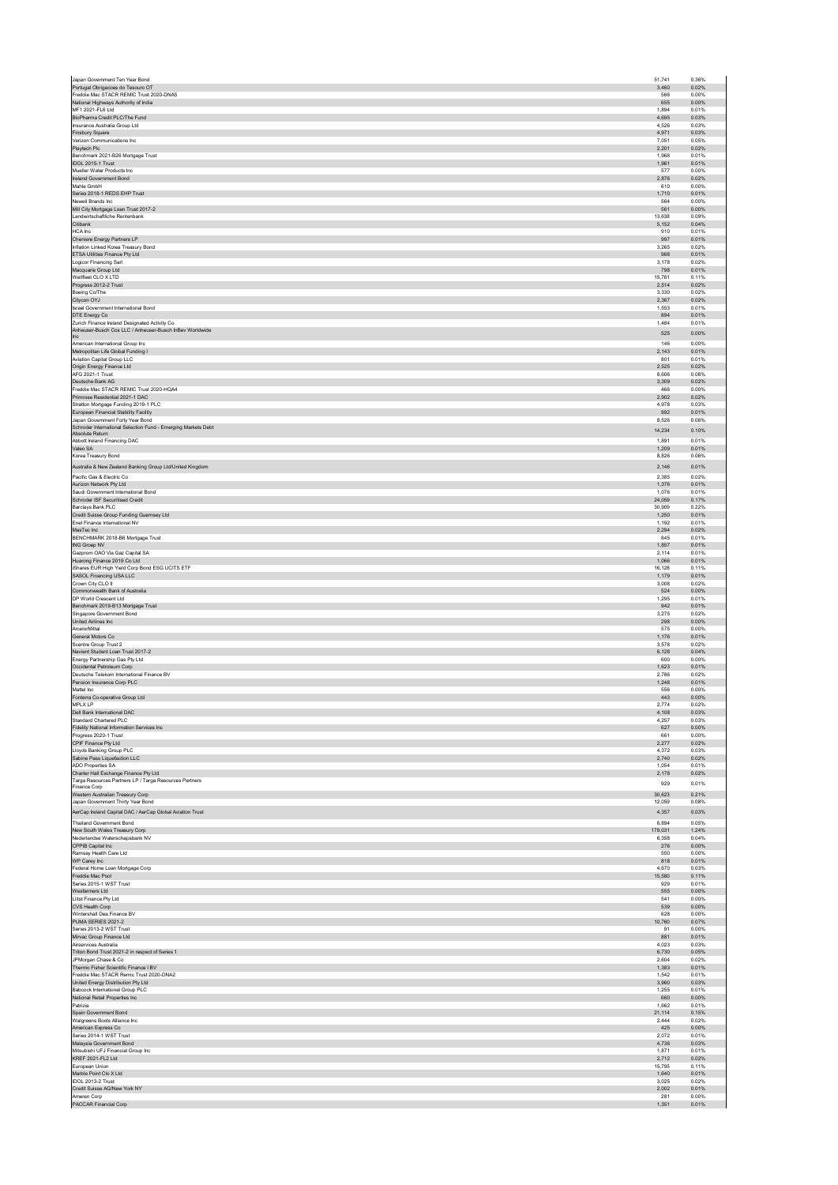| | | |
|---|---|---|
| Japan Government Ten Year Bond | 51,741 | 0.36% |
| Portugal Obrigacoes do Tesouro OT | 3,460 | 0.02% |
| Freddie Mac STACR REMIC Trust 2020-DNA5 | 566 | 0.00% |
| National Highways Authority of India | 655 | 0.00% |
| MF1 2021-FL6 Ltd | 1,894 | 0.01% |
| BioPharma Credit PLC/The Fund | 4,695 | 0.03% |
| Insurance Australia Group Ltd | 4,526 | 0.03% |
| Finsbury Square | 4,971 | 0.03% |
| Verizon Communications Inc | 7,051 | 0.05% |
| Playtech Plc | 2,201 | 0.02% |
| Benchmark 2021-B26 Mortgage Trust | 1,968 | 0.01% |
| IDOL 2015-1 Trust | 1,961 | 0.01% |
| Mueller Water Products Inc | 577 | 0.00% |
| Ireland Government Bond | 2,876 | 0.02% |
| Mahle GmbH | 610 | 0.00% |
| Series 2018-1 REDS EHP Trust | 1,710 | 0.01% |
| Newell Brands Inc | 564 | 0.00% |
| Mill City Mortgage Loan Trust 2017-2 | 561 | 0.00% |
| Landwirtschaftliche Rentenbank | 13,638 | 0.09% |
| Citibank | 5,152 | 0.04% |
| HCA Inc | 910 | 0.01% |
| Cheniere Energy Partners LP | 997 | 0.01% |
| Inflation Linked Korea Treasury Bond | 3,265 | 0.02% |
| ETSA Utilities Finance Pty Ltd | 968 | 0.01% |
| Logicor Financing Sarl | 3,178 | 0.02% |
| Macquarie Group Ltd | 798 | 0.01% |
| Wellfleet CLO X LTD | 15,761 | 0.11% |
| Progress 2012-2 Trust | 2,514 | 0.02% |
| Boeing Co/The | 3,330 | 0.02% |
| Citycon OYJ | 2,367 | 0.02% |
| Israel Government International Bond | 1,553 | 0.01% |
| DTE Energy Co | 894 | 0.01% |
| Zurich Finance Ireland Designated Activity Co | 1,484 | 0.01% |
| Anheuser-Busch Cos LLC / Anheuser-Busch InBev Worldwide Inc | 525 | 0.00% |
| American International Group Inc | 146 | 0.00% |
| Metropolitan Life Global Funding I | 2,143 | 0.01% |
| Aviation Capital Group LLC | 801 | 0.01% |
| Origin Energy Finance Ltd | 2,525 | 0.02% |
| AFG 2021-1 Trust | 8,606 | 0.06% |
| Deutsche Bank AG | 3,309 | 0.02% |
| Freddie Mac STACR REMIC Trust 2020-HQA4 | 466 | 0.00% |
| Primrose Residential 2021-1 DAC | 2,902 | 0.02% |
| Stratton Mortgage Funding 2019-1 PLC | 4,978 | 0.03% |
| European Financial Stability Facility | 992 | 0.01% |
| Japan Government Forty Year Bond | 8,526 | 0.06% |
| Schroder International Selection Fund - Emerging Markets Debt Absolute Return | 14,234 | 0.10% |
| Abbott Ireland Financing DAC | 1,891 | 0.01% |
| Valeo SA | 1,209 | 0.01% |
| Korea Treasury Bond | 8,826 | 0.06% |
| Australia & New Zealand Banking Group Ltd/United Kingdom | 2,146 | 0.01% |
| Pacific Gas & Electric Co | 2,385 | 0.02% |
| Aurizon Network Pty Ltd | 1,376 | 0.01% |
| Saudi Government International Bond | 1,076 | 0.01% |
| Schroder ISF Securitised Credit | 24,059 | 0.17% |
| Barclays Bank PLC | 30,909 | 0.22% |
| Credit Suisse Group Funding Guernsey Ltd | 1,250 | 0.01% |
| Enel Finance International NV | 1,192 | 0.01% |
| MasTec Inc | 2,294 | 0.02% |
| BENCHMARK 2018-B6 Mortgage Trust | 845 | 0.01% |
| ING Groep NV | 1,857 | 0.01% |
| Gazprom OAO Via Gaz Capital SA | 2,114 | 0.01% |
| Huarong Finance 2019 Co Ltd | 1,066 | 0.01% |
| iShares EUR High Yield Corp Bond ESG UCITS ETF | 16,128 | 0.11% |
| SASOL Financing USA LLC | 1,179 | 0.01% |
| Crown City CLO II | 3,008 | 0.02% |
| Commonwealth Bank of Australia | 524 | 0.00% |
| DP World Crescent Ltd | 1,295 | 0.01% |
| Benchmark 2019-B13 Mortgage Trust | 942 | 0.01% |
| Singapore Government Bond | 3,275 | 0.02% |
| United Airlines Inc | 298 | 0.00% |
| ArcelorMittal | 575 | 0.00% |
| General Motors Co | 1,176 | 0.01% |
| Scentre Group Trust 2 | 3,578 | 0.02% |
| Navient Student Loan Trust 2017-2 | 6,128 | 0.04% |
| Energy Partnership Gas Pty Ltd | 600 | 0.00% |
| Occidental Petroleum Corp | 1,623 | 0.01% |
| Deutsche Telekom International Finance BV | 2,786 | 0.02% |
| Pension Insurance Corp PLC | 1,248 | 0.01% |
| Mattel Inc | 556 | 0.00% |
| Fonterra Co-operative Group Ltd | 443 | 0.00% |
| MPLX LP | 2,774 | 0.02% |
| Dell Bank International DAC | 4,108 | 0.03% |
| Standard Chartered PLC | 4,257 | 0.03% |
| Fidelity National Information Services Inc | 627 | 0.00% |
| Progress 2020-1 Trust | 661 | 0.00% |
| CPIF Finance Pty Ltd | 2,277 | 0.02% |
| Lloyds Banking Group PLC | 4,372 | 0.03% |
| Sabine Pass Liquefaction LLC | 2,740 | 0.02% |
| ADO Properties SA | 1,054 | 0.01% |
| Charter Hall Exchange Finance Pty Ltd | 2,178 | 0.02% |
| Targa Resources Partners LP / Targa Resources Partners Finance Corp | 929 | 0.01% |
| Western Australian Treasury Corp | 30,623 | 0.21% |
| Japan Government Thirty Year Bond | 12,059 | 0.08% |
| AerCap Ireland Capital DAC / AerCap Global Aviation Trust | 4,357 | 0.03% |
| Thailand Government Bond | 6,894 | 0.05% |
| New South Wales Treasury Corp | 178,031 | 1.24% |
| Nederlandse Waterschapsbank NV | 6,358 | 0.04% |
| CPPIB Capital Inc | 276 | 0.00% |
| Ramsay Health Care Ltd | 550 | 0.00% |
| WP Carey Inc | 818 | 0.01% |
| Federal Home Loan Mortgage Corp | 4,670 | 0.03% |
| Freddie Mac Pool | 15,580 | 0.11% |
| Series 2015-1 WST Trust | 929 | 0.01% |
| Wesfarmers Ltd | 555 | 0.00% |
| Llitel Finance Pty Ltd | 541 | 0.00% |
| CVS Health Corp | 539 | 0.00% |
| Wintershall Dea Finance BV | 628 | 0.00% |
| PUMA SERIES 2021-2 | 10,760 | 0.07% |
| Series 2013-2 WST Trust | 91 | 0.00% |
| Mirvac Group Finance Ltd | 881 | 0.01% |
| Airservices Australia | 4,023 | 0.03% |
| Triton Bond Trust 2021-2 in respect of Series 1 | 6,730 | 0.05% |
| JPMorgan Chase & Co | 2,604 | 0.02% |
| Thermo Fisher Scientific Finance I BV | 1,383 | 0.01% |
| Freddie Mac STACR Remic Trust 2020-DNA2 | 1,542 | 0.01% |
| United Energy Distribution Pty Ltd | 3,960 | 0.03% |
| Babcock International Group PLC | 1,255 | 0.01% |
| National Retail Properties Inc | 660 | 0.00% |
| Patrizia | 1,662 | 0.01% |
| Spain Government Bond | 21,114 | 0.15% |
| Walgreens Boots Alliance Inc | 2,444 | 0.02% |
| American Express Co | 425 | 0.00% |
| Series 2014-1 WST Trust | 2,072 | 0.01% |
| Malaysia Government Bond | 4,736 | 0.03% |
| Mitsubishi UFJ Financial Group Inc | 1,871 | 0.01% |
| KREF 2021-FL2 Ltd | 2,712 | 0.02% |
| European Union | 15,795 | 0.11% |
| Marble Point Clo X Ltd | 1,640 | 0.01% |
| IDOL 2013-2 Trust | 3,025 | 0.02% |
| Credit Suisse AG/New York NY | 2,002 | 0.01% |
| Ameren Corp | 281 | 0.00% |
| PACCAR Financial Corp | 1,351 | 0.01% |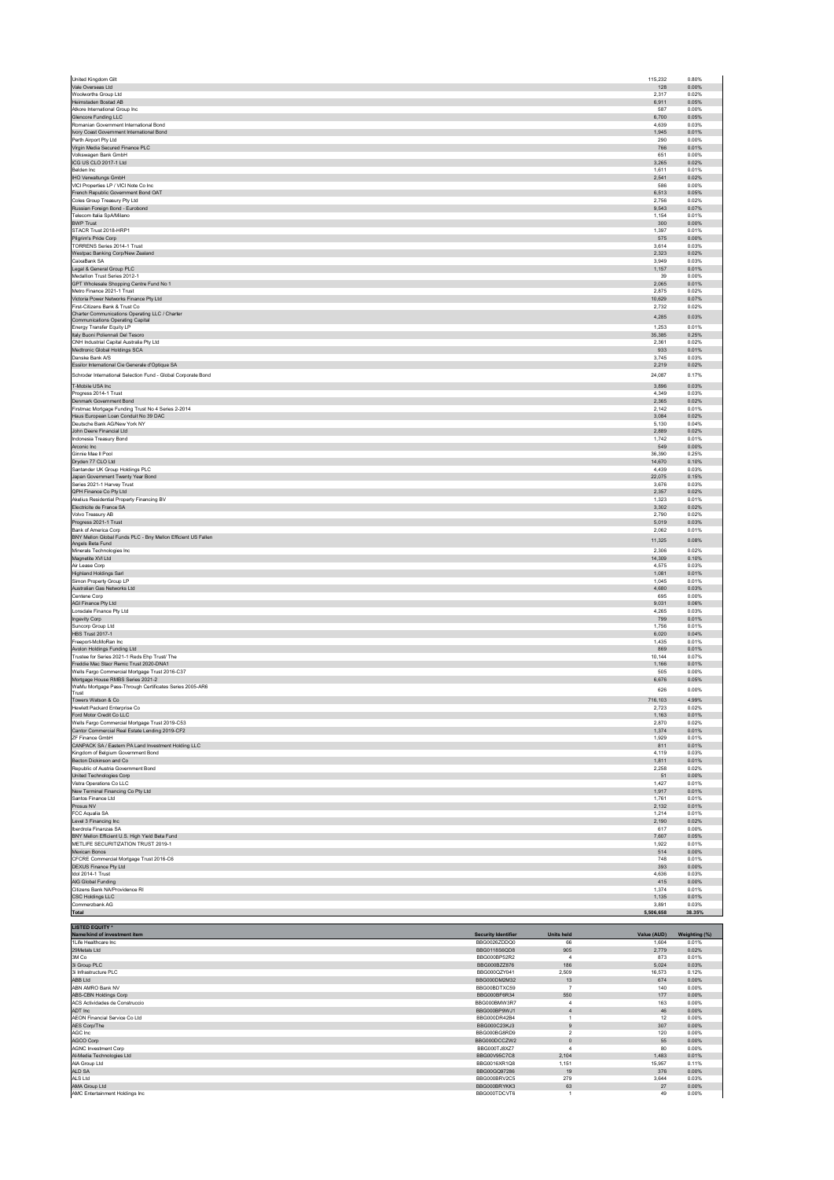| | | | | |
|---|---|---|---|---|
| United Kingdom Gilt | | | 115,232 | 0.80% |
| Vale Overseas Ltd | | | 128 | 0.00% |
| Woolworths Group Ltd | | | 2,317 | 0.02% |
| Heimstaden Bostad AB | | | 6,911 | 0.05% |
| Atkore International Group Inc | | | 587 | 0.00% |
| Glencore Funding LLC | | | 6,700 | 0.05% |
| Romanian Government International Bond | | | 4,639 | 0.03% |
| Ivory Coast Government International Bond | | | 1,945 | 0.01% |
| Perth Airport Pty Ltd | | | 290 | 0.00% |
| Virgin Media Secured Finance PLC | | | 766 | 0.01% |
| Volkswagen Bank GmbH | | | 651 | 0.00% |
| ICG US CLO 2017-1 Ltd | | | 3,265 | 0.02% |
| Belden Inc | | | 1,611 | 0.01% |
| IHO Verwaltungs GmbH | | | 2,541 | 0.02% |
| VICI Properties LP / VICI Note Co Inc | | | 586 | 0.00% |
| French Republic Government Bond OAT | | | 6,513 | 0.05% |
| Coles Group Treasury Pty Ltd | | | 2,756 | 0.02% |
| Russian Foreign Bond - Eurobond | | | 9,543 | 0.07% |
| Telecom Italia SpA/Milano | | | 1,154 | 0.01% |
| BWP Trust | | | 300 | 0.00% |
| STACR Trust 2018-HRP1 | | | 1,397 | 0.01% |
| Pilgrim's Pride Corp | | | 575 | 0.00% |
| TORRENS Series 2014-1 Trust | | | 3,614 | 0.03% |
| Westpac Banking Corp/New Zealand | | | 2,323 | 0.02% |
| CaixaBank SA | | | 3,949 | 0.03% |
| Legal & General Group PLC | | | 1,157 | 0.01% |
| Medallion Trust Series 2012-1 | | | 39 | 0.00% |
| GPT Wholesale Shopping Centre Fund No 1 | | | 2,065 | 0.01% |
| Metro Finance 2021-1 Trust | | | 2,875 | 0.02% |
| Victoria Power Networks Finance Pty Ltd | | | 10,629 | 0.07% |
| First-Citizens Bank & Trust Co | | | 2,732 | 0.02% |
| Charter Communications Operating LLC / Charter Communications Operating Capital | | | 4,285 | 0.03% |
| Energy Transfer Equity LP | | | 1,253 | 0.01% |
| Italy Buoni Poliennali Del Tesoro | | | 35,385 | 0.25% |
| CNH Industrial Capital Australia Pty Ltd | | | 2,361 | 0.02% |
| Medtronic Global Holdings SCA | | | 933 | 0.01% |
| Danske Bank A/S | | | 3,745 | 0.03% |
| Essilor International Cie Generale d'Optique SA | | | 2,219 | 0.02% |
| Schroder International Selection Fund - Global Corporate Bond | | | 24,087 | 0.17% |
| T-Mobile USA Inc | | | 3,896 | 0.03% |
| Progress 2014-1 Trust | | | 4,349 | 0.03% |
| Denmark Government Bond | | | 2,365 | 0.02% |
| Firstmac Mortgage Funding Trust No 4 Series 2-2014 | | | 2,142 | 0.01% |
| Haus European Loan Conduit No 39 DAC | | | 3,084 | 0.02% |
| Deutsche Bank AG/New York NY | | | 5,130 | 0.04% |
| John Deere Financial Ltd | | | 2,889 | 0.02% |
| Indonesia Treasury Bond | | | 1,742 | 0.01% |
| Arconic Inc | | | 549 | 0.00% |
| Ginnie Mae II Pool | | | 36,390 | 0.25% |
| Dryden 77 CLO Ltd | | | 14,670 | 0.10% |
| Santander UK Group Holdings PLC | | | 4,439 | 0.03% |
| Japan Government Twenty Year Bond | | | 22,075 | 0.15% |
| Series 2021-1 Harvey Trust | | | 3,676 | 0.03% |
| QPH Finance Co Pty Ltd | | | 2,357 | 0.02% |
| Akelius Residential Property Financing BV | | | 1,323 | 0.01% |
| Electricite de France SA | | | 3,302 | 0.02% |
| Volvo Treasury AB | | | 2,790 | 0.02% |
| Progress 2021-1 Trust | | | 5,019 | 0.03% |
| Bank of America Corp | | | 2,062 | 0.01% |
| BNY Mellon Global Funds PLC - Bny Mellon Efficient US Fallen Angels Beta Fund | | | 11,325 | 0.08% |
| Minerals Technologies Inc | | | 2,306 | 0.02% |
| Magnetite XVI Ltd | | | 14,309 | 0.10% |
| Air Lease Corp | | | 4,575 | 0.03% |
| Highland Holdings Sarl | | | 1,081 | 0.01% |
| Simon Property Group LP | | | 1,045 | 0.01% |
| Australian Gas Networks Ltd | | | 4,680 | 0.03% |
| Centene Corp | | | 695 | 0.00% |
| AGI Finance Pty Ltd | | | 9,031 | 0.06% |
| Lonsdale Finance Pty Ltd | | | 4,265 | 0.03% |
| Ingevity Corp | | | 799 | 0.01% |
| Suncorp Group Ltd | | | 1,756 | 0.01% |
| HBS Trust 2017-1 | | | 6,020 | 0.04% |
| Freeport-McMoRan Inc | | | 1,435 | 0.01% |
| Avolon Holdings Funding Ltd | | | 869 | 0.01% |
| Trustee for Series 2021-1 Reds Ehp Trust/ The | | | 10,144 | 0.07% |
| Freddie Mac Stacr Remic Trust 2020-DNA1 | | | 1,166 | 0.01% |
| Wells Fargo Commercial Mortgage Trust 2016-C37 | | | 505 | 0.00% |
| Mortgage House RMBS Series 2021-2 | | | 6,676 | 0.05% |
| WaMu Mortgage Pass-Through Certificates Series 2005-AR6 Trust | | | 626 | 0.00% |
| Towers Watson & Co | | | 716,103 | 4.99% |
| Hewlett Packard Enterprise Co | | | 2,723 | 0.02% |
| Ford Motor Credit Co LLC | | | 1,163 | 0.01% |
| Wells Fargo Commercial Mortgage Trust 2019-C53 | | | 2,870 | 0.02% |
| Cantor Commercial Real Estate Lending 2019-CF2 | | | 1,374 | 0.01% |
| ZF Finance GmbH | | | 1,929 | 0.01% |
| CANPACK SA / Eastern PA Land Investment Holding LLC | | | 811 | 0.01% |
| Kingdom of Belgium Government Bond | | | 4,119 | 0.03% |
| Becton Dickinson and Co | | | 1,811 | 0.01% |
| Republic of Austria Government Bond | | | 2,258 | 0.02% |
| United Technologies Corp | | | 51 | 0.00% |
| Vistra Operations Co LLC | | | 1,427 | 0.01% |
| New Terminal Financing Co Pty Ltd | | | 1,917 | 0.01% |
| Santos Finance Ltd | | | 1,781 | 0.01% |
| Prosus NV | | | 2,132 | 0.01% |
| FCC Aqualia SA | | | 1,214 | 0.01% |
| Level 3 Financing Inc | | | 2,190 | 0.02% |
| Iberdrola Finanzas SA | | | 617 | 0.00% |
| BNY Mellon Efficient U.S. High Yield Beta Fund | | | 7,607 | 0.05% |
| METLIFE SECURITIZATION TRUST 2019-1 | | | 1,922 | 0.01% |
| Mexican Bonos | | | 514 | 0.00% |
| CFCRE Commercial Mortgage Trust 2016-C6 | | | 748 | 0.01% |
| DEXUS Finance Pty Ltd | | | 393 | 0.00% |
| Idol 2014-1 Trust | | | 4,636 | 0.03% |
| AIG Global Funding | | | 415 | 0.00% |
| Citizens Bank NA/Providence RI | | | 1,374 | 0.01% |
| CSC Holdings LLC | | | 1,135 | 0.01% |
| Commerzbank AG | | | 3,891 | 0.03% |
| **Total** | | | **5,506,658** | **38.35%** |

**LISTED EQUITY ***

| Name/kind of investment item | Security Identifier | Units held | Value (AUD) | Weighting (%) |
|---|---|---|---|---|
| 1Life Healthcare Inc | BBG0026ZDDQ0 | 66 | 1,604 | 0.01% |
| 29Metals Ltd | BBG0118S6QD8 | 905 | 2,779 | 0.02% |
| 3M Co | BBG000BP52R2 | 4 | 873 | 0.01% |
| 3i Group PLC | BBG000BZZ876 | 186 | 5,024 | 0.03% |
| 3i Infrastructure PLC | BBG000QZY041 | 2,509 | 16,573 | 0.12% |
| ABB Ltd | BBG000DM2M32 | 13 | 674 | 0.00% |
| ABN AMRO Bank NV | BBG00BDTXC59 | 7 | 140 | 0.00% |
| ABS-CBN Holdings Corp | BBG000BF6R34 | 550 | 177 | 0.00% |
| ACS Actividades de Construccio | BBG000BMW3R7 | 4 | 163 | 0.00% |
| ADT Inc | BBG000BP9WJ1 | 4 | 46 | 0.00% |
| AEON Financial Service Co Ltd | BBG000DR42B4 | 1 | 12 | 0.00% |
| AES Corp/The | BBG000C23KJ3 | 9 | 307 | 0.00% |
| AGC Inc | BBG000BG8RD9 | 2 | 120 | 0.00% |
| AGCO Corp | BBG000DCCZW2 | 0 | 55 | 0.00% |
| AGNC Investment Corp | BBG000TJ8XZ7 | 4 | 80 | 0.00% |
| AI-Media Technologies Ltd | BBG00V65C7C8 | 2,104 | 1,483 | 0.01% |
| AIA Group Ltd | BBG0016XR1Q8 | 1,151 | 15,957 | 0.11% |
| ALD SA | BBG00GQ97286 | 19 | 376 | 0.00% |
| ALS Ltd | BBG000BRV2C5 | 279 | 3,644 | 0.03% |
| AMA Group Ltd | BBG000BRYKK3 | 63 | 27 | 0.00% |
| AMC Entertainment Holdings Inc | BBG000TDCVT6 | 1 | 49 | 0.00% |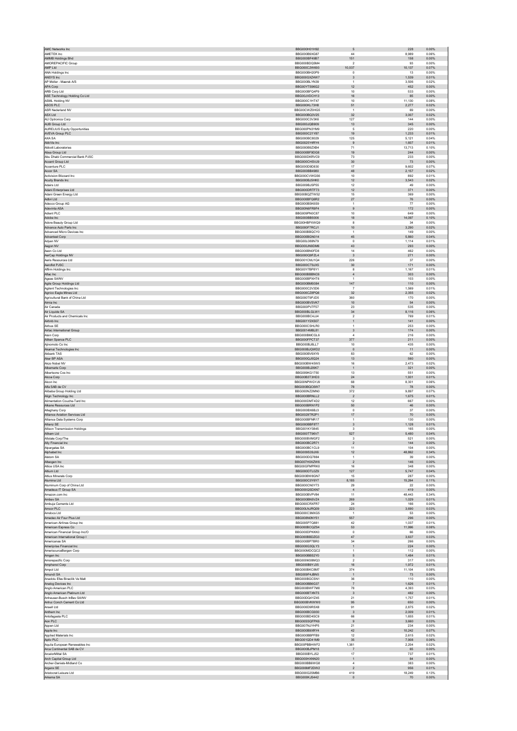| | | | | |
|---|---|---|---|---|
| AMC Networks Inc | BBG000H01H92 | 5 | 228 | 0.00% |
| AMETEK Inc | BBG000B9XG87 | 44 | 8,989 | 0.06% |
| AMMB Holdings Bhd | BBG000BF49B7 | 151 | 158 | 0.00% |
| AMOREPACIFIC Group | BBG000BDQ5M4 | 2 | 93 | 0.00% |
| AMP Ltd | BBG000C2W693 | 10,037 | 10,137 | 0.07% |
| ANA Holdings Inc | BBG000BH20P9 | 0 | 13 | 0.00% |
| ANSYS Inc | BBG000GXZ4W7 | 3 | 1,539 | 0.01% |
| AP Moller - Maersk A/S | BBG000BLYN39 | 1 | 3,506 | 0.02% |
| APA Corp | BBG00YTS96G2 | 12 | 452 | 0.00% |
| ARB Corp Ltd | BBG000BFQ4P9 | 10 | 533 | 0.00% |
| ASE Technology Holding Co Ltd | BBG00JVDCH13 | 16 | 85 | 0.00% |
| ASML Holding NV | BBG000C1HT47 | 10 | 11,130 | 0.08% |
| ASOS PLC | BBG000KL73H8 | 51 | 2,277 | 0.02% |
| ASR Nederland NV | BBG00CWZ0HG5 | 1 | 69 | 0.00% |
| ASX Ltd | BBG000BQ3V25 | 32 | 3,007 | 0.02% |
| AU Optronics Corp | BBG000C3V3K6 | 127 | 144 | 0.00% |
| AUB Group Ltd | BBG000JQB909 | 13 | 345 | 0.00% |
| AURELIUS Equity Opportunities | BBG000PN3YM9 | 5 | 220 | 0.00% |
| AVEVA Group PLC | BBG000C21Y87 | 19 | 1,233 | 0.01% |
| AXA SA | BBG000BC8029 | 125 | 5,121 | 0.04% |
| AbbVie Inc | BBG0025Y4RY4 | 9 | 1,607 | 0.01% |
| Abbott Laboratories | BBG000B9ZXB4 | 71 | 13,713 | 0.10% |
| Absa Group Ltd | BBG000BF9DG8 | 19 | 244 | 0.00% |
| Abu Dhabi Commercial Bank PJSC | BBG000DKRVC9 | 73 | 233 | 0.00% |
| Accent Group Ltd | BBG000CHSVJ9 | 30 | 73 | 0.00% |
| Accenture PLC | BBG000D9D830 | 17 | 9,602 | 0.07% |
| Accor SA | BBG000BB4980 | 48 | 2,157 | 0.02% |
| Activision Blizzard Inc | BBG000CVWGS6 | 10 | 892 | 0.01% |
| Acuity Brands Inc | BBG000BJ5HK0 | 12 | 3,543 | 0.02% |
| Adairs Ltd | BBG009BJSP55 | 12 | 49 | 0.00% |
| Adani Enterprises Ltd | BBG000DRTF73 | 12 | 371 | 0.00% |
| Adani Green Energy Ltd | BBG00BQZTW52 | 15 | 369 | 0.00% |
| Adbri Ltd | BBG000BFQ6R2 | 27 | 76 | 0.00% |
| Adecco Group AG | BBG000BSK6S9 | 1 | 77 | 0.00% |
| Adevinta ASA | BBG00N6FR9F4 | 9 | 172 | 0.00% |
| Adient PLC | BBG009PN0C87 | 10 | 649 | 0.00% |
| Adobe Inc | BBG000BB5006 | 18 | 14,097 | 0.10% |
| Adore Beauty Group Ltd | BBG00HBPXWQ9 | 8 | 34 | 0.00% |
| Advance Auto Parts Inc | BBG000F7RCJ1 | 10 | 3,290 | 0.02% |
| Advanced Micro Devices Inc | BBG000BBQCY0 | 1 | 149 | 0.00% |
| Advantest Corp | BBG000BGN014 | 45 | 5,860 | 0.04% |
| Adyen NV | BBG00L088N79 | 0 | 1,114 | 0.01% |
| Aegon NV | BBG000JN9DM6 | 43 | 293 | 0.00% |
| Aeon Co Ltd | BBG000BN0FD8 | 14 | 462 | 0.00% |
| AerCap Holdings NV | BBG000Q9FZL4 | 3 | 271 | 0.00% |
| Aeris Resources Ltd | BBG001CMJ1Q4 | 226 | 37 | 0.00% |
| Aeroflot PJSC | BBG000CT9JX5 | 30 | 171 | 0.00% |
| Affirm Holdings Inc | BBG00Y7BP8Y1 | 8 | 1,167 | 0.01% |
| Aflac Inc | BBG000BBBNC6 | 4 | 303 | 0.00% |
| Ageas SA/NV | BBG000BPXHT6 | 1 | 103 | 0.00% |
| Agile Group Holdings Ltd | BBG000BM9384 | 147 | 110 | 0.00% |
| Agilent Technologies Inc | BBG000C2V3D6 | 7 | 1,569 | 0.01% |
| Agnico Eagle Mines Ltd | BBG000CZ8PQ6 | 32 | 2,355 | 0.02% |
| Agricultural Bank of China Ltd | BBG000T9PJD5 | 360 | 170 | 0.00% |
| Aimia Inc | BBG000BVSVK7 | 10 | 54 | 0.00% |
| Air Canada | BBG000PV7F57 | 23 | 535 | 0.00% |
| Air Liquide SA | BBG000BLGLW1 | 34 | 8,116 | 0.06% |
| Air Products and Chemicals Inc | BBG000BC4JJ4 | 2 | 769 | 0.01% |
| Airbnb Inc | BBG001Y2XS07 | 1 | 141 | 0.00% |
| Airbus SE | BBG000CSHLR0 | 1 | 253 | 0.00% |
| Airtac International Group | BBG0014MBL81 | 3 | 174 | 0.00% |
| Aisin Corp | BBG000BMCGL6 | 4 | 216 | 0.00% |
| Aitken Spence PLC | BBG000FPCT37 | 377 | 211 | 0.00% |
| Ajinomoto Co Inc | BBG000BJ8LL7 | 10 | 435 | 0.00% |
| Akamai Technologies Inc | BBG000BJQWD2 | 0 | 11 | 0.00% |
| Akbank TAS | BBG000BV9XY9 | 83 | 62 | 0.00% |
| Aker BP ASA | BBG000QJ5Q24 | 13 | 560 | 0.00% |
| Akzo Nobel NV | BBG000BW45W5 | 16 | 2,473 | 0.02% |
| Albemarle Corp | BBG000BJ26K7 | 1 | 321 | 0.00% |
| Albertsons Cos Inc | BBG009KG1750 | 13 | 551 | 0.00% |
| Alcoa Corp | BBG00B3T3HD3 | 24 | 1,931 | 0.01% |
| Alcon Inc | BBG00NPWGYJ9 | 68 | 8,301 | 0.06% |
| Alfa SAB de CV | BBG000BQC6W7 | 78 | 78 | 0.00% |
| Alibaba Group Holding Ltd | BBG000NZ2MN0 | 372 | 9,897 | 0.07% |
| Align Technology Inc | BBG000BRNLL2 | 2 | 1,675 | 0.01% |
| Alimentation Couche-Tard Inc | BBG000DMT4D2 | 12 | 667 | 0.00% |
| Alkane Resources Ltd | BBG000BRN1P2 | 50 | 46 | 0.00% |
| Alleghany Corp | BBG000BX6BJ3 | 0 | 37 | 0.00% |
| Alliance Aviation Services Ltd | BBG0029TR2P1 | 17 | 70 | 0.00% |
| Alliance Data Systems Corp | BBG000BFNR17 | 1 | 130 | 0.00% |
| Allianz SE | BBG000BBF8T7 | 3 | 1,128 | 0.01% |
| Allison Transmission Holdings | BBG001KY3845 | 3 | 165 | 0.00% |
| Allkem Ltd | BBG000TT96V7 | 527 | 5,480 | 0.04% |
| Allstate Corp/The | BBG000BVMGF2 | 3 | 521 | 0.00% |
| Ally Financial Inc | BBG000BC2R71 | 2 | 144 | 0.00% |
| Alpargatas SA | BBG000BC1CL9 | 11 | 104 | 0.00% |
| Alphabet Inc | BBG009S39JX6 | 12 | 48,882 | 0.34% |
| Alstom SA | BBG000DQ7884 | 1 | 39 | 0.00% |
| Alteogen Inc | BBG007H0XZW6 | 2 | 146 | 0.00% |
| Altice USA Inc | BBG00GFMPRK0 | 16 | 348 | 0.00% |
| Altium Ltd | BBG000DTL0Z9 | 127 | 5,747 | 0.04% |
| Altius Minerals Corp | BBG000BW8GN7 | 15 | 287 | 0.00% |
| Alumina Ltd | BBG000C0Y6Y7 | 8,185 | 15,284 | 0.11% |
| Aluminum Corp of China Ltd | BBG000CN0Y73 | 29 | 22 | 0.00% |
| Amadeus IT Group SA | BBG000QSDXN7 | 4 | 419 | 0.00% |
| Amazon.com Inc | BBG000BVPV84 | 11 | 48,443 | 0.34% |
| Ambev SA | BBG000BN5VZ4 | 269 | 1,029 | 0.01% |
| Ambuja Cements Ltd | BBG000CRXFR7 | 24 | 166 | 0.00% |
| Amcor PLC | BBG00LNJRQ09 | 223 | 3,690 | 0.03% |
| Amdocs Ltd | BBG000C3MXG5 | 1 | 53 | 0.00% |
| Amedeo Air Four Plus Ltd | BBG008N0NY51 | 557 | 296 | 0.00% |
| American Airlines Group Inc | BBG005P7Q881 | 42 | 1,037 | 0.01% |
| American Express Co | BBG000BCQZS4 | 53 | 11,996 | 0.08% |
| American Financial Group Inc/O | BBG000DPKKK0 | 0 | 86 | 0.00% |
| American International Group I | BBG000BBDZG3 | 47 | 3,637 | 0.03% |
| Americanas SA | BBG000BP7BR0 | 34 | 266 | 0.00% |
| Ameriprise Financial Inc | BBG000G3QLY3 | 1 | 224 | 0.00% |
| AmerisourceBergen Corp | BBG000MDCQC2 | 1 | 112 | 0.00% |
| Amgen Inc | BBG000BBS2Y0 | 5 | 1,484 | 0.01% |
| Amorepacific Corp | BBG000M38MQ3 | 2 | 317 | 0.00% |
| Amphenol Corp | BBG000B9YJ35 | 16 | 1,972 | 0.01% |
| Ampol Ltd | BBG000BKC8M7 | 374 | 11,104 | 0.08% |
| Amundi SA | BBG009F4JBN5 | 1 | 73 | 0.00% |
| Anadolu Efes Biracilik Ve Malt | BBG000BGCSN1 | 36 | 110 | 0.00% |
| Analog Devices Inc | BBG000BB6G37 | 7 | 1,626 | 0.01% |
| Anglo American PLC | BBG000BWF7M0 | 78 | 4,393 | 0.03% |
| Anglo American Platinum Ltd | BBG000BTXNT5 | 3 | 482 | 0.00% |
| Anheuser-Busch InBev SA/NV | BBG00DQ4YZ45 | 21 | 1,757 | 0.01% |
| Anhui Conch Cement Co Ltd | BBG000BVKWW0 | 95 | 650 | 0.00% |
| Ansell Ltd | BBG000D9RSX8 | 91 | 2,875 | 0.02% |
| Anthem Inc | BBG000BCG930 | 3 | 2,009 | 0.01% |
| Antofagasta PLC | BBG000BD4SC9 | 66 | 1,655 | 0.01% |
| Aon PLC | BBG00SSQFPK6 | 9 | 3,660 | 0.03% |
| Appen Ltd | BBG007NJYHP5 | 21 | 234 | 0.00% |
| Apple Inc | BBG000B9XRY4 | 42 | 10,242 | 0.07% |
| Applied Materials Inc | BBG000BBPFB9 | 12 | 2,615 | 0.02% |
| Aptiv PLC | BBG001QD41M9 | 35 | 7,908 | 0.06% |
| Aquila European Renewables Inc | BBG00PBBHWF2 | 1,381 | 2,204 | 0.02% |
| Arca Continental SAB de CV | BBG000BJPM18 | 7 | 65 | 0.00% |
| ArcelorMittal SA | BBG000BYLJ52 | 17 | 737 | 0.01% |
| Arch Capital Group Ltd | BBG000HXNN20 | 1 | 84 | 0.00% |
| Archer-Daniels-Midland Co | BBG000BB6WG8 | 4 | 383 | 0.00% |
| Argenx SE | BBG006MF2DW2 | 2 | 956 | 0.01% |
| Aristocrat Leisure Ltd | BBG000G2SMB6 | 419 | 18,249 | 0.13% |
| Arkema SA | BBG000KJS442 | 0 | 70 | 0.00% |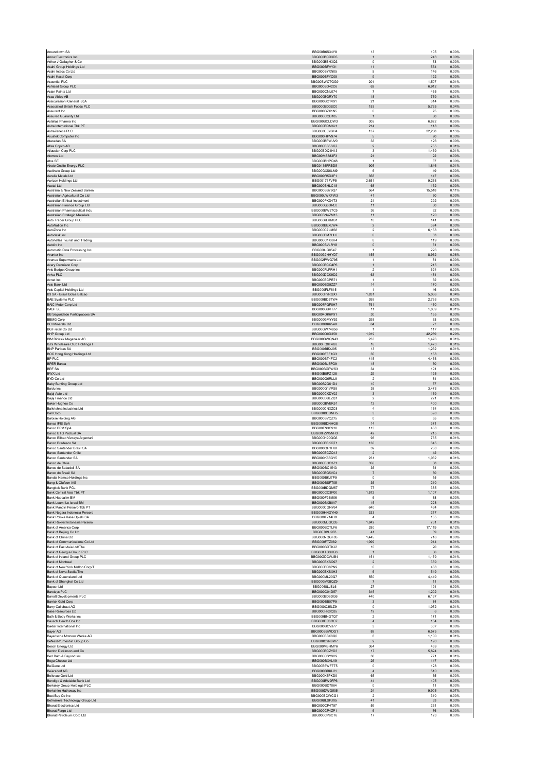| | | | | |
|---|---|---|---|---|
| Aroundtown SA | BBG00B6S34Y8 | 13 | 105 | 0.00% |
| Arrow Electronics Inc | BBG000BCD3D5 | 1 | 243 | 0.00% |
| Arthur J Gallagher & Co | BBG000BBHXQ3 | 0 | 73 | 0.00% |
| Asahi Group Holdings Ltd | BBG000BFVY31 | 11 | 564 | 0.00% |
| Asahi Intecc Co Ltd | BBG000BYXN05 | 5 | 146 | 0.00% |
| Asahi Kasei Corp | BBG000BFYC09 | 9 | 122 | 0.00% |
| Ascential PLC | BBG00BWCTGG9 | 201 | 1,507 | 0.01% |
| Ashtead Group PLC | BBG000BD42C6 | 62 | 6,912 | 0.05% |
| Asian Paints Ltd | BBG000CNL074 | 7 | 455 | 0.00% |
| Assa Abloy AB | BBG000BGRY70 | 18 | 759 | 0.01% |
| Assicurazioni Generali SpA | BBG000BC1V91 | 21 | 614 | 0.00% |
| Associated British Foods PLC | BBG000BD3SC0 | 153 | 5,725 | 0.04% |
| Assurant Inc | BBG000BZX1N5 | 0 | 75 | 0.00% |
| Assured Guaranty Ltd | BBG000CQB185 | 1 | 80 | 0.00% |
| Astellas Pharma Inc | BBG000BCLDW3 | 305 | 6,822 | 0.05% |
| Astra International Tbk PT | BBG000BDMXJ1 | 214 | 118 | 0.00% |
| AstraZeneca PLC | BBG000C0YGH4 | 137 | 22,208 | 0.15% |
| Asustek Computer Inc | BBG000HPV974 | 5 | 90 | 0.00% |
| Atacadao SA | BBG000BPWJV0 | 33 | 126 | 0.00% |
| Atlas Copco AB | BBG000BB5SQ7 | 9 | 755 | 0.01% |
| Atlassian Corp PLC | BBG00BDQ1H13 | 3 | 1,439 | 0.01% |
| Atomos Ltd | BBG00MS383F3 | 21 | 22 | 0.00% |
| Atos SE | BBG000BHPQX8 | 1 | 37 | 0.00% |
| Atrato Onsite Energy PLC | BBG0135FRBD5 | 905 | 1,846 | 0.01% |
| Audinate Group Ltd | BBG00GXS6LM9 | 6 | 49 | 0.00% |
| Aurelia Metals Ltd | BBG000R5D3F1 | 358 | 147 | 0.00% |
| Aurizon Holdings Ltd | BBG00171FVP5 | 2,651 | 9,253 | 0.06% |
| Austal Ltd | BBG000BHLC18 | 68 | 132 | 0.00% |
| Australia & New Zealand Bankin | BBG000BB79Q7 | 564 | 15,518 | 0.11% |
| Australian Agricultural Co Ltd | BBG000JWXFW3 | 41 | 60 | 0.00% |
| Australian Ethical Investment | BBG000PKD4T3 | 21 | 292 | 0.00% |
| Australian Finance Group Ltd | BBG000Q6DRL0 | 11 | 30 | 0.00% |
| Australian Pharmaceutical Indu | BBG000BW27C5 | 36 | 62 | 0.00% |
| Australian Strategic Materials | BBG00BN4ZM13 | 11 | 120 | 0.00% |
| Auto Trader Group PLC | BBG0086LKMG1 | 10 | 141 | 0.00% |
| AutoNation Inc | BBG000BBXLW4 | 2 | 394 | 0.00% |
| AutoZone Inc | BBG000C7LMS8 | 2 | 6,158 | 0.04% |
| Autodesk Inc | BBG000BM7HL0 | 0 | 53 | 0.00% |
| Autohellas Tourist and Trading | BBG000C1XKH4 | 8 | 119 | 0.00% |
| Autoliv Inc | BBG000BVLRY8 | 0 | 61 | 0.00% |
| Automatic Data Processing Inc | BBG000JG0547 | 1 | 226 | 0.00% |
| Avantor Inc | BBG00G2HHYD7 | 155 | 8,962 | 0.06% |
| Avenue Supermarts Ltd | BBG002PWG795 | 1 | 81 | 0.00% |
| Avery Dennison Corp | BBG000BCQ4P6 | 1 | 215 | 0.00% |
| Avis Budget Group Inc | BBG000FLPRH1 | 2 | 624 | 0.00% |
| Aviva PLC | BBG000DCK9D2 | 63 | 481 | 0.00% |
| Avnet Inc | BBG000BCPB71 | 1 | 62 | 0.00% |
| Axis Bank Ltd | BBG000BD5Z27 | 14 | 170 | 0.00% |
| Axis Capital Holdings Ltd | BBG000FLF615 | 1 | 46 | 0.00% |
| B3 SA - Brasil Bolsa Balcao | BBG000FYRGX7 | 1,831 | 5,036 | 0.04% |
| BAE Systems PLC | BBG000BD5TW4 | 269 | 2,753 | 0.02% |
| BAIC Motor Corp Ltd | BBG007PQF8H7 | 761 | 450 | 0.00% |
| BASF SE | BBG000BBVT77 | 11 | 1,039 | 0.01% |
| BB Seguridade Participacoes SA | BBG004DK6P91 | 30 | 155 | 0.00% |
| BBMG Corp | BBG000GMYY92 | 293 | 63 | 0.00% |
| BCI Minerals Ltd | BBG000BK6540 | 64 | 27 | 0.00% |
| BGF retail Co Ltd | BBG00GW74856 | 1 | 117 | 0.00% |
| BHP Group Ltd | BBG000D0D358 | 1,019 | 42,289 | 0.29% |
| BIM Birlesik Magazalar AS | BBG000BWQN43 | 233 | 1,476 | 0.01% |
| BJ's Wholesale Club Holdings I | BBG00FQ8T4G3 | 16 | 1,473 | 0.01% |
| BNP Paribas SA | BBG000BBXJ95 | 13 | 1,232 | 0.01% |
| BOC Hong Kong Holdings Ltd | BBG000F6F1G3 | 35 | 158 | 0.00% |
| BP PLC | BBG000BT4FC2 | 415 | 4,453 | 0.03% |
| BPER Banca | BBG000BJ5FG9 | 18 | 50 | 0.00% |
| BRF SA | BBG000BGPWS3 | 34 | 191 | 0.00% |
| BWX Ltd | BBG00B8PZ128 | 29 | 125 | 0.00% |
| BYD Co Ltd | BBG000G6RLL9 | 2 | 81 | 0.00% |
| Baby Bunting Group Ltd | BBG00B2G61D4 | 10 | 57 | 0.00% |
| Baidu Inc | BBG000Q1VPS8 | 38 | 3,473 | 0.02% |
| Bajaj Auto Ltd | BBG000CKDY02 | 3 | 159 | 0.00% |
| Bajaj Finance Ltd | BBG000DBLZQ1 | 2 | 221 | 0.00% |
| Baker Hughes Co | BBG00GBVBK51 | 12 | 400 | 0.00% |
| Balkrishna Industries Ltd | BBG000CNXZC8 | 4 | 154 | 0.00% |
| Ball Corp | BBG000BDDNH5 | 3 | 398 | 0.00% |
| Baloise Holding AG | BBG000BVQZ75 | 0 | 55 | 0.00% |
| Banca IFIS SpA | BBG000BDNHG8 | 14 | 371 | 0.00% |
| Banco BPM SpA | BBG00FN3C910 | 113 | 468 | 0.00% |
| Banco BTG Pactual SA | BBG00FZW5NH3 | 42 | 215 | 0.00% |
| Banco Bilbao Vizcaya Argentari | BBG000H90QG6 | 93 | 765 | 0.01% |
| Banco Bradesco SA | BBG000BBKQT1 | 136 | 645 | 0.00% |
| Banco Santander Brasil SA | BBG000QP1F00 | 39 | 288 | 0.00% |
| Banco Santander Chile | BBG000BCZQ13 | 2 | 42 | 0.00% |
| Banco Santander SA | BBG000K65GY5 | 231 | 1,062 | 0.01% |
| Banco de Chile | BBG000BHC3Z1 | 350 | 38 | 0.00% |
| Banco de Sabadell SA | BBG000BC1543 | 36 | 34 | 0.00% |
| Banco do Brasil SA | BBG000BG5VC4 | 7 | 50 | 0.00% |
| Bandai Namco Holdings Inc | BBG000BKJ7P9 | 0 | 15 | 0.00% |
| Bang & Olufsen A/S | BBG000BSFT05 | 36 | 210 | 0.00% |
| Bangkok Bank PCL | BBG000BDQM57 | 77 | 385 | 0.00% |
| Bank Central Asia Tbk PT | BBG000CC3P00 | 1,572 | 1,107 | 0.01% |
| Bank Hapoalim BM | BBG000F23M06 | 6 | 88 | 0.00% |
| Bank Leumi Le-Israel BM | BBG000BXB0V7 | 15 | 228 | 0.00% |
| Bank Mandiri Persero Tbk PT | BBG000CGNY64 | 640 | 434 | 0.00% |
| Bank Negara Indonesia Persero | BBG000HNGYH0 | 333 | 217 | 0.00% |
| Bank Polska Kasa Opieki SA | BBG000F714H9 | 4 | 165 | 0.00% |
| Bank Rakyat Indonesia Persero | BBG000MJGQ35 | 1,842 | 731 | 0.01% |
| Bank of America Corp | BBG000BCTLF6 | 280 | 17,119 | 0.12% |
| Bank of Beijing Co Ltd | BBG00709J9F8 | 41 | 39 | 0.00% |
| Bank of China Ltd | BBG000NQQF05 | 1,445 | 716 | 0.00% |
| Bank of Communications Co Ltd | BBG000FTZ082 | 1,099 | 914 | 0.01% |
| Bank of East Asia Ltd/The | BBG000BDTKJ2 | 10 | 20 | 0.00% |
| Bank of Georgia Group PLC | BBG00KTG3KG3 | 1 | 36 | 0.00% |
| Bank of Ireland Group PLC | BBG00GDCWJB4 | 151 | 1,179 | 0.01% |
| Bank of Montreal | BBG000BXSQ97 | 2 | 359 | 0.00% |
| Bank of New York Mellon Corp/T | BBG000BD8PN9 | 6 | 488 | 0.00% |
| Bank of Nova Scotia/The | BBG000BXSXH3 | 6 | 549 | 0.00% |
| Bank of Queensland Ltd | BBG000ML20Q7 | 550 | 4,449 | 0.03% |
| Bank of Shanghai Co Ltd | BBG00GVXBQZ9 | 7 | 11 | 0.00% |
| Bapcor Ltd | BBG0068LJSL6 | 27 | 191 | 0.00% |
| Barclays PLC | BBG000C04D57 | 345 | 1,202 | 0.01% |
| Barratt Developments PLC | BBG000BD6DG6 | 440 | 6,137 | 0.04% |
| Barrick Gold Corp | BBG000BB07P9 | 3 | 84 | 0.00% |
| Barry Callebaut AG | BBG000C35LZ9 | 0 | 1,072 | 0.01% |
| Base Resources Ltd | BBG000HK0Q35 | 19 | 6 | 0.00% |
| Bath & Body Works Inc | BBG000BNGTQ7 | 2 | 171 | 0.00% |
| Bausch Health Cos Inc | BBG000DC8RC7 | 4 | 154 | 0.00% |
| Baxter International Inc | BBG000BCVJ77 | 3 | 307 | 0.00% |
| Bayer AG | BBG000BBWDG1 | 89 | 6,575 | 0.05% |
| Bayerische Motoren Werke AG | BBG000BBX8Q0 | 8 | 1,100 | 0.01% |
| BeNext-Yumeshin Group Co | BBG000CYN6W7 | 9 | 190 | 0.00% |
| Beach Energy Ltd | BBG000MBHMY6 | 364 | 459 | 0.00% |
| Becton Dickinson and Co | BBG000BCZYD3 | 17 | 5,824 | 0.04% |
| Bed Bath & Beyond Inc | BBG000CSY9H9 | 38 | 771 | 0.01% |
| Bega Cheese Ltd | BBG000BXVLV9 | 26 | 147 | 0.00% |
| BeiGene Ltd | BBG00B6WF7T5 | 0 | 128 | 0.00% |
| Beiersdorf AG | BBG000BBKL21 | 4 | 510 | 0.00% |
| Bellevue Gold Ltd | BBG000K5PKD9 | 65 | 55 | 0.00% |
| Bendigo & Adelaide Bank Ltd | BBG000BW9FP6 | 44 | 405 | 0.00% |
| Berkeley Group Holdings PLC | BBG000BD7064 | 0 | 11 | 0.00% |
| Berkshire Hathaway Inc | BBG000DWG505 | 24 | 9,905 | 0.07% |
| Best Buy Co Inc | BBG000BCWCG1 | 2 | 310 | 0.00% |
| Betmakers Technology Group Ltd | BBG00BLSPJX5 | 41 | 33 | 0.00% |
| Bharat Electronics Ltd | BBG000CP4T57 | 59 | 231 | 0.00% |
| Bharat Forge Ltd | BBG000CP4ZP1 | 6 | 76 | 0.00% |
| Bharat Petroleum Corp Ltd | BBG000CP6CT6 | 17 | 123 | 0.00% |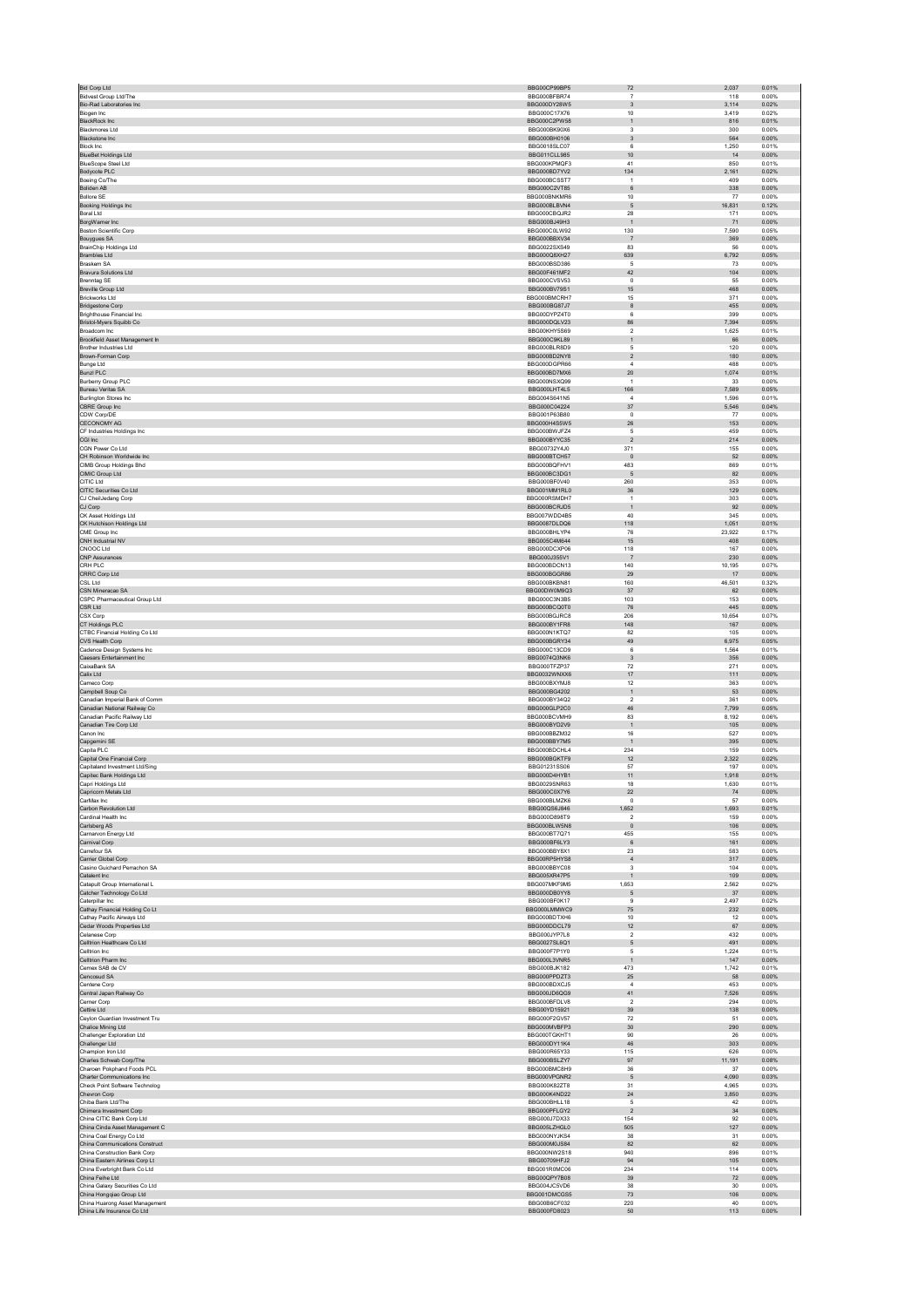| | | | | |
|---|---|---|---|---|
| Bid Corp Ltd | BBG00CP99BP5 | 72 | 2,037 | 0.01% |
| Bidvest Group Ltd/The | BBG000BFBR74 | 7 | 118 | 0.00% |
| Bio-Rad Laboratories Inc | BBG000DY28W5 | 3 | 3,114 | 0.02% |
| Biogen Inc | BBG000C17X76 | 10 | 3,419 | 0.02% |
| BlackRock Inc | BBG000C2PW58 | 1 | 816 | 0.01% |
| Blackmores Ltd | BBG000BK90X6 | 3 | 300 | 0.00% |
| Blackstone Inc | BBG000BH0106 | 3 | 564 | 0.00% |
| Block Inc | BBG0018SLC07 | 6 | 1,250 | 0.01% |
| BlueBet Holdings Ltd | BBG011CLL985 | 10 | 14 | 0.00% |
| BlueScope Steel Ltd | BBG000KPMQF3 | 41 | 850 | 0.01% |
| Bodycote PLC | BBG000BD7YV2 | 134 | 2,161 | 0.02% |
| Boeing Co/The | BBG000BCSST7 | 1 | 409 | 0.00% |
| Boliden AB | BBG000C2VT85 | 6 | 338 | 0.00% |
| Bollore SE | BBG000BNKMR6 | 10 | 77 | 0.00% |
| Booking Holdings Inc | BBG000BLBVN4 | 5 | 16,831 | 0.12% |
| Boral Ltd | BBG000CBQJR2 | 28 | 171 | 0.00% |
| BorgWarner Inc | BBG000BJ49H3 | 1 | 71 | 0.00% |
| Boston Scientific Corp | BBG000C0LW92 | 130 | 7,590 | 0.05% |
| Bouygues SA | BBG000BBXV34 | 7 | 369 | 0.00% |
| BrainChip Holdings Ltd | BBG0022SXS49 | 83 | 56 | 0.00% |
| Brambles Ltd | BBG000Q8XH27 | 639 | 6,792 | 0.05% |
| Braskem SA | BBG000BSD386 | 5 | 73 | 0.00% |
| Bravura Solutions Ltd | BBG00F461MF2 | 42 | 104 | 0.00% |
| Brenntag SE | BBG000CVSV53 | 0 | 55 | 0.00% |
| Breville Group Ltd | BBG000BV79S1 | 15 | 468 | 0.00% |
| Brickworks Ltd | BBG000BMCRH7 | 15 | 371 | 0.00% |
| Bridgestone Corp | BBG000BG87J7 | 8 | 455 | 0.00% |
| Brighthouse Financial Inc | BBG00DYPZ4T0 | 6 | 399 | 0.00% |
| Bristol-Myers Squibb Co | BBG000DQLV23 | 86 | 7,394 | 0.05% |
| Broadcom Inc | BBG00KHY5S69 | 2 | 1,625 | 0.01% |
| Brookfield Asset Management In | BBG000C9KL89 | 1 | 66 | 0.00% |
| Brother Industries Ltd | BBG000BLR8D9 | 5 | 120 | 0.00% |
| Brown-Forman Corp | BBG000BD2NY8 | 2 | 180 | 0.00% |
| Bunge Ltd | BBG000DGPR66 | 4 | 488 | 0.00% |
| Bunzl PLC | BBG000BD7MX6 | 20 | 1,074 | 0.01% |
| Burberry Group PLC | BBG000NSXQ99 | 1 | 33 | 0.00% |
| Bureau Veritas SA | BBG000LHT4L5 | 166 | 7,589 | 0.05% |
| Burlington Stores Inc | BBG004S641N5 | 4 | 1,596 | 0.01% |
| CBRE Group Inc | BBG000C04224 | 37 | 5,546 | 0.04% |
| CDW Corp/DE | BBG001P63B80 | 0 | 77 | 0.00% |
| CECONOMY AG | BBG000H4S5W5 | 26 | 153 | 0.00% |
| CF Industries Holdings Inc | BBG000BWJFZ4 | 5 | 459 | 0.00% |
| CGI Inc | BBG000BYYC35 | 2 | 214 | 0.00% |
| CGN Power Co Ltd | BBG00732Y4J0 | 371 | 155 | 0.00% |
| CH Robinson Worldwide Inc | BBG000BTCH57 | 0 | 52 | 0.00% |
| CIMB Group Holdings Bhd | BBG000BQFHV1 | 483 | 869 | 0.01% |
| CIMIC Group Ltd | BBG000BC3DG1 | 5 | 82 | 0.00% |
| CITIC Ltd | BBG000BF0V40 | 260 | 353 | 0.00% |
| CITIC Securities Co Ltd | BBG001MM1RL0 | 36 | 129 | 0.00% |
| CJ CheilJedang Corp | BBG000RSMDH7 | 1 | 303 | 0.00% |
| CJ Corp | BBG000BCRJD5 | 1 | 92 | 0.00% |
| CK Asset Holdings Ltd | BBG007WDD4B5 | 40 | 345 | 0.00% |
| CK Hutchison Holdings Ltd | BBG0087DLDQ6 | 118 | 1,051 | 0.01% |
| CME Group Inc | BBG000BHLYP4 | 76 | 23,922 | 0.17% |
| CNH Industrial NV | BBG005C4M644 | 15 | 408 | 0.00% |
| CNOOC Ltd | BBG000DCXP06 | 118 | 167 | 0.00% |
| CNP Assurances | BBG000J355V1 | 7 | 230 | 0.00% |
| CRH PLC | BBG000BDCN13 | 140 | 10,195 | 0.07% |
| CRRC Corp Ltd | BBG000BGGR86 | 29 | 17 | 0.00% |
| CSL Ltd | BBG000BKBN81 | 160 | 46,501 | 0.32% |
| CSN Mineracao SA | BBG00DW0M9Q3 | 37 | 62 | 0.00% |
| CSPC Pharmaceutical Group Ltd | BBG000C3N3B5 | 103 | 153 | 0.00% |
| CSR Ltd | BBG000BCQ0T0 | 76 | 445 | 0.00% |
| CSX Corp | BBG000BGJRC8 | 206 | 10,654 | 0.07% |
| CT Holdings PLC | BBG000BY1FR8 | 148 | 167 | 0.00% |
| CTBC Financial Holding Co Ltd | BBG000N1KTQ7 | 82 | 105 | 0.00% |
| CVS Health Corp | BBG000BGRY34 | 49 | 6,975 | 0.05% |
| Cadence Design Systems Inc | BBG000C13CD9 | 6 | 1,564 | 0.01% |
| Caesars Entertainment Inc | BBG0074Q3NK6 | 3 | 356 | 0.00% |
| CaixaBank SA | BBG000TFZP37 | 72 | 271 | 0.00% |
| Calix Ltd | BBG0032WNXX6 | 17 | 111 | 0.00% |
| Cameco Corp | BBG000BXYMJ8 | 12 | 363 | 0.00% |
| Campbell Soup Co | BBG000BG4202 | 1 | 53 | 0.00% |
| Canadian Imperial Bank of Comm | BBG000BY34Q2 | 2 | 361 | 0.00% |
| Canadian National Railway Co | BBG000GLP2C0 | 46 | 7,799 | 0.05% |
| Canadian Pacific Railway Ltd | BBG000BCVMH9 | 83 | 8,192 | 0.06% |
| Canadian Tire Corp Ltd | BBG000BYD2V9 | 1 | 105 | 0.00% |
| Canon Inc | BBG000BBZM32 | 16 | 527 | 0.00% |
| Capgemini SE | BBG000BBY7M5 | 1 | 395 | 0.00% |
| Capita PLC | BBG000BDCHL4 | 234 | 159 | 0.00% |
| Capital One Financial Corp | BBG000BGKTF9 | 12 | 2,322 | 0.02% |
| Capitaland Investment Ltd/Sing | BBG01231SS06 | 57 | 197 | 0.00% |
| Capitec Bank Holdings Ltd | BBG000D4HYB1 | 11 | 1,918 | 0.01% |
| Capri Holdings Ltd | BBG0029SNR63 | 18 | 1,630 | 0.01% |
| Capricorn Metals Ltd | BBG000C0X7Y6 | 22 | 74 | 0.00% |
| CarMax Inc | BBG000BLMZK6 | 0 | 57 | 0.00% |
| Carbon Revolution Ltd | BBG00QS6J846 | 1,652 | 1,693 | 0.01% |
| Cardinal Health Inc | BBG000D898T9 | 2 | 159 | 0.00% |
| Carlsberg AS | BBG000BLW5N8 | 0 | 106 | 0.00% |
| Carnarvon Energy Ltd | BBG000BT7Q71 | 455 | 155 | 0.00% |
| Carnival Corp | BBG000BF6LY3 | 6 | 161 | 0.00% |
| Carrefour SA | BBG000BBY8X1 | 23 | 583 | 0.00% |
| Carrier Global Corp | BBG00RP5HYS8 | 4 | 317 | 0.00% |
| Casino Guichard Perrachon SA | BBG000BBYC08 | 3 | 104 | 0.00% |
| Catalent Inc | BBG005XR47P5 | 1 | 109 | 0.00% |
| Catapult Group International L | BBG007MKF9M5 | 1,653 | 2,562 | 0.02% |
| Catcher Technology Co Ltd | BBG000DB0YY8 | 5 | 37 | 0.00% |
| Caterpillar Inc | BBG000BF0K17 | 9 | 2,497 | 0.02% |
| Cathay Financial Holding Co Lt | BBG000LMMWC9 | 75 | 232 | 0.00% |
| Cathay Pacific Airways Ltd | BBG000BDTXH6 | 10 | 12 | 0.00% |
| Cedar Woods Properties Ltd | BBG000DDCL79 | 12 | 67 | 0.00% |
| Celanese Corp | BBG000JYP7L8 | 2 | 432 | 0.00% |
| Celltrion Healthcare Co Ltd | BBG0027SL6Q1 | 5 | 491 | 0.00% |
| Celltrion Inc | BBG000F7P1Y0 | 5 | 1,224 | 0.01% |
| Celltrion Pharm Inc | BBG000L3VNR5 | 1 | 147 | 0.00% |
| Cemex SAB de CV | BBG000BJK182 | 473 | 1,742 | 0.01% |
| Cencosud SA | BBG000PPDZT3 | 25 | 58 | 0.00% |
| Centene Corp | BBG000BDXCJ5 | 4 | 453 | 0.00% |
| Central Japan Railway Co | BBG000JD6QG9 | 41 | 7,526 | 0.05% |
| Cerner Corp | BBG000BFDLV8 | 2 | 294 | 0.00% |
| Cettire Ltd | BBG00YD15921 | 39 | 138 | 0.00% |
| Ceylon Guardian Investment Tru | BBG000F2GV57 | 72 | 51 | 0.00% |
| Chalice Mining Ltd | BBG000MVBFP3 | 30 | 290 | 0.00% |
| Challenger Exploration Ltd | BBG000TGKHT1 | 90 | 26 | 0.00% |
| Challenger Ltd | BBG000DY11K4 | 46 | 303 | 0.00% |
| Champion Iron Ltd | BBG000R65Y33 | 115 | 626 | 0.00% |
| Charles Schwab Corp/The | BBG000BSLZY7 | 97 | 11,191 | 0.08% |
| Charoen Pokphand Foods PCL | BBG000BMC8H9 | 36 | 37 | 0.00% |
| Charter Communications Inc | BBG000VPGNR2 | 5 | 4,090 | 0.03% |
| Check Point Software Technolog | BBG000K82ZT8 | 31 | 4,965 | 0.03% |
| Chevron Corp | BBG000K4ND22 | 24 | 3,850 | 0.03% |
| Chiba Bank Ltd/The | BBG000BHLL18 | 5 | 42 | 0.00% |
| Chimera Investment Corp | BBG000PFLGY2 | 2 | 34 | 0.00% |
| China CITIC Bank Corp Ltd | BBG000J7DX33 | 154 | 92 | 0.00% |
| China Cinda Asset Management C | BBG005LZHGL0 | 505 | 127 | 0.00% |
| China Coal Energy Co Ltd | BBG000NYJKS4 | 38 | 31 | 0.00% |
| China Communications Construct | BBG000M0JS84 | 82 | 62 | 0.00% |
| China Construction Bank Corp | BBG000NW2S18 | 940 | 896 | 0.01% |
| China Eastern Airlines Corp Lt | BBG00709HFJ2 | 94 | 105 | 0.00% |
| China Everbright Bank Co Ltd | BBG001R0MC06 | 234 | 114 | 0.00% |
| China Feihe Ltd | BBG00QPY7B08 | 39 | 72 | 0.00% |
| China Galaxy Securities Co Ltd | BBG004JC5VD6 | 38 | 30 | 0.00% |
| China Hongqiao Group Ltd | BBG001DMCGS5 | 73 | 106 | 0.00% |
| China Huarong Asset Management | BBG00B6CF032 | 220 | 40 | 0.00% |
| China Life Insurance Co Ltd | BBG000FD8023 | 50 | 113 | 0.00% |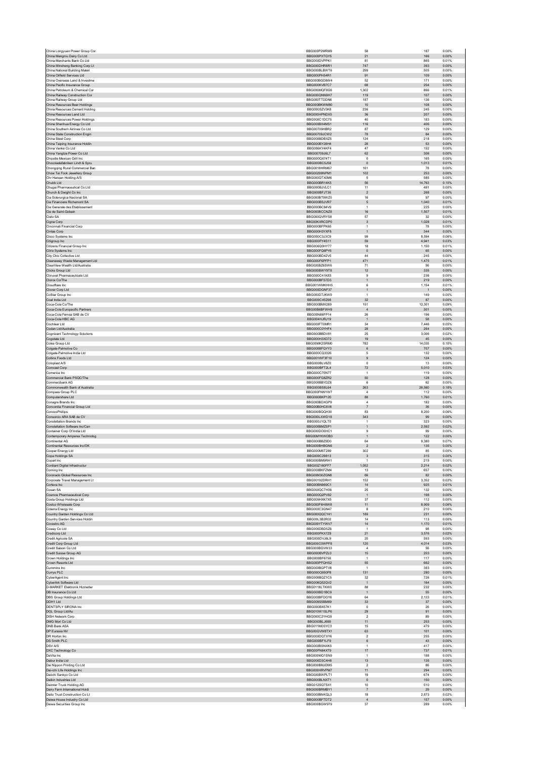| | | | | |
|---|---|---|---|---|
| China Longyuan Power Group Cor | BBG000P2MRM9 | 58 | 187 | 0.00% |
| China Mengniu Dairy Co Ltd | BBG000PXTGY5 | 21 | 166 | 0.00% |
| China Merchants Bank Co Ltd | BBG000DVPPK1 | 81 | 865 | 0.01% |
| China Minsheng Banking Corp Lt | BBG000DHR8R1 | 747 | 393 | 0.00% |
| China National Building Materi | BBG000BLBWT6 | 299 | 505 | 0.00% |
| China Oilfield Services Ltd | BBG000PH54R1 | 91 | 109 | 0.00% |
| China Overseas Land & Investme | BBG000BGD8W4 | 52 | 171 | 0.00% |
| China Pacific Insurance Group | BBG000KVB7C7 | 68 | 254 | 0.00% |
| China Petroleum & Chemical Cor | BBG000MQF8G6 | 1,302 | 866 | 0.01% |
| China Railway Construction Cor | BBG000QNN9H7 | 119 | 107 | 0.00% |
| China Railway Group Ltd | BBG000TTDDN6 | 187 | 136 | 0.00% |
| China Resources Beer Holdings | BBG000BKWM80 | 10 | 108 | 0.00% |
| China Resources Cement Holding | BBG000SZV3K8 | 236 | 245 | 0.00% |
| China Resources Land Ltd | BBG000HPNDX5 | 36 | 207 | 0.00% |
| China Resources Power Holdings | BBG000C1DC75 | 40 | 183 | 0.00% |
| China Shenhua Energy Co Ltd | BBG000BX4MS1 | 116 | 406 | 0.00% |
| China Southern Airlines Co Ltd | BBG00709HBR2 | 87 | 129 | 0.00% |
| China State Construction Engin | BBG00709JCW2 | 78 | 84 | 0.00% |
| China Steel Corp | BBG000BDBXZ5 | 124 | 218 | 0.00% |
| China Taiping Insurance Holdin | BBG000BY28H4 | 28 | 53 | 0.00% |
| China Vanke Co Ltd | BBG006KY4KF4 | 47 | 152 | 0.00% |
| China Yangtze Power Co Ltd | BBG00709J6L7 | 62 | 306 | 0.00% |
| Chipotle Mexican Grill Inc | BBG000QX74T1 | 0 | 165 | 0.00% |
| Chocoladefabriken Lindt & Spru | BBG000BC5J58 | 0 | 1,013 | 0.01% |
| Chongqing Rural Commercial Ban | BBG0018HRM67 | 161 | 78 | 0.00% |
| Chow Tai Fook Jewellery Group | BBG00299NPM1 | 102 | 253 | 0.00% |
| Chr Hansen Holding A/S | BBG000QTX0M6 | 5 | 585 | 0.00% |
| Chubb Ltd | BBG000BR14K5 | 56 | 14,763 | 0.10% |
| Chugai Pharmaceutical Co Ltd | BBG000BJVLC1 | 11 | 491 | 0.00% |
| Church & Dwight Co Inc | BBG000BFJT36 | 2 | 268 | 0.00% |
| Cia Siderurgica Nacional SA | BBG000BT9WZ5 | 16 | 97 | 0.00% |
| Cie Financiere Richemont SA | BBG000BSJVR7 | 5 | 1,040 | 0.01% |
| Cie Generale des Etablissement | BBG000BC84V9 | 1 | 225 | 0.00% |
| Cie de Saint-Gobain | BBG000BCCNZ8 | 16 | 1,507 | 0.01% |
| Cielo SA | BBG000QVRYS8 | 57 | 32 | 0.00% |
| Cigna Corp | BBG00KXRCDP0 | 3 | 1,028 | 0.01% |
| Cincinnati Financial Corp | BBG000BFPK65 | 1 | 78 | 0.00% |
| Cintas Corp | BBG000H3YXF8 | 1 | 344 | 0.00% |
| Cisco Systems Inc | BBG000C3J3C9 | 99 | 8,594 | 0.06% |
| Citigroup Inc | BBG000FY4S11 | 59 | 4,941 | 0.03% |
| Citizens Financial Group Inc | BBG006Q0HY77 | 18 | 1,150 | 0.01% |
| Citrix Systems Inc | BBG000FQ6PY6 | 0 | 65 | 0.00% |
| City Chic Collective Ltd | BBG000BD42V5 | 44 | 245 | 0.00% |
| Cleanaway Waste Management Ltd | BBG000F6PFP1 | 471 | 1,475 | 0.01% |
| ClearView Wealth Ltd/Australia | BBG000BZ6SW6 | 71 | 56 | 0.00% |
| Clicks Group Ltd | BBG000BWY9T8 | 12 | 335 | 0.00% |
| Clinuvel Pharmaceuticals Ltd | BBG000C41K83 | 9 | 236 | 0.00% |
| Clorox Co/The | BBG000BFS7D3 | 1 | 219 | 0.00% |
| Cloudflare Inc | BBG001WMKHH5 | 6 | 1,154 | 0.01% |
| Clover Corp Ltd | BBG000DGNF37 | 1 | 1 | 0.00% |
| CoStar Group Inc | BBG000D7JKW9 | 1 | 149 | 0.00% |
| Coal India Ltd | BBG000C45298 | 32 | 87 | 0.00% |
| Coca-Cola Co/The | BBG000BMX289 | 151 | 12,301 | 0.09% |
| Coca-Cola Europacific Partners | BBG00B6BFWH9 | 4 | 301 | 0.00% |
| Coca-Cola Femsa SAB de CV | BBG00N86FP14 | 26 | 196 | 0.00% |
| Coca-Cola HBC AG | BBG004HJRJ19 | 1 | 58 | 0.00% |
| Cochlear Ltd | BBG000FT0MR1 | 34 | 7,446 | 0.05% |
| Codan Ltd/Australia | BBG000C0YHF4 | 28 | 264 | 0.00% |
| Cognizant Technology Solutions | BBG000BBDV81 | 25 | 3,006 | 0.02% |
| Cogstate Ltd | BBG000H3XD72 | 19 | 45 | 0.00% |
| Coles Group Ltd | BBG00MK2SRM0 | 782 | 14,035 | 0.10% |
| Colgate-Palmolive Co | BBG000BFQYY3 | 6 | 707 | 0.00% |
| Colgate-Palmolive India Ltd | BBG000CQ3326 | 5 | 132 | 0.00% |
| Collins Foods Ltd | BBG001WF3F10 | 9 | 124 | 0.00% |
| Coloplast A/S | BBG000BLV8Z0 | 0 | 13 | 0.00% |
| Comcast Corp | BBG000BFT2L4 | 72 | 5,010 | 0.03% |
| Comerica Inc | BBG000C75N77 | 1 | 119 | 0.00% |
| Commercial Bank PSQC/The | BBG000FG8ZR2 | 50 | 128 | 0.00% |
| Commerzbank AG | BBG000BBYDZ8 | 6 | 62 | 0.00% |
| Commonwealth Bank of Australia | BBG000BS8L64 | 263 | 26,560 | 0.18% |
| Compass Group PLC | BBG000FNNYW7 | 4 | 112 | 0.00% |
| Computershare Ltd | BBG000BKP120 | 88 | 1,760 | 0.01% |
| Conagra Brands Inc | BBG000BDXGP9 | 4 | 182 | 0.00% |
| Concordia Financial Group Ltd | BBG00B0HC6V6 | 7 | 36 | 0.00% |
| ConocoPhillips | BBG000BQQH30 | 83 | 8,200 | 0.06% |
| Consorcio ARA SAB de CV | BBG000LXWD18 | 343 | 99 | 0.00% |
| Constellation Brands Inc | BBG000J1QLT0 | 1 | 323 | 0.00% |
| Constellation Software Inc/Can | BBG000BMZ5P1 | 1 | 2,592 | 0.02% |
| Container Corp Of India Ltd | BBG000DC6HC1 | 9 | 99 | 0.00% |
| Contemporary Amperex Technolog | BBG00MYKWDB3 | 1 | 122 | 0.00% |
| Continental AG | BBG000BBZ9D0 | 64 | 9,380 | 0.07% |
| Continental Resources Inc/OK | BBG000BHBGN6 | 2 | 135 | 0.00% |
| Cooper Energy Ltd | BBG000M5T289 | 302 | 85 | 0.00% |
| Copa Holdings SA | BBG000C29813 | 3 | 315 | 0.00% |
| Copart Inc | BBG000BM9RH1 | 1 | 215 | 0.00% |
| Cordiant Digital Infrastructur | BBG00Z160FF7 | 1,052 | 2,214 | 0.02% |
| Corning Inc | BBG000BKFZM4 | 13 | 657 | 0.00% |
| Coronado Global Resources Inc | BBG00M30ZGN8 | 66 | 82 | 0.00% |
| Corporate Travel Management Lt | BBG00192DRH1 | 152 | 3,352 | 0.02% |
| Corteva Inc | BBG00BN969C1 | 14 | 925 | 0.01% |
| Cosan SA | BBG000QC7H36 | 25 | 132 | 0.00% |
| Cosmos Pharmaceutical Corp | BBG000Q2PV82 | 1 | 198 | 0.00% |
| Costa Group Holdings Ltd | BBG009HXK7X5 | 37 | 112 | 0.00% |
| Costco Wholesale Corp | BBG000F6H8W8 | 11 | 8,909 | 0.06% |
| Coterra Energy Inc | BBG000C3GN47 | 8 | 210 | 0.00% |
| Country Garden Holdings Co Ltd | BBG000QQCY41 | 189 | 231 | 0.00% |
| Country Garden Services Holdin | BBG00L3B3R02 | 14 | 113 | 0.00% |
| Covestro AG | BBG009YTYWV7 | 14 | 1,170 | 0.01% |
| Coway Co Ltd | BBG000DBD5Z6 | 1 | 98 | 0.00% |
| Credicorp Ltd | BBG000FKX7Z8 | 21 | 3,576 | 0.02% |
| Credit Agricole SA | BBG000DVJ6L9 | 20 | 393 | 0.00% |
| Credit Corp Group Ltd | BBG000C0WPF8 | 120 | 4,014 | 0.03% |
| Credit Saison Co Ltd | BBG000BGVW33 | 4 | 56 | 0.00% |
| Credit Suisse Group AG | BBG000BVPZL0 | 15 | 203 | 0.00% |
| Crown Holdings Inc | BBG000BF6756 | 1 | 117 | 0.00% |
| Crown Resorts Ltd | BBG000PFQHS2 | 55 | 662 | 0.00% |
| Cummins Inc | BBG000BGPTV6 | 1 | 383 | 0.00% |
| Currys PLC | BBG000Q950P8 | 131 | 280 | 0.00% |
| CyberAgent Inc | BBG000BQZ1C5 | 32 | 726 | 0.01% |
| CyberArk Software Ltd | BBG006Q52QV2 | 1 | 164 | 0.00% |
| D-MARKET Elektronik Hizmetler | BBG0118LTKW0 | 88 | 232 | 0.00% |
| DB Insurance Co Ltd | BBG000BD1BC9 | 1 | 55 | 0.00% |
| DBS Group Holdings Ltd | BBG000BFDGY6 | 64 | 2,133 | 0.01% |
| DDH1 Ltd | BBG009S5BM89 | 33 | 37 | 0.00% |
| DENTSPLY SIRONA Inc | BBG000BX57K1 | 0 | 26 | 0.00% |
| DGL Group Ltd/Au | BBG010W1SLP6 | 29 | 91 | 0.00% |
| DISH Network Corp | BBG000C2YHG9 | 2 | 89 | 0.00% |
| DMG Mori Co Ltd | BBG000BLJ688 | 11 | 253 | 0.00% |
| DNB Bank ASA | BBG011M0SYC3 | 15 | 479 | 0.00% |
| DP Eurasia NV | BBG00GVW8TX1 | 63 | 101 | 0.00% |
| DR Horton Inc | BBG000DQTXY6 | 2 | 255 | 0.00% |
| DS Smith PLC | BBG000BF1LF9 | 6 | 43 | 0.00% |
| DSV A/S | BBG000BSNXK5 | 1 | 417 | 0.00% |
| DXC Technology Co | BBG00FN64XT9 | 17 | 737 | 0.01% |
| DaVita Inc | BBG000MQ1SN9 | 1 | 188 | 0.00% |
| Dabur India Ltd | BBG000D3C4H8 | 13 | 135 | 0.00% |
| Dai Nippon Printing Co Ltd | BBG000BMJDM5 | 2 | 86 | 0.00% |
| Dai-ichi Life Holdings Inc | BBG000HRVPM7 | 11 | 294 | 0.00% |
| Daiichi Sankyo Co Ltd | BBG000BWPLT1 | 19 | 674 | 0.00% |
| Daikin Industries Ltd | BBG000BLNXT1 | 0 | 150 | 0.00% |
| Daimler Truck Holding AG | BBG012SQ7SX1 | 10 | 510 | 0.00% |
| Dairy Farm International Holdi | BBG000BRMBY1 | 7 | 29 | 0.00% |
| Daito Trust Construction Co Lt | BBG000BNKQL3 | 18 | 2,873 | 0.02% |
| Daiwa House Industry Co Ltd | BBG000BFTDT2 | 4 | 157 | 0.00% |
| Daiwa Securities Group Inc | BBG000BGW979 | 37 | 289 | 0.00% |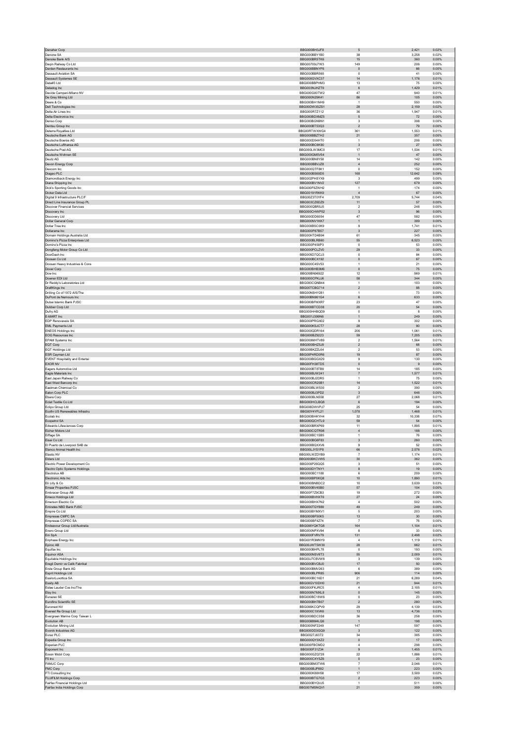| | | | | |
|---|---|---|---|---|
| Danaher Corp | BBG000BH3JF8 | 5 | 2,421 | 0.02% |
| Danone SA | BBG000BBY1B0 | 38 | 3,258 | 0.02% |
| Danske Bank A/S | BBG000BR5TK6 | 15 | 360 | 0.00% |
| Daqin Railway Co Ltd | BBG00709J7W3 | 149 | 206 | 0.00% |
| Darden Restaurants Inc | BBG000BBNYF6 | 0 | 66 | 0.00% |
| Dassault Aviation SA | BBG000BBR565 | 0 | 41 | 0.00% |
| Dassault Systemes SE | BBG000GVXC37 | 14 | 1,176 | 0.01% |
| Data#3 Ltd | BBG000BBPHM3 | 13 | 75 | 0.00% |
| Datadog Inc | BBG003NJHZT9 | 6 | 1,429 | 0.01% |
| Davide Campari-Milano NV | BBG000G00TW2 | 47 | 940 | 0.01% |
| De Grey Mining Ltd | BBG000N29K41 | 86 | 105 | 0.00% |
| Deere & Co | BBG000BH1NH9 | 1 | 550 | 0.00% |
| Dell Technologies Inc | BBG00DW3SZS1 | 28 | 2,159 | 0.02% |
| Delta Air Lines Inc | BBG000R7Z112 | 36 | 1,947 | 0.01% |
| Delta Electronics Inc | BBG000BDXMZ5 | 5 | 72 | 0.00% |
| Denso Corp | BBG000BGN9N1 | 3 | 398 | 0.00% |
| Dentsu Group Inc | BBG000BT53Q3 | 2 | 79 | 0.00% |
| Deterra Royalties Ltd | BBG00RTWXWG4 | 361 | 1,553 | 0.01% |
| Deutsche Bank AG | BBG000BBZTH2 | 21 | 357 | 0.00% |
| Deutsche Boerse AG | BBG000D54HT0 | 1 | 208 | 0.00% |
| Deutsche Lufthansa AG | BBG000BC6K90 | 3 | 27 | 0.00% |
| Deutsche Post AG | BBG000LW3MC0 | 17 | 1,534 | 0.01% |
| Deutsche Wohnen SE | BBG000GM5V54 | 1 | 47 | 0.00% |
| Deutz AG | BBG000BN8Y58 | 14 | 142 | 0.00% |
| Devon Energy Corp | BBG000BBVJZ8 | 4 | 252 | 0.00% |
| Dexcom Inc | BBG000QTF8K1 | 0 | 152 | 0.00% |
| Diageo PLC | BBG000BS69D5 | 168 | 12,642 | 0.09% |
| Diamondback Energy Inc | BBG002PHSYX9 | 3 | 499 | 0.00% |
| Diana Shipping Inc | BBG000BV1NV2 | 127 | 679 | 0.00% |
| Dick's Sporting Goods Inc | BBG000F6ZWH2 | 1 | 174 | 0.00% |
| Dicker Data Ltd | BBG00191RKK9 | 4 | 67 | 0.00% |
| Digital 9 Infrastructure PLC/F | BBG00Z3T0YF4 | 2,709 | 5,744 | 0.04% |
| Direct Line Insurance Group PL | BBG003CZ6DZ9 | 11 | 57 | 0.00% |
| Discover Financial Services | BBG000QBR5J5 | 2 | 248 | 0.00% |
| Discovery Inc | BBG000CHWP52 | 3 | 96 | 0.00% |
| Discovery Ltd | BBG000DD6054 | 47 | 582 | 0.00% |
| Dollar General Corp | BBG000NV1KK7 | 1 | 389 | 0.00% |
| Dollar Tree Inc | BBG000BSC0K9 | 9 | 1,741 | 0.01% |
| Dollarama Inc | BBG000P87B57 | 3 | 227 | 0.00% |
| Domain Holdings Australia Ltd | BBG00HTD4B94 | 61 | 345 | 0.00% |
| Domino's Pizza Enterprises Ltd | BBG000BLRB60 | 55 | 6,523 | 0.05% |
| Domino's Pizza Inc | BBG000P458P3 | 0 | 53 | 0.00% |
| Dongfeng Motor Group Co Ltd | BBG000PCLZV0 | 29 | 33 | 0.00% |
| DoorDash Inc | BBG005D7QCJ3 | 0 | 84 | 0.00% |
| Doosan Co Ltd | BBG000BCX192 | 0 | 67 | 0.00% |
| Doosan Heavy Industries & Cons | BBG000C4SV53 | 1 | 21 | 0.00% |
| Dover Corp | BBG000BHB3M6 | 0 | 75 | 0.00% |
| Dow Inc | BBG00BN96922 | 12 | 969 | 0.01% |
| Downer EDI Ltd | BBG000CPKJJ6 | 58 | 344 | 0.00% |
| Dr Reddy's Laboratories Ltd | BBG000CQNB44 | 1 | 103 | 0.00% |
| DraftKings Inc | BBG00TCBG714 | 2 | 88 | 0.00% |
| Drilling Co of 1972 A/S/The | BBG00NSHY281 | 1 | 73 | 0.00% |
| DuPont de Nemours Inc | BBG00BN961G4 | 6 | 633 | 0.00% |
| Dubai Islamic Bank PJSC | BBG000BFMXR7 | 23 | 47 | 0.00% |
| Dubber Corp Ltd | BBG000BTCD38 | 20 | 54 | 0.00% |
| Dufry AG | BBG000HHBQD9 | 0 | 8 | 0.00% |
| E-MART Inc | BBG001J399N6 | 1 | 249 | 0.00% |
| EDP Renovaveis SA | BBG000PRGX02 | 9 | 302 | 0.00% |
| EML Payments Ltd | BBG000KSJCT7 | 28 | 90 | 0.00% |
| ENEOS Holdings Inc | BBG000QDR164 | 206 | 1,061 | 0.01% |
| EOG Resources Inc | BBG000BZ9223 | 59 | 7,205 | 0.05% |
| EPAM Systems Inc | BBG000MHTV89 | 2 | 1,564 | 0.01% |
| EQT Corp | BBG000BHZ5J9 | 2 | 68 | 0.00% |
| EQT Holdings Ltd | BBG00BKZZL64 | 2 | 53 | 0.00% |
| ESR Cayman Ltd | BBG00P4RD0R6 | 19 | 87 | 0.00% |
| EVENT Hospitality and Entertai | BBG000BGGX29 | 9 | 130 | 0.00% |
| EXOR NV | BBG00FH38TD5 | 0 | 9 | 0.00% |
| Eagers Automotive Ltd | BBG000BT8TB9 | 14 | 185 | 0.00% |
| Eagle Materials Inc | BBG000BJW241 | 7 | 1,577 | 0.01% |
| East Japan Railway Co | BBG000BJ2DR5 | 1 | 75 | 0.00% |
| East West Bancorp Inc | BBG000CR20B1 | 14 | 1,522 | 0.01% |
| Eastman Chemical Co | BBG000BLW530 | 2 | 390 | 0.00% |
| Eaton Corp PLC | BBG000BJ3PD2 | 3 | 646 | 0.00% |
| Ebara Corp | BBG000BLN558 | 27 | 2,068 | 0.01% |
| Eclat Textile Co Ltd | BBG000HCLBQ8 | 6 | 194 | 0.00% |
| Eclipx Group Ltd | BBG008DWVPJ7 | 25 | 54 | 0.00% |
| Ecofin US Renewables Infrastru | BBG00Y4YFL21 | 1,078 | 1,468 | 0.01% |
| Ecolab Inc | BBG000BHKYH4 | 32 | 10,338 | 0.07% |
| Ecopetrol SA | BBG000QCHTL9 | 59 | 54 | 0.00% |
| Edwards Lifesciences Corp | BBG000BRXP69 | 11 | 1,895 | 0.01% |
| Eicher Motors Ltd | BBG000CQTR98 | 4 | 188 | 0.00% |
| Eiffage SA | BBG000BC15B5 | 1 | 76 | 0.00% |
| Eisai Co Ltd | BBG000BG6F83 | 3 | 260 | 0.00% |
| El Puerto de Liverpool SAB de | BBG000BQXXV6 | 9 | 52 | 0.00% |
| Elanco Animal Health Inc | BBG00LJYS1P8 | 66 | 2,576 | 0.02% |
| Elastic NV | BBG00LWZDYB9 | 7 | 1,174 | 0.01% |
| Elders Ltd | BBG000BKCVW5 | 30 | 362 | 0.00% |
| Electric Power Development Co | BBG000P26QQ5 | 3 | 51 | 0.00% |
| Electro Optic Systems Holdings | BBG000DYTNY1 | 8 | 19 | 0.00% |
| Electrolux AB | BBG000BC1188 | 6 | 209 | 0.00% |
| Electronic Arts Inc | BBG000BP0KQ8 | 10 | 1,890 | 0.01% |
| Eli Lilly & Co | BBG000BNBDC2 | 10 | 3,639 | 0.03% |
| Emaar Properties PJSC | BBG000BV4SB0 | 57 | 104 | 0.00% |
| Embracer Group AB | BBG00F7Z9CB3 | 19 | 272 | 0.00% |
| Emeco Holdings Ltd | BBG000BVHXT6 | 27 | 24 | 0.00% |
| Emerson Electric Co | BBG000BHX7N2 | 4 | 502 | 0.00% |
| Emirates NBD Bank PJSC | BBG000TGY889 | 49 | 249 | 0.00% |
| Empire Co Ltd | BBG000BYMXV1 | 5 | 203 | 0.00% |
| Empresas CMPC SA | BBG000BF50K5 | 13 | 30 | 0.00% |
| Empresas COPEC SA | BBG000BF4Z74 | 7 | 76 | 0.00% |
| Endeavour Group Ltd/Australia | BBG00YQKTG8 | 164 | 1,104 | 0.01% |
| Enero Group Ltd | BBG000NPXV94 | 8 | 33 | 0.00% |
| Eni SpA | BBG000FVRV79 | 131 | 2,498 | 0.02% |
| Enphase Energy Inc | BBG001R3MNY9 | 4 | 1,119 | 0.01% |
| Epiroc AB | BBG00JWT5W30 | 28 | 962 | 0.01% |
| Equifax Inc | BBG000BHPL78 | 0 | 193 | 0.00% |
| Equinor ASA | BBG000NSV6T3 | 55 | 2,009 | 0.01% |
| Equitable Holdings Inc | BBG00J7CBVW8 | 3 | 139 | 0.00% |
| Eregli Demir ve Celik Fabrikal | BBG000BVCBJ0 | 17 | 50 | 0.00% |
| Erste Group Bank AG | BBG000BMV263 | 6 | 389 | 0.00% |
| Esprit Holdings Ltd | BBG000BLPR85 | 906 | 114 | 0.00% |
| EssilorLuxottica SA | BBG000BC16D1 | 21 | 6,289 | 0.04% |
| Essity AB | BBG00GV10DH0 | 21 | 944 | 0.01% |
| Estee Lauder Cos Inc/The | BBG000FKJRC5 | 4 | 2,105 | 0.01% |
| Etsy Inc | BBG000N7MXL8 | 0 | 145 | 0.00% |
| Eurazeo SE | BBG000BC18W6 | 0 | 23 | 0.00% |
| Eurofins Scientific SE | BBG000BH7B07 | 2 | 280 | 0.00% |
| Euronext NV | BBG006KCQPV9 | 29 | 4,139 | 0.03% |
| Everest Re Group Ltd | BBG000C1XVK6 | 13 | 4,736 | 0.03% |
| Evergreen Marine Corp Taiwan L | BBG000BDC3S8 | 36 | 258 | 0.00% |
| Evolution AB | BBG0088M4LQ6 | 1 | 198 | 0.00% |
| Evolution Mining Ltd | BBG000NF2249 | 147 | 597 | 0.00% |
| Evonik Industries AG | BBG000DD3GQ9 | 3 | 122 | 0.00% |
| Evraz PLC | BBG0027J63T2 | 34 | 385 | 0.00% |
| Expedia Group Inc | BBG000QY3XZ2 | 0 | 17 | 0.00% |
| Experian PLC | BBG000FBCMD2 | 4 | 298 | 0.00% |
| Exponent Inc | BBG000F31Z34 | 9 | 1,455 | 0.01% |
| Exxon Mobil Corp | BBG000GZQ728 | 22 | 1,886 | 0.01% |
| F5 Inc | BBG000CXYSZ6 | 0 | 23 | 0.00% |
| FANUC Corp | BBG000BM3TW6 | 7 | 2,046 | 0.01% |
| FMC Corp | BBG000BJP882 | 1 | 223 | 0.00% |
| FTI Consulting Inc | BBG000K88H58 | 17 | 3,509 | 0.02% |
| FUJIFILM Holdings Corp | BBG000BTG7G3 | 2 | 223 | 0.00% |
| Fairfax Financial Holdings Ltd | BBG000BYQVJ5 | 1 | 511 | 0.00% |
| Fairfax India Holdings Corp | BBG007MSNQV1 | 21 | 359 | 0.00% |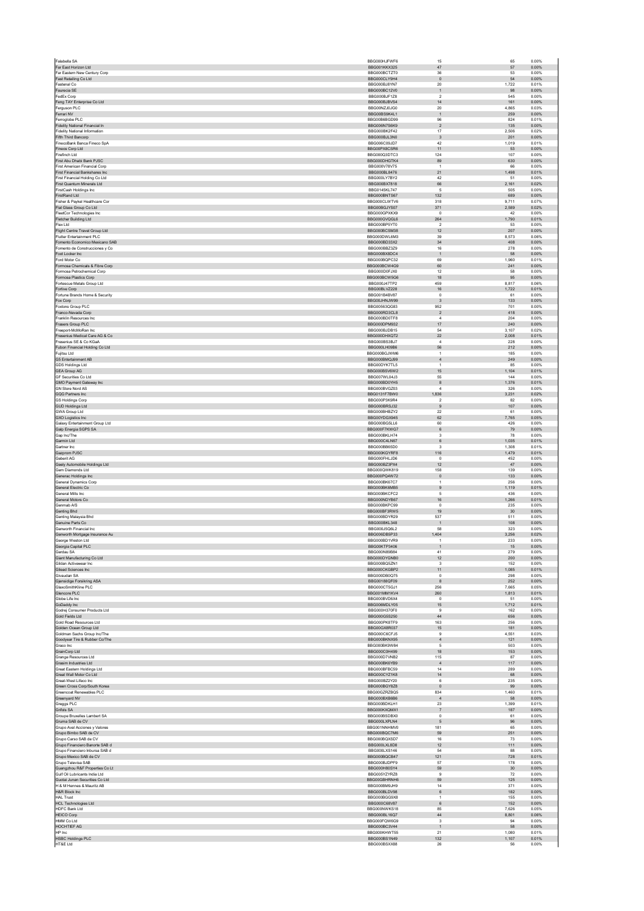| | | | | |
|---|---|---|---|---|
| Falabella SA | BBG000KJFWF6 | 15 | 65 | 0.00% |
| Far East Horizon Ltd | BBG001KKX325 | 47 | 57 | 0.00% |
| Far Eastern New Century Corp | BBG000BCTZT0 | 36 | 53 | 0.00% |
| Fast Retailing Co Ltd | BBG000CLY9H4 | 0 | 54 | 0.00% |
| Fastenal Co | BBG000BJ8YN7 | 20 | 1,722 | 0.01% |
| Faurecia SE | BBG000BC12V0 | 1 | 98 | 0.00% |
| FedEx Corp | BBG000BJF1Z8 | 2 | 545 | 0.00% |
| Feng TAY Enterprise Co Ltd | BBG000BJBV54 | 14 | 161 | 0.00% |
| Ferguson PLC | BBG00NZJ0JG0 | 20 | 4,865 | 0.03% |
| Ferrari NV | BBG00BS9K4L1 | 1 | 259 | 0.00% |
| Ferroglobe PLC | BBG00B6BGD99 | 96 | 824 | 0.01% |
| Fidelity National Financial In | BBG006N7S6K9 | 2 | 135 | 0.00% |
| Fidelity National Information | BBG000BK2F42 | 17 | 2,506 | 0.02% |
| Fifth Third Bancorp | BBG000BJL3N0 | 3 | 201 | 0.00% |
| FinecoBank Banca Fineco SpA | BBG006C09JD7 | 42 | 1,019 | 0.01% |
| Fineos Corp Ltd | BBG00PX8CSR6 | 11 | 53 | 0.00% |
| Firefinch Ltd | BBG000Q3DTC3 | 124 | 107 | 0.00% |
| First Abu Dhabi Bank PJSC | BBG000DHGTK4 | 89 | 630 | 0.00% |
| First American Financial Corp | BBG000V78V75 | 1 | 66 | 0.00% |
| First Financial Bankshares Inc | BBG000BL8476 | 21 | 1,498 | 0.01% |
| First Financial Holding Co Ltd | BBG000LY7BY2 | 42 | 51 | 0.00% |
| First Quantum Minerals Ltd | BBG000BX7818 | 66 | 2,161 | 0.02% |
| FirstCash Holdings Inc | BBG0145KL747 | 5 | 505 | 0.00% |
| FirstRand Ltd | BBG000BNTS67 | 132 | 689 | 0.00% |
| Fisher & Paykel Healthcare Cor | BBG000CLWTV6 | 318 | 9,711 | 0.07% |
| Fiat Glass Group Co Ltd | BBG00BGJYS07 | 371 | 2,589 | 0.02% |
| FleetCor Technologies Inc | BBG000GPXKX9 | 0 | 42 | 0.00% |
| Fletcher Building Ltd | BBG000GVQGL6 | 264 | 1,790 | 0.01% |
| Flex Ltd | BBG000BP5YT0 | 2 | 53 | 0.00% |
| Flight Centre Travel Group Ltd | BBG000BCSM38 | 12 | 207 | 0.00% |
| Flutter Entertainment PLC | BBG000DWL6M3 | 39 | 8,573 | 0.06% |
| Fomento Economico Mexicano SAB | BBG000BD33X2 | 34 | 408 | 0.00% |
| Fomento de Construcciones y Co | BBG000BBZ3Z9 | 16 | 278 | 0.00% |
| Foot Locker Inc | BBG000BX8DC4 | 1 | 58 | 0.00% |
| Ford Motor Co | BBG000BQPC32 | 69 | 1,960 | 0.01% |
| Formosa Chemicals & Fibre Corp | BBG000BCW4G9 | 60 | 241 | 0.00% |
| Formosa Petrochemical Corp | BBG000D0FJX0 | 12 | 58 | 0.00% |
| Formosa Plastics Corp | BBG000BCW5G6 | 18 | 95 | 0.00% |
| Fortescue Metals Group Ltd | BBG000J47TP2 | 459 | 8,817 | 0.06% |
| Fortive Corp | BBG00BLVZ228 | 16 | 1,722 | 0.01% |
| Fortune Brands Home & Security | BBG001B4BV87 | 0 | 61 | 0.00% |
| Fox Corp | BBG00JHNJW99 | 3 | 133 | 0.00% |
| Foxtons Group PLC | BBG00563QG83 | 952 | 701 | 0.00% |
| Franco-Nevada Corp | BBG000RD3CL8 | 2 | 418 | 0.00% |
| Franklin Resources Inc | BBG000BD0TF8 | 4 | 204 | 0.00% |
| Frasers Group PLC | BBG000DPM932 | 17 | 240 | 0.00% |
| Freeport-McMoRan Inc | BBG000BJDB15 | 54 | 3,107 | 0.02% |
| Fresenius Medical Care AG & Co | BBG000DHXQT2 | 22 | 2,008 | 0.01% |
| Fresenius SE & Co KGaA | BBG000BS3BJ7 | 4 | 228 | 0.00% |
| Fubon Financial Holding Co Ltd | BBG000LH09B6 | 56 | 212 | 0.00% |
| Fujitsu Ltd | BBG000BGJWM6 | 1 | 185 | 0.00% |
| G5 Entertainment AB | BBG000BMQJ89 | 4 | 249 | 0.00% |
| GDS Holdings Ltd | BBG00DYK7TL5 | 1 | 85 | 0.00% |
| GEA Group AG | BBG000BSV6W2 | 15 | 1,104 | 0.01% |
| GF Securities Co Ltd | BBG007WL04J3 | 55 | 144 | 0.00% |
| GMO Payment Gateway Inc | BBG000BD0YH5 | 8 | 1,376 | 0.01% |
| GN Store Nord AS | BBG000BVGZ03 | 4 | 326 | 0.00% |
| GQG Partners Inc | BBG0131F7BW0 | 1,836 | 3,231 | 0.02% |
| GS Holdings Corp | BBG000P3K9R4 | 2 | 82 | 0.00% |
| GUD Holdings Ltd | BBG000BRSJ32 | 9 | 107 | 0.00% |
| GWA Group Ltd | BBG000BHBZY2 | 22 | 61 | 0.00% |
| GXO Logistics Inc | BBG00YDGX945 | 62 | 7,765 | 0.05% |
| Galaxy Entertainment Group Ltd | BBG000BG5LL6 | 60 | 426 | 0.00% |
| Galp Energia SGPS SA | BBG000F7KWG7 | 6 | 79 | 0.00% |
| Gap Inc/The | BBG000BKLH74 | 3 | 78 | 0.00% |
| Garmin Ltd | BBG000C4LN67 | 6 | 1,035 | 0.01% |
| Gartner Inc | BBG000BB65D0 | 3 | 1,308 | 0.01% |
| Gazprom PJSC | BBG000KGYRF8 | 116 | 1,479 | 0.01% |
| Geberit AG | BBG000FHLJD6 | 0 | 452 | 0.00% |
| Geely Automobile Holdings Ltd | BBG000BZ3PX4 | 12 | 47 | 0.00% |
| Gem Diamonds Ltd | BBG000QWK819 | 158 | 139 | 0.00% |
| Generac Holdings Inc | BBG000PQ4W72 | 0 | 133 | 0.00% |
| General Dynamics Corp | BBG000BK67C7 | 1 | 256 | 0.00% |
| General Electric Co | BBG000BK6MB5 | 9 | 1,119 | 0.01% |
| General Mills Inc | BBG000BKCFC2 | 5 | 436 | 0.00% |
| General Motors Co | BBG000NDYB67 | 16 | 1,266 | 0.01% |
| Genmab A/S | BBG000BKPC99 | 0 | 235 | 0.00% |
| Genting Bhd | BBG000BF3RW5 | 19 | 30 | 0.00% |
| Genting Malaysia Bhd | BBG000BDYR29 | 537 | 511 | 0.00% |
| Genuine Parts Co | BBG000BKL348 | 1 | 108 | 0.00% |
| Genworth Financial Inc | BBG000J5Q6L2 | 58 | 323 | 0.00% |
| Genworth Mortgage Insurance Au | BBG006DB5P33 | 1,404 | 3,256 | 0.02% |
| George Weston Ltd | BBG000BD1VR9 | 1 | 233 | 0.00% |
| Georgia Capital PLC | BBG00KTP3406 | 1 | 15 | 0.00% |
| Gerdau SA | BBG000N89B84 | 41 | 279 | 0.00% |
| Giant Manufacturing Co Ltd | BBG000DYGNB0 | 12 | 200 | 0.00% |
| Gildan Activewear Inc | BBG000BQ5ZN1 | 3 | 152 | 0.00% |
| Gilead Sciences Inc | BBG000CKGBP2 | 11 | 1,085 | 0.01% |
| Givaudan SA | BBG000DB0Q75 | 0 | 298 | 0.00% |
| Gjensidige Forsikring ASA | BBG00188QF09 | 8 | 252 | 0.00% |
| GlaxoSmithKline PLC | BBG000CT5GJ1 | 256 | 7,665 | 0.05% |
| Glencore PLC | BBG001MM1KV4 | 260 | 1,813 | 0.01% |
| Globe Life Inc | BBG000BVD6X4 | 0 | 51 | 0.00% |
| GoDaddy Inc | BBG006MDLY05 | 15 | 1,712 | 0.01% |
| Godrej Consumer Products Ltd | BBG000H370F0 | 9 | 162 | 0.00% |
| Gold Fields Ltd | BBG000GSS250 | 44 | 656 | 0.00% |
| Gold Road Resources Ltd | BBG000PK8TF9 | 163 | 256 | 0.00% |
| Golden Ocean Group Ltd | BBG00GX8R037 | 15 | 181 | 0.00% |
| Goldman Sachs Group Inc/The | BBG000C6CFJ5 | 9 | 4,551 | 0.03% |
| Goodyear Tire & Rubber Co/The | BBG000BKNX95 | 4 | 121 | 0.00% |
| Graco Inc | BBG000BK9W84 | 5 | 503 | 0.00% |
| GrainCorp Ltd | BBG000C0H499 | 18 | 153 | 0.00% |
| Grange Resources Ltd | BBG000D7VNB2 | 115 | 87 | 0.00% |
| Grasim Industries Ltd | BBG000BK6YB9 | 4 | 117 | 0.00% |
| Great Eastern Holdings Ltd | BBG000BFBC59 | 14 | 289 | 0.00% |
| Great Wall Motor Co Ltd | BBG000CYZ1K8 | 14 | 68 | 0.00% |
| Great-West Lifeco Inc | BBG000BZZY20 | 6 | 235 | 0.00% |
| Green Cross Corp/South Korea | BBG000BGY6Z8 | 0 | 99 | 0.00% |
| Greencoat Renewables PLC | BBG00GZRZBQ5 | 834 | 1,460 | 0.01% |
| Greenyard NV | BBG000BXB6B6 | 4 | 58 | 0.00% |
| Greggs PLC | BBG000BDKLH1 | 23 | 1,399 | 0.01% |
| Grifols SA | BBG000KXQMX1 | 7 | 187 | 0.00% |
| Groupe Bruxelles Lambert SA | BBG000BSDBX0 | 0 | 61 | 0.00% |
| Gruma SAB de CV | BBG000LXPLN4 | 5 | 96 | 0.00% |
| Grupo Aval Acciones y Valores | BBG001NNHMV0 | 181 | 65 | 0.00% |
| Grupo Bimbo SAB de CV | BBG000BQC7M6 | 59 | 251 | 0.00% |
| Grupo Carso SAB de CV | BBG000BQXSD7 | 16 | 73 | 0.00% |
| Grupo Financiero Banorte SAB d | BBG000LXL8D8 | 12 | 111 | 0.00% |
| Grupo Financiero Inbursa SAB d | BBG000LXS146 | 54 | 88 | 0.00% |
| Grupo Mexico SAB de CV | BBG000BQCB47 | 121 | 728 | 0.01% |
| Grupo Televisa SAB | BBG000BJDPF9 | 57 | 178 | 0.00% |
| Guangzhou R&F Properties Co Lt | BBG000H80SY4 | 59 | 30 | 0.00% |
| Gulf Oil Lubricants India Ltd | BBG005YZYRZ8 | 9 | 72 | 0.00% |
| Guotai Junan Securities Co Ltd | BBG00GBHRNH6 | 59 | 125 | 0.00% |
| H & M Hennes & Mauritz AB | BBG000BM9JH9 | 14 | 371 | 0.00% |
| H&R Block Inc | BBG000BLDV98 | 6 | 182 | 0.00% |
| HAL Trust | BBG000BGG9X8 | 1 | 155 | 0.00% |
| HCL Technologies Ltd | BBG000C68V87 | 6 | 152 | 0.00% |
| HDFC Bank Ltd | BBG000NWKS18 | 85 | 7,626 | 0.05% |
| HEICO Corp | BBG000BL16Q7 | 44 | 8,801 | 0.06% |
| HMM Co Ltd | BBG000FQW6G9 | 3 | 94 | 0.00% |
| HOCHTIEF AG | BBG000BC3V44 | 1 | 58 | 0.00% |
| HP Inc | BBG000KHWT55 | 21 | 1,080 | 0.01% |
| HSBC Holdings PLC | BBG000BS1N49 | 132 | 1,107 | 0.01% |
| HT&E Ltd | BBG000BSXX88 | 26 | 56 | 0.00% |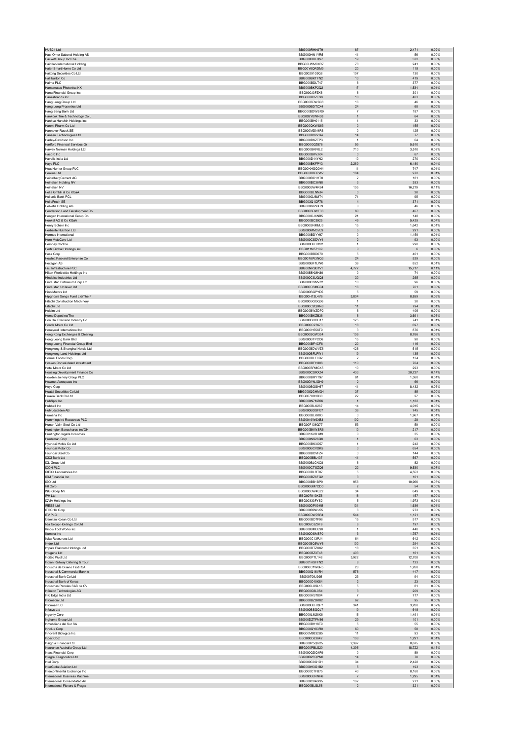| | | | | |
|---|---|---|---|---|
| HUB24 Ltd | BBG000RHK9T9 | 87 | 2,471 | 0.02% |
| Haci Omer Sabanci Holding AS | BBG000HN1YR5 | 41 | 56 | 0.00% |
| Hackett Group Inc/The | BBG000BBLQV7 | 19 | 532 | 0.00% |
| Haidilao International Holding | BBG00LWM0XR7 | 78 | 241 | 0.00% |
| Haier Smart Home Co Ltd | BBG00Y6QRDM9 | 20 | 115 | 0.00% |
| Haitong Securities Co Ltd | BBG0029103Q8 | 107 | 130 | 0.00% |
| Halliburton Co | BBG000BKTFN2 | 13 | 419 | 0.00% |
| Halma PLC | BBG000BDLT47 | 6 | 377 | 0.00% |
| Hamamatsu Photonics KK | BBG000BKP2Q2 | 17 | 1,534 | 0.01% |
| Hana Financial Group Inc | BBG000J3FZK6 | 6 | 301 | 0.00% |
| Hanesbrands Inc | BBG000D2ZTS8 | 18 | 403 | 0.00% |
| Hang Lung Group Ltd | BBG000BDWB08 | 16 | 46 | 0.00% |
| Hang Lung Properties Ltd | BBG000BDTCX4 | 24 | 68 | 0.00% |
| Hang Seng Bank Ltd | BBG000BDWBR9 | 7 | 187 | 0.00% |
| Hankook Tire & Technology Co L | BBG002Y0WN38 | 1 | 64 | 0.00% |
| Hankyu Hanshin Holdings Inc | BBG000BH0115 | 1 | 33 | 0.00% |
| Hanmi Pharm Co Ltd | BBG000QKWS63 | 0 | 155 | 0.00% |
| Hannover Rueck SE | BBG000MDN4R3 | 0 | 125 | 0.00% |
| Hansen Technologies Ltd | BBG000BV22G4 | 14 | 77 | 0.00% |
| Harley-Davidson Inc | BBG000BKZTP3 | 1 | 64 | 0.00% |
| Hartford Financial Services Gr | BBG000G0Z878 | 59 | 5,610 | 0.04% |
| Harvey Norman Holdings Ltd | BBG000BKF0L2 | 710 | 3,510 | 0.02% |
| Hasbro Inc | BBG000BKVJK4 | 0 | 67 | 0.00% |
| Havells India Ltd | BBG000D44YN2 | 10 | 270 | 0.00% |
| Hays PLC | BBG000BKFPY3 | 2,269 | 6,180 | 0.04% |
| HeadHunter Group PLC | BBG00KHGQ0H4 | 11 | 747 | 0.01% |
| Healius Ltd | BBG000BBDPW7 | 184 | 972 | 0.01% |
| HeidelbergCement AG | BBG000BC1HT0 | 2 | 181 | 0.00% |
| Heineken Holding NV | BBG000BC36N8 | 3 | 353 | 0.00% |
| Heineken NV | BBG000BW4R84 | 105 | 16,219 | 0.11% |
| Hella GmbH & Co KGaA | BBG000BLNNJ4 | 0 | 20 | 0.00% |
| Hellenic Bank PCL | BBG000GJ6MT4 | 71 | 95 | 0.00% |
| HelloFresh SE | BBG003Q1CF78 | 4 | 371 | 0.00% |
| Helvetia Holding AG | BBG000GR9XT9 | 0 | 46 | 0.00% |
| Henderson Land Development Co | BBG000BDWF36 | 80 | 467 | 0.00% |
| Hengan International Group Co | BBG000CJXNB5 | 21 | 148 | 0.00% |
| Henkel AG & Co KGaA | BBG000BC3925 | 49 | 5,425 | 0.04% |
| Henry Schein Inc | BBG000BNMMJ3 | 15 | 1,642 | 0.01% |
| Herbalife Nutrition Ltd | BBG000MM5VL9 | 5 | 291 | 0.00% |
| Hermes International | BBG000BDYY97 | 0 | 1,159 | 0.01% |
| Hero MotoCorp Ltd | BBG000CSDVY4 | 2 | 93 | 0.00% |
| Hershey Co/The | BBG000BLHRS2 | 1 | 298 | 0.00% |
| Hertz Global Holdings Inc | BBG011N57109 | 0 | 6 | 0.00% |
| Hess Corp | BBG000BBD070 | 5 | 461 | 0.00% |
| Hewlett Packard Enterprise Co | BBG0078W3NQ3 | 24 | 529 | 0.00% |
| Hexagon AB | BBG000BF1LW0 | 39 | 852 | 0.01% |
| Hicl Infrastructure PLC | BBG00NR9B1V1 | 4,777 | 15,717 | 0.11% |
| Hilton Worldwide Holdings Inc | BBG0058KMH30 | 0 | 74 | 0.00% |
| Hindalco Industries Ltd | BBG000CSJQQ8 | 30 | 265 | 0.00% |
| Hindustan Petroleum Corp Ltd | BBG000CSNVZ2 | 18 | 96 | 0.00% |
| Hindustan Unilever Ltd | BBG000CSMG04 | 16 | 701 | 0.00% |
| Hino Motors Ltd | BBG000BGPYD5 | 5 | 59 | 0.00% |
| Hipgnosis Songs Fund Ltd/The F | BBG00H13L4V8 | 3,804 | 8,859 | 0.06% |
| Hitachi Construction Machinery | BBG000BGGQ06 | 1 | 30 | 0.00% |
| Hitachi Ltd | BBG000C2QRN8 | 11 | 794 | 0.01% |
| Holcim Ltd | BBG000BWZDP2 | 6 | 408 | 0.00% |
| Home Depot Inc/The | BBG000BKZB36 | 6 | 3,691 | 0.03% |
| Hon Hai Precision Industry Co | BBG000BHCH17 | 125 | 741 | 0.01% |
| Honda Motor Co Ltd | BBG000C27673 | 18 | 697 | 0.00% |
| Honeywell International Inc | BBG000H556T9 | 3 | 876 | 0.01% |
| Hong Kong Exchanges & Clearing | BBG000BGW354 | 109 | 8,766 | 0.06% |
| Hong Leong Bank Bhd | BBG000BTPCC6 | 15 | 90 | 0.00% |
| Hong Leong Financial Group Bhd | BBG000BF4CF6 | 20 | 116 | 0.00% |
| Hongkong & Shanghai Hotels Ltd | BBG000BDWVZ6 | 426 | 515 | 0.00% |
| Hongkong Land Holdings Ltd | BBG000BFLFW1 | 19 | 135 | 0.00% |
| Hormel Foods Corp | BBG000BLF8D2 | 2 | 134 | 0.00% |
| Hosken Consolidated Investment | BBG000BFH308 | 110 | 704 | 0.00% |
| Hotai Motor Co Ltd | BBG000BPMGX5 | 10 | 293 | 0.00% |
| Housing Development Finance Co | BBG000CSRXZ4 | 433 | 20,727 | 0.14% |
| Howden Joinery Group PLC | BBG000BRYT97 | 81 | 1,360 | 0.01% |
| Howmet Aerospace Inc | BBG00DYNJGH9 | 2 | 66 | 0.00% |
| Hoya Corp | BBG000BGSH67 | 41 | 8,432 | 0.06% |
| Huatai Securities Co Ltd | BBG008QGHMG4 | 37 | 85 | 0.00% |
| Huaxia Bank Co Ltd | BBG00709HB38 | 22 | 27 | 0.00% |
| HubSpot Inc | BBG000N7MZ06 | 1 | 1,182 | 0.01% |
| Hubbell Inc | BBG000BLK267 | 14 | 4,015 | 0.03% |
| Hufvudstaden AB | BBG000BDSFG7 | 36 | 745 | 0.01% |
| Humana Inc | BBG000BLKK03 | 3 | 1,967 | 0.01% |
| Hummingbird Resources PLC | BBG0019W9XB3 | 102 | 28 | 0.00% |
| Hunan Valin Steel Co Ltd | BBG00F136Q77 | 53 | 59 | 0.00% |
| Huntington Bancshares Inc/OH | BBG000BKWSR6 | 10 | 217 | 0.00% |
| Huntington Ingalls Industries | BBG001KJ2HM9 | 0 | 35 | 0.00% |
| Huntsman Corp | BBG000NS26Q8 | 1 | 63 | 0.00% |
| Hyundai Mobis Co Ltd | BBG000BK3C57 | 1 | 242 | 0.00% |
| Hyundai Motor Co | BBG000BCVDK5 | 3 | 654 | 0.00% |
| Hyundai Steel Co | BBG000BCVFZ4 | 3 | 144 | 0.00% |
| ICICI Bank Ltd | BBG000BBL437 | 41 | 567 | 0.00% |
| ICL Group Ltd | BBG000BJCNC8 | 6 | 82 | 0.00% |
| ICON PLC | BBG000CTSZQ6 | 22 | 9,530 | 0.07% |
| IDEXX Laboratories Inc | BBG000BLRT07 | 5 | 4,553 | 0.03% |
| IGM Financial Inc | BBG000BZ6FG2 | 3 | 161 | 0.00% |
| IGO Ltd | BBG000BB1BP9 | 956 | 10,966 | 0.08% |
| IHI Corp | BBG000BM7CD0 | 2 | 54 | 0.00% |
| ING Groep NV | BBG000BW4SZ2 | 34 | 649 | 0.00% |
| IPH Ltd | BBG007913KZ6 | 18 | 157 | 0.00% |
| IQVIA Holdings Inc | BBG00333FYS2 | 5 | 1,973 | 0.01% |
| IRESS Ltd | BBG000DP09M5 | 131 | 1,636 | 0.01% |
| ITOCHU Corp | BBG000B9WJ55 | 6 | 273 | 0.00% |
| ITV PLC | BBG000DW76R4 | 544 | 1,121 | 0.01% |
| Idemitsu Kosan Co Ltd | BBG000BD7F98 | 15 | 517 | 0.00% |
| Iida Group Holdings Co Ltd | BBG005CJZ9F9 | 6 | 197 | 0.00% |
| Illinois Tool Works Inc | BBG000BMBL90 | 1 | 440 | 0.00% |
| Illumina Inc | BBG000DSMS70 | 3 | 1,767 | 0.01% |
| Iluka Resources Ltd | BBG000C13PJ4 | 64 | 642 | 0.00% |
| Imdex Ltd | BBG000BQ5WY6 | 100 | 294 | 0.00% |
| Impala Platinum Holdings Ltd | BBG000BTZK82 | 18 | 351 | 0.00% |
| Imugene Ltd | BBG000BZ3T48 | 403 | 161 | 0.00% |
| Incitec Pivot Ltd | BBG000PTL148 | 3,922 | 12,708 | 0.09% |
| Indian Railway Catering & Tour | BBG001HSFFN2 | 8 | 123 | 0.00% |
| Industria de Diseno Textil SA | BBG000C1W6R5 | 28 | 1,268 | 0.01% |
| Industrial & Commercial Bank o | BBG000Q16VR4 | 576 | 447 | 0.00% |
| Industrial Bank Co Ltd | BBG00709J995 | 23 | 94 | 0.00% |
| Industrial Bank of Korea | BBG000C40K84 | 2 | 23 | 0.00% |
| Industrias Penoles SAB de CV | BBG000LXSL15 | 5 | 81 | 0.00% |
| Infineon Technologies AG | BBG000C8L0S4 | 3 | 209 | 0.00% |
| Info Edge India Ltd | BBG000HS7804 | 7 | 717 | 0.00% |
| Infomedia Ltd | BBG000BZDK82 | 62 | 95 | 0.00% |
| Informa PLC | BBG000BLHQP7 | 341 | 3,280 | 0.02% |
| Infosys Ltd | BBG000BSGQL7 | 19 | 648 | 0.00% |
| Ingevity Corp | BBG00LM28K6 | 15 | 1,491 | 0.01% |
| Inghams Group Ltd | BBG00DZTFM86 | 29 | 101 | 0.00% |
| Inmobiliaria del Sur SA | BBG000BH18T9 | 5 | 55 | 0.00% |
| Innolux Corp | BBG000QY03R0 | 60 | 58 | 0.00% |
| Innovent Biologics Inc | BBG00M8832B5 | 11 | 93 | 0.00% |
| Inpex Corp | BBG000DJ3642 | 108 | 1,291 | 0.01% |
| Insignia Financial Ltd | BBG000P5Q6C5 | 2,397 | 8,675 | 0.06% |
| Insurance Australia Group Ltd | BBG000PBLS20 | 4,395 | 18,722 | 0.13% |
| Intact Financial Corp | BBG000QDQ4F9 | 0 | 89 | 0.00% |
| Integral Diagnostics Ltd | BBG00B2FQPN0 | 14 | 70 | 0.00% |
| Intel Corp | BBG000C0G1D1 | 34 | 2,428 | 0.02% |
| InterGlobe Aviation Ltd | BBG000H3G1B2 | 5 | 193 | 0.00% |
| Intercontinental Exchange Inc | BBG000C1FB75 | 43 | 8,160 | 0.06% |
| International Business Machine | BBG000BLNNH6 | 7 | 1,295 | 0.01% |
| International Consolidated Air | BBG000C04GS5 | 102 | 271 | 0.00% |
| International Flavors & Fragra | BBG000BLSL58 | 2 | 321 | 0.00% |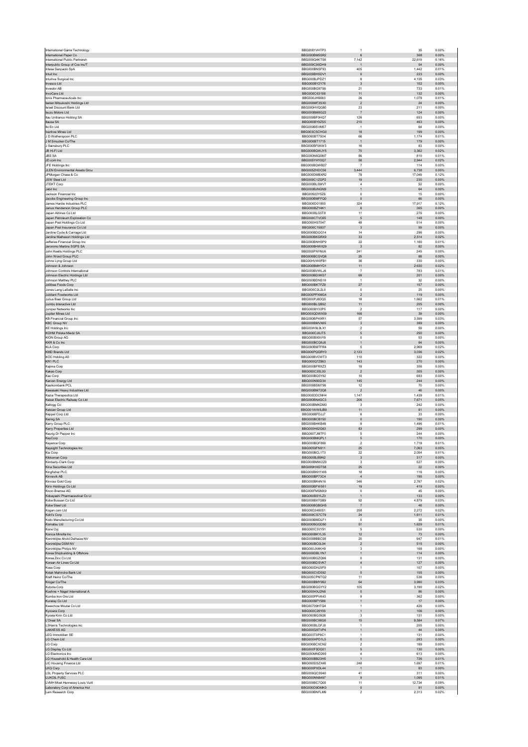| | | | | |
|---|---|---|---|---|
| International Game Technology | BBG0081VHTP3 | 1 | 35 | 0.00% |
| International Paper Co | BBG000BM5SR2 | 6 | 368 | 0.00% |
| International Public Partnersh | BBG000Q4KTS6 | 7,142 | 22,619 | 0.16% |
| Interpublic Group of Cos Inc/T | BBG000C90DH9 | 1 | 54 | 0.00% |
| Intesa Sanpaolo SpA | BBG000BNSF93 | 405 | 1,442 | 0.01% |
| Intuit Inc | BBG000BH5DV1 | 0 | 223 | 0.00% |
| Intuitive Surgical Inc | BBG000BJPDZ1 | 8 | 4,135 | 0.03% |
| Invesco Ltd | BBG000BY2Y78 | 3 | 102 | 0.00% |
| Investor AB | BBG000BG97S6 | 21 | 733 | 0.01% |
| InvoCare Ltd | BBG000C63188 | 11 | 132 | 0.00% |
| Ionis Pharmaceuticals Inc | BBG000JH6683 | 26 | 1,078 | 0.01% |
| Isetan Mitsukoshi Holdings Ltd | BBG000MF3SX0 | 2 | 24 | 0.00% |
| Israel Discount Bank Ltd | BBG000HVQG80 | 23 | 211 | 0.00% |
| Isuzu Motors Ltd | BBG000BM8G22 | 7 | 124 | 0.00% |
| Itau Unibanco Holding SA | BBG000BF0HQ7 | 126 | 653 | 0.00% |
| Itausa SA | BBG000BY9ZS5 | 210 | 463 | 0.00% |
| Ito En Ltd | BBG000BSVM57 | 1 | 64 | 0.00% |
| Ivanhoe Mines Ltd | BBG003CSCHG0 | 18 | 199 | 0.00% |
| J D Wetherspoon PLC | BBG000BT7S04 | 66 | 1,174 | 0.01% |
| J M Smucker Co/The | BBG000BT1715 | 1 | 179 | 0.00% |
| J Sainsbury PLC | BBG000BF0KW3 | 16 | 83 | 0.00% |
| JB Hi-Fi Ltd | BBG000BQWJY5 | 70 | 3,362 | 0.02% |
| JBS SA | BBG000N6Q0M7 | 86 | 810 | 0.01% |
| JD.com Inc | BBG005YHY0Q7 | 58 | 2,944 | 0.02% |
| JFE Holdings Inc | BBG000BQWB27 | 7 | 114 | 0.00% |
| JLEN Environmental Assets Grou | BBG005ZHDC56 | 3,444 | 6,738 | 0.05% |
| JPMorgan Chase & Co | BBG000DMBXR2 | 78 | 17,049 | 0.12% |
| JSW Steel Ltd | BBG000C1ZGP2 | 19 | 230 | 0.00% |
| JTEKT Corp | BBG000BLSMV7 | 4 | 52 | 0.00% |
| Jabil Inc | BBG000BJNGN9 | 1 | 64 | 0.00% |
| Jackson Financial Inc | BBG00922Y5Z6 | 0 | 15 | 0.00% |
| Jacobs Engineering Group Inc | BBG000BMFFQ0 | 0 | 66 | 0.00% |
| James Hardie Industries PLC | BBG000D01850 | 324 | 17,917 | 0.12% |
| Janus Henderson Group PLC | BBG000BZY4K1 | 6 | 365 | 0.00% |
| Japan Airlines Co Ltd | BBG0038LG5T8 | 11 | 276 | 0.00% |
| Japan Petroleum Exploration Co | BBG000CTVC65 | 5 | 148 | 0.00% |
| Japan Post Holdings Co Ltd | BBG000HS7047 | 48 | 514 | 0.00% |
| Japan Post Insurance Co Ltd | BBG000C15837 | 3 | 59 | 0.00% |
| Jardine Cycle & Carriage Ltd | BBG000BDGG14 | 14 | 296 | 0.00% |
| Jardine Matheson Holdings Ltd | BBG000BKGRX9 | 33 | 2,514 | 0.02% |
| Jefferies Financial Group Inc | BBG000BNHSP9 | 22 | 1,180 | 0.01% |
| Jeronimo Martins SGPS SA | BBG000BHWX29 | 3 | 82 | 0.00% |
| John Keells Holdings PLC | BBG000FNYMJ6 | 241 | 245 | 0.00% |
| John Wood Group PLC | BBG000BCGVQ6 | 25 | 88 | 0.00% |
| Johns Lyng Group Ltd | BBG00HVW0FB1 | 36 | 330 | 0.00% |
| Johnson & Johnson | BBG000BMHYD1 | 11 | 2,630 | 0.02% |
| Johnson Controls International | BBG000BVWLJ6 | 7 | 783 | 0.01% |
| Johnson Electric Holdings Ltd | BBG000BDXKS7 | 69 | 201 | 0.00% |
| Johnson Matthey PLC | BBG000BDNS10 | 1 | 32 | 0.00% |
| Jollibee Foods Corp | BBG000BKTFZ9 | 27 | 157 | 0.00% |
| Jones Lang LaSalle Inc | BBG000C2L2L0 | 0 | 25 | 0.00% |
| Jubilant Foodworks Ltd | BBG000PPXMG4 | 2 | 119 | 0.00% |
| Julius Baer Group Ltd | BBG000PJ8DQ5 | 18 | 1,662 | 0.01% |
| Jumbo Interactive Ltd | BBG000BLQB52 | 11 | 205 | 0.00% |
| Juniper Networks Inc | BBG000BY33P5 | 2 | 117 | 0.00% |
| Jupiter Mines Ltd | BBG000QDWX59 | 168 | 39 | 0.00% |
| KB Financial Group Inc | BBG000BPHXR1 | 57 | 3,599 | 0.03% |
| KBC Group NV | BBG000BMVX65 | 3 | 389 | 0.00% |
| KE Holdings Inc | BBG00W9L9LX1 | 2 | 59 | 0.00% |
| KGHM Polska Miedz SA | BBG000CJ6JT5 | 5 | 250 | 0.00% |
| KION Group AG | BBG000BX9VY9 | 0 | 53 | 0.00% |
| KKR & Co Inc | BBG000BCQ6J8 | 1 | 84 | 0.00% |
| KLA Corp | BBG000BMTFR4 | 5 | 2,969 | 0.02% |
| KMD Brands Ltd | BBG000PQGRY0 | 2,123 | 3,036 | 0.02% |
| KOC Holding AS | BBG000BVCWT3 | 110 | 322 | 0.00% |
| KR1 PLC | BBG000Q7Z863 | 143 | 270 | 0.00% |
| Kajima Corp | BBG000BFRXZ3 | 19 | 306 | 0.00% |
| Kakao Corp | BBG000C3SL93 | 2 | 305 | 0.00% |
| Kao Corp | BBG000BG5Y92 | 10 | 683 | 0.00% |
| Karoon Energy Ltd | BBG000N80D34 | 145 | 244 | 0.00% |
| Kasikornbank PCL | BBG000BSM796 | 12 | 70 | 0.00% |
| Kawasaki Heavy Industries Ltd | BBG000BM72Q8 | 2 | 46 | 0.00% |
| Kazia Therapeutics Ltd | BBG000DDCNH4 | 1,147 | 1,439 | 0.01% |
| Keisei Electric Railway Co Ltd | BBG000BN4GC3 | 206 | 7,671 | 0.05% |
| Kellogg Co | BBG000BMKDM3 | 3 | 242 | 0.00% |
| Kelsian Group Ltd | BBG001WW8JE9 | 11 | 81 | 0.00% |
| Keppel Corp Ltd | BBG000BFDJJ7 | 6 | 33 | 0.00% |
| Kering SA | BBG000BCB150 | 0 | 190 | 0.00% |
| Kerry Group PLC | BBG000BHKB48 | 9 | 1,496 | 0.01% |
| Kerry Properties Ltd | BBG000H62G63 | 83 | 299 | 0.00% |
| Keurig Dr Pepper Inc | BBG000TJM7F0 | 5 | 244 | 0.00% |
| KeyCorp | BBG000BMQPL1 | 5 | 170 | 0.00% |
| Keyence Corp | BBG000BQF869 | 2 | 1,718 | 0.01% |
| Keysight Technologies Inc | BBG0059FN811 | 25 | 7,063 | 0.05% |
| Kia Corp | BBG000BCL1T3 | 22 | 2,054 | 0.01% |
| Kikkoman Corp | BBG000BJ89N2 | 3 | 317 | 0.00% |
| Kimberly-Clark Corp | BBG000BMW2Z0 | 3 | 527 | 0.00% |
| Kina Securities Ltd | BBG009HXGTS8 | 25 | 22 | 0.00% |
| Kingfisher PLC | BBG000BKH1W6 | 18 | 116 | 0.00% |
| Kinnevik AB | BBG000BP73C4 | 4 | 195 | 0.00% |
| Kinross Gold Corp | BBG000BK4N16 | 346 | 2,767 | 0.02% |
| Kirin Holdings Co Ltd | BBG000BFWS51 | 19 | 419 | 0.00% |
| Knorr-Bremse AG | BBG000FMSMX9 | 0 | 45 | 0.00% |
| Kobayashi Pharmaceutical Co Lt | BBG000BSYLZ3 | 1 | 133 | 0.00% |
| Kobe Bussan Co Ltd | BBG000BX7GB9 | 92 | 4,879 | 0.03% |
| Kobe Steel Ltd | BBG000BGBGH5 | 7 | 48 | 0.00% |
| Kogan.com Ltd | BBG00D2480S1 | 258 | 2,272 | 0.02% |
| Kohl's Corp | BBG000CS7CT9 | 24 | 1,611 | 0.01% |
| Koito Manufacturing Co Ltd | BBG000BMDLF1 | 0 | 35 | 0.00% |
| Komatsu Ltd | BBG000BGGD50 | 51 | 1,629 | 0.01% |
| Kone Oyj | BBG000C3VY91 | 5 | 530 | 0.00% |
| Konica Minolta Inc | BBG000BKYL35 | 12 | 73 | 0.00% |
| Koninklijke Ahold Delhaize NV | BBG000BBBC58 | 20 | 947 | 0.01% |
| Koninklijke DSM NV | BBG000BC0L94 | 2 | 515 | 0.00% |
| Koninklijke Philips NV | BBG000JX4KH9 | 3 | 168 | 0.00% |
| Korea Shipbuilding & Offshore | BBG000DBLYN7 | 1 | 114 | 0.00% |
| Korea Zinc Co Ltd | BBG000BGZQ96 | 0 | 131 | 0.00% |
| Korean Air Lines Co Ltd | BBG000BDSVK7 | 4 | 127 | 0.00% |
| Kose Corp | BBG000DHJ5F9 | 1 | 107 | 0.00% |
| Kotak Mahindra Bank Ltd | BBG000CVD592 | 5 | 155 | 0.00% |
| Kraft Heinz Co/The | BBG005CPNTQ2 | 11 | 536 | 0.00% |
| Kroger Co/The | BBG000BMY992 | 64 | 3,990 | 0.03% |
| Kubota Corp | BBG000BGGYY2 | 105 | 3,190 | 0.02% |
| Kuehne + Nagel International A | BBG000HXJ2N8 | 0 | 86 | 0.00% |
| Kumba Iron Ore Ltd | BBG000PPVK43 | 9 | 362 | 0.00% |
| Kuraray Co Ltd | BBG000BFY586 | 1 | 17 | 0.00% |
| Kweichow Moutai Co Ltd | BBG00709HTQ4 | 1 | 426 | 0.00% |
| Kyocera Corp | BBG000C26Y00 | 1 | 106 | 0.00% |
| Kyowa Kirin Co Ltd | BBG000BG3926 | 3 | 131 | 0.00% |
| L'Oreal SA | BBG000BC98G6 | 15 | 9,584 | 0.07% |
| L3Harris Technologies Inc | BBG000BLGFJ9 | 1 | 205 | 0.00% |
| LANXESS AG | BBG000Q9TVP4 | 1 | 44 | 0.00% |
| LEG Immobilien SE | BBG003T0P9C1 | 1 | 131 | 0.00% |
| LG Chem Ltd | BBG000HPD1L5 | 0 | 283 | 0.00% |
| LG Corp | BBG000BCXCN2 | 2 | 189 | 0.00% |
| LG Display Co Ltd | BBG000F5DG01 | 5 | 130 | 0.00% |
| LG Electronics Inc | BBG000MND269 | 4 | 613 | 0.00% |
| LG Household & Health Care Ltd | BBG000BB23H5 | 1 | 726 | 0.01% |
| LIC Housing Finance Ltd | BBG000D5ZX48 | 248 | 1,697 | 0.01% |
| LKQ Corp | BBG000PXDL44 | 1 | 83 | 0.00% |
| LSL Property Services PLC | BBG000QCS940 | 41 | 311 | 0.00% |
| LUKOIL PJSC | BBG000NN8497 | 9 | 1,095 | 0.01% |
| LVMH Moet Hennessy Louis Vuitt | BBG000BC7Q05 | 11 | 12,734 | 0.09% |
| Laboratory Corp of America Hol | BBG000D9DMK0 | 0 | 91 | 0.00% |
| Lam Research Corp | BBG000BNFLM9 | 2 | 2,313 | 0.02% |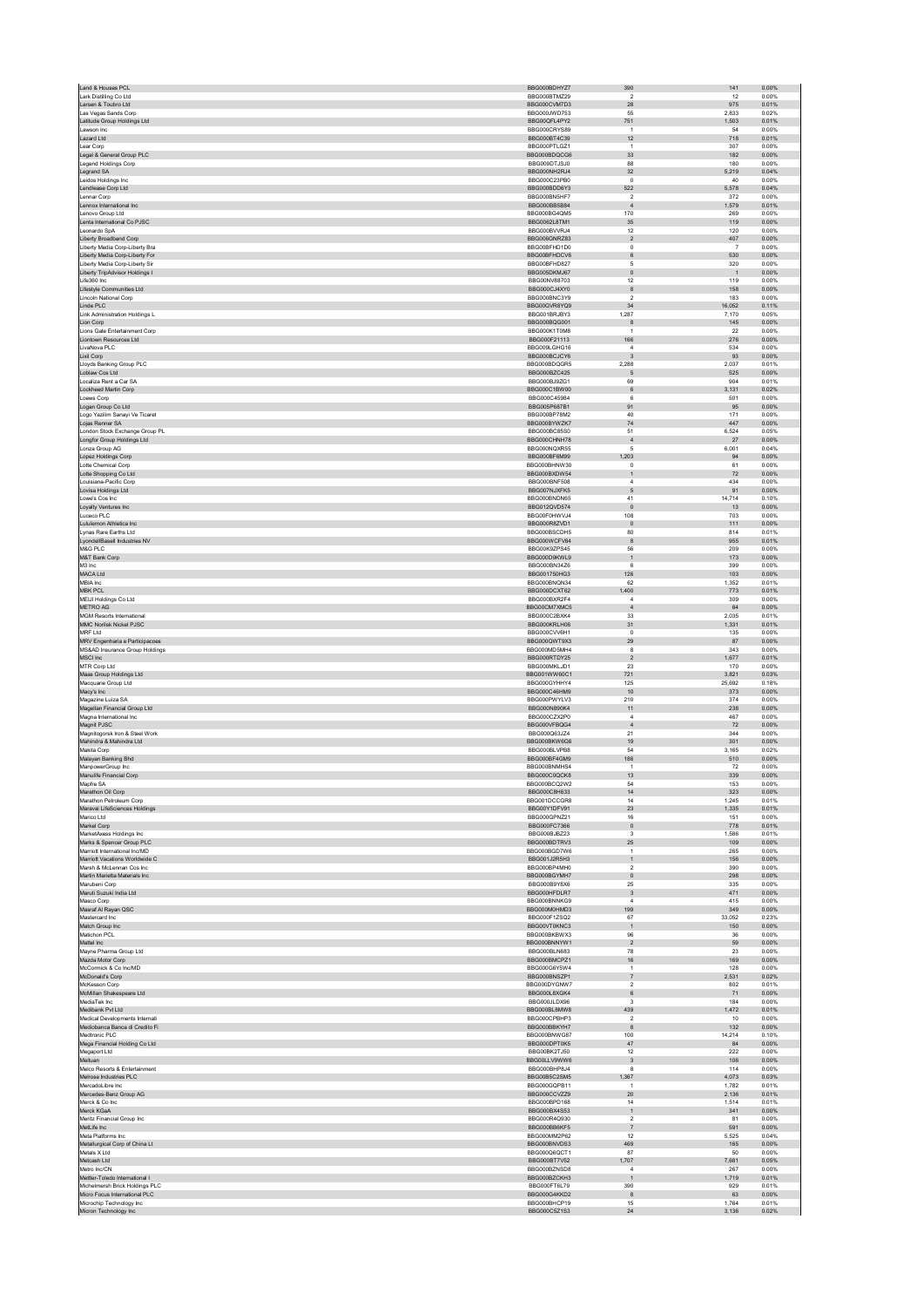| Land & Houses PCL | BBG000BDHYZ7 | 390 | 141 | 0.00% |
|---|---|---|---|---|
| Lark Distilling Co Ltd | BBG00BTMZ29 | 2 | 12 | 0.00% |
| Larsen & Toubro Ltd | BBG000CVM7D3 | 28 | 975 | 0.01% |
| Las Vegas Sands Corp | BBG000JWD753 | 55 | 2,833 | 0.02% |
| Latitude Group Holdings Ltd | BBG00QFL4PY2 | 751 | 1,503 | 0.01% |
| Lawson Inc | BBG000CRYS89 | 1 | 54 | 0.00% |
| Lazard Ltd | BBG000BT4C39 | 12 | 718 | 0.01% |
| Lear Corp | BBG000PTLGZ1 | 1 | 307 | 0.00% |
| Legal & General Group PLC | BBG000BDQCG6 | 33 | 182 | 0.00% |
| Legend Holdings Corp | BBG009DTJSJ0 | 88 | 180 | 0.00% |
| Legrand SA | BBG000NH2RJ4 | 32 | 5,219 | 0.04% |
| Leidos Holdings Inc | BBG000C23PB0 | 0 | 40 | 0.00% |
| Lendlease Corp Ltd | BBG000BDD6Y3 | 522 | 5,578 | 0.04% |
| Lennar Corp | BBG000BNSHF7 | 2 | 372 | 0.00% |
| Lennox International Inc | BBG000BB5B84 | 4 | 1,579 | 0.01% |
| Lenovo Group Ltd | BBG000BG4QM5 | 170 | 269 | 0.00% |
| Lenta International Co PJSC | BBG0062L8TM1 | 35 | 119 | 0.00% |
| Leonardo SpA | BBG000BVVRJ4 | 12 | 120 | 0.00% |
| Liberty Broadband Corp | BBG006GNRZ83 | 2 | 407 | 0.00% |
| Liberty Media Corp-Liberty Bra | BBG00BFHD1D0 | 0 | 7 | 0.00% |
| Liberty Media Corp-Liberty For | BBG00BFHDCV6 | 6 | 530 | 0.00% |
| Liberty Media Corp-Liberty Sir | BBG00BFHD827 | 5 | 320 | 0.00% |
| Liberty TripAdvisor Holdings I | BBG005DKMJ67 | 0 | 1 | 0.00% |
| Life360 Inc | BBG00NV88703 | 12 | 119 | 0.00% |
| Lifestyle Communities Ltd | BBG000CJ4XY0 | 8 | 158 | 0.00% |
| Lincoln National Corp | BBG000BNC3Y9 | 2 | 183 | 0.00% |
| Linde PLC | BBG00GVR8YQ9 | 34 | 16,052 | 0.11% |
| Link Administration Holdings L | BBG001BRJBY3 | 1,287 | 7,170 | 0.05% |
| Lion Corp | BBG000BQG001 | 8 | 145 | 0.00% |
| Lions Gate Entertainment Corp | BBG000K1T0M8 | 1 | 22 | 0.00% |
| Liontown Resources Ltd | BBG000F21113 | 166 | 276 | 0.00% |
| LivaNova PLC | BBG009LGHG16 | 4 | 534 | 0.00% |
| Lixil Corp | BBG000BCJCY6 | 3 | 93 | 0.00% |
| Lloyds Banking Group PLC | BBG000BDQGR5 | 2,288 | 2,037 | 0.01% |
| Loblaw Cos Ltd | BBG000BZC425 | 5 | 525 | 0.00% |
| Localiza Rent a Car SA | BBG000BJ9ZG1 | 69 | 904 | 0.01% |
| Lockheed Martin Corp | BBG000C1BW00 | 6 | 3,131 | 0.02% |
| Loews Corp | BBG000C45984 | 6 | 501 | 0.00% |
| Logan Group Co Ltd | BBG005P687B1 | 91 | 95 | 0.00% |
| Logo Yazilim Sanayi Ve Ticaret | BBG000BP78M2 | 40 | 171 | 0.00% |
| Lojas Renner SA | BBG000BYWZK7 | 74 | 447 | 0.00% |
| London Stock Exchange Group PL | BBG000BC85S0 | 51 | 6,524 | 0.05% |
| Longfor Group Holdings Ltd | BBG000CHNH78 | 4 | 27 | 0.00% |
| Lonza Group AG | BBG000NQXR55 | 5 | 6,001 | 0.04% |
| Lopez Holdings Corp | BBG000BF8M99 | 1,203 | 94 | 0.00% |
| Lotte Chemical Corp | BBG000BHNW30 | 0 | 61 | 0.00% |
| Lotte Shopping Co Ltd | BBG000BXDW54 | 1 | 72 | 0.00% |
| Louisiana-Pacific Corp | BBG000BNF508 | 4 | 434 | 0.00% |
| Lovisa Holdings Ltd | BBG007NJXFK5 | 5 | 91 | 0.00% |
| Lowe's Cos Inc | BBG000BNDN65 | 41 | 14,714 | 0.10% |
| Loyalty Ventures Inc | BBG012QVD574 | 0 | 13 | 0.00% |
| Lucaco PLC | BBG00F0HWVJ4 | 108 | 703 | 0.00% |
| Lululemon Athletica Inc | BBG000R8ZVD1 | 0 | 111 | 0.00% |
| Lynas Rare Earths Ltd | BBG000BSCDH5 | 80 | 814 | 0.01% |
| LyondellBasell Industries NV | BBG000WCFV84 | 8 | 955 | 0.01% |
| M&G PLC | BBG00K9ZPS45 | 56 | 209 | 0.00% |
| M&T Bank Corp | BBG000D9KWL9 | 1 | 173 | 0.00% |
| M3 Inc | BBG000BN34Z6 | 6 | 399 | 0.00% |
| MACA Ltd | BBG001T50HG3 | 126 | 103 | 0.00% |
| MBIA Inc | BBG000BNQN34 | 62 | 1,352 | 0.01% |
| MBK PCL | BBG000DCXT62 | 1,400 | 773 | 0.01% |
| MEIJI Holdings Co Ltd | BBG000BXR2F4 | 4 | 309 | 0.00% |
| METRO AG | BBG00CM7XMC5 | 4 | 64 | 0.00% |
| MGM Resorts International | BBG000C2BXK4 | 33 | 2,035 | 0.01% |
| MMC Norilsk Nickel PJSC | BBG000KRLH06 | 31 | 1,331 | 0.01% |
| MRF Ltd | BBG000CVV6H1 | 0 | 135 | 0.00% |
| MRV Engenharia e Participacoes | BBG000QWT9X3 | 29 | 87 | 0.00% |
| MS&AD Insurance Group Holdings | BBG000MD5MH4 | 8 | 343 | 0.00% |
| MSCI Inc | BBG000RTDY25 | 2 | 1,677 | 0.01% |
| MTR Corp Ltd | BBG000MKLJD1 | 23 | 170 | 0.00% |
| Maas Group Holdings Ltd | BBG001WW80C1 | 721 | 3,821 | 0.03% |
| Macquarie Group Ltd | BBG000GYHHY4 | 125 | 25,692 | 0.18% |
| Macy's Inc | BBG000C46HM9 | 10 | 373 | 0.00% |
| Magazine Luiza SA | BBG000PWYLV3 | 210 | 374 | 0.00% |
| Magellan Financial Group Ltd | BBG000N890K4 | 11 | 238 | 0.00% |
| Magna International Inc | BBG000CZX2P0 | 4 | 467 | 0.00% |
| Magnit PJSC | BBG000VFBQG4 | 4 | 72 | 0.00% |
| Magnitogorsk Iron & Steel Work | BBG000Q63JZ4 | 21 | 344 | 0.00% |
| Mahindra & Mahindra Ltd | BBG000BKW6G6 | 19 | 301 | 0.00% |
| Makita Corp | BBG000BLVPB8 | 54 | 3,165 | 0.02% |
| Malayan Banking Bhd | BBG000BF4QM9 | 186 | 510 | 0.00% |
| ManpowerGroup Inc | BBG000BNMHS4 | 1 | 72 | 0.00% |
| Manulife Financial Corp | BBG000C0QCK8 | 13 | 339 | 0.00% |
| Mapfre SA | BBG000BCQ2W2 | 54 | 153 | 0.00% |
| Marathon Oil Corp | BBG000C8H633 | 14 | 323 | 0.00% |
| Marathon Petroleum Corp | BBG001DCCGR8 | 14 | 1,245 | 0.01% |
| Marava LifeSciences Holdings | BBG00Y1DFV91 | 23 | 1,335 | 0.01% |
| Marico Ltd | BBG000GPNZ21 | 16 | 151 | 0.00% |
| Markel Corp | BBG000FC7366 | 0 | 778 | 0.01% |
| MarketAxess Holdings Inc | BBG000BJBZ23 | 3 | 1,586 | 0.01% |
| Marks & Spencer Group PLC | BBG000BDTRV3 | 25 | 109 | 0.00% |
| Marriott International Inc/MD | BBG000BGD7W6 | 1 | 265 | 0.00% |
| Marriott Vacations Worldwide C | BBG001J2R5H3 | 1 | 156 | 0.00% |
| Marsh & McLennan Cos Inc | BBG000BP4MH0 | 2 | 390 | 0.00% |
| Martin Marietta Materials Inc | BBG000BGYMH7 | 0 | 298 | 0.00% |
| Marubeni Corp | BBG000B9Y8X6 | 25 | 335 | 0.00% |
| Maruti Suzuki India Ltd | BBG000HFDLR7 | 3 | 471 | 0.00% |
| Masco Corp | BBG000BNNKG9 | 4 | 415 | 0.00% |
| Masraf Al Rayan QSC | BBG000M0HMD3 | 199 | 349 | 0.00% |
| Mastercard Inc | BBG000F1ZSQ2 | 67 | 33,052 | 0.23% |
| Match Group Inc | BBG00VT0KNC3 | 1 | 150 | 0.00% |
| Matichon PCL | BBG000BKBWX3 | 96 | 36 | 0.00% |
| Mattel Inc | BBG000BNNYW1 | 2 | 59 | 0.00% |
| Mayne Pharma Group Ltd | BBG000BLN683 | 78 | 23 | 0.00% |
| Mazda Motor Corp | BBG000BMCPZ1 | 16 | 169 | 0.00% |
| McCormick & Co Inc/MD | BBG000G6Y5W4 | 1 | 128 | 0.00% |
| McDonald's Corp | BBG000BNSZP1 | 7 | 2,531 | 0.02% |
| McKesson Corp | BBG000DYGNW7 | 2 | 802 | 0.01% |
| McMillan Shakespeare Ltd | BBG000L8XGK4 | 6 | 71 | 0.00% |
| MediaTek Inc | BBG000JLDX96 | 3 | 184 | 0.00% |
| Medibank Pvt Ltd | BBG000BL8MW8 | 439 | 1,472 | 0.01% |
| Medical Developments Internati | BBG000CPBHP3 | 2 | 10 | 0.00% |
| Mediobanca Banca di Credito Fi | BBG000BBKYH7 | 8 | 132 | 0.00% |
| Medtronic PLC | BBG000BNWG87 | 100 | 14,214 | 0.10% |
| Mega Financial Holding Co Ltd | BBG000DPT0K5 | 47 | 84 | 0.00% |
| Megaport Ltd | BBG00BK2TJ50 | 12 | 222 | 0.00% |
| Meituan | BBG00LLV9WW6 | 3 | 106 | 0.00% |
| Melco Resorts & Entertainment | BBG000BHP8J4 | 8 | 114 | 0.00% |
| Melrose Industries PLC | BBG00B5C2SM5 | 1,367 | 4,073 | 0.03% |
| MercadoLibre Inc | BBG000GQPB11 | 1 | 1,782 | 0.01% |
| Mercedes-Benz Group AG | BBG000CCVZZ9 | 20 | 2,136 | 0.01% |
| Merck & Co Inc | BBG000BPD168 | 14 | 1,514 | 0.01% |
| Merck KGaA | BBG000BX4S53 | 1 | 341 | 0.00% |
| Meritz Financial Group Inc | BBG000R4Q930 | 2 | 81 | 0.00% |
| MetLife Inc | BBG000BB6KF5 | 7 | 591 | 0.00% |
| Meta Platforms Inc | BBG000MM2P62 | 12 | 5,525 | 0.04% |
| Metallurgical Corp of China Lt | BBG000BNVDS3 | 469 | 165 | 0.00% |
| Metals X Ltd | BBG000Q6QCT1 | 87 | 50 | 0.00% |
| Metcash Ltd | BBG000BT7V52 | 1,707 | 7,681 | 0.05% |
| Metro Inc/CN | BBG000BZNSD8 | 4 | 267 | 0.00% |
| Mettler-Toledo International I | BBG000BZCKH3 | 1 | 1,719 | 0.01% |
| Michelmersh Brick Holdings PLC | BBG000FT6L79 | 390 | 929 | 0.01% |
| Micro Focus International PLC | BBG000G4KKD2 | 8 | 63 | 0.00% |
| Microchip Technology Inc | BBG000BHCP19 | 15 | 1,764 | 0.01% |
| Micron Technology Inc | BBG000C5Z1S3 | 24 | 3,136 | 0.02% |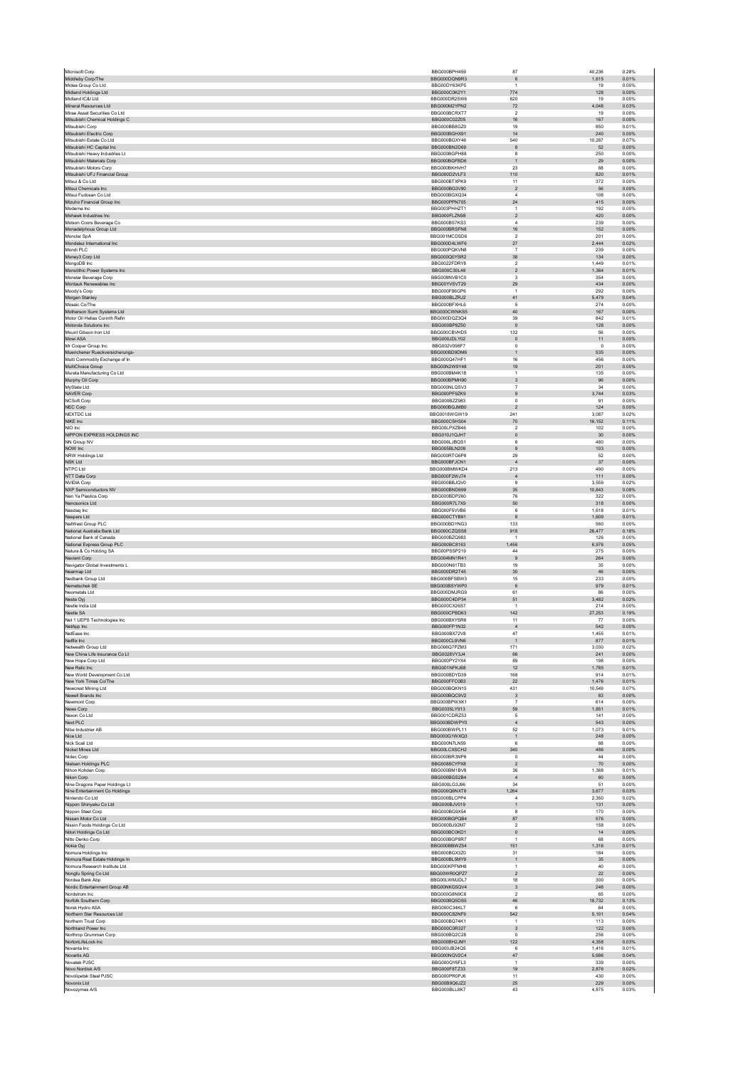| | | | | |
|---|---|---|---|---|
| Microsoft Corp | BBG000BPH459 | 87 | 40,236 | 0.28% |
| Middleby Corp/The | BBG000DQN9R3 | 6 | 1,615 | 0.01% |
| Midea Group Co Ltd | BBG00DY63KP5 | 1 | 19 | 0.00% |
| Midland Holdings Ltd | BBG000C0K2Y1 | 774 | 128 | 0.00% |
| Midland IC&I Ltd | BBG000DR25W6 | 820 | 19 | 0.00% |
| Mineral Resources Ltd | BBG000M2YPN2 | 72 | 4,048 | 0.03% |
| Mirae Asset Securities Co Ltd | BBG000BCRXT7 | 2 | 19 | 0.00% |
| Mitsubishi Chemical Holdings C | BBG000C02Z05 | 16 | 167 | 0.00% |
| Mitsubishi Corp | BBG000BB8GZ0 | 19 | 850 | 0.01% |
| Mitsubishi Electric Corp | BBG000BGHX91 | 14 | 240 | 0.00% |
| Mitsubishi Estate Co Ltd | BBG000BGXY46 | 540 | 10,287 | 0.07% |
| Mitsubishi HC Capital Inc | BBG000BN2D69 | 8 | 52 | 0.00% |
| Mitsubishi Heavy Industries Lt | BBG000BGPH88 | 8 | 250 | 0.00% |
| Mitsubishi Materials Corp | BBG000BGFBD6 | 1 | 29 | 0.00% |
| Mitsubishi Motors Corp | BBG000BKHVH7 | 23 | 88 | 0.00% |
| Mitsubishi UFJ Financial Group | BBG000D2VLF3 | 110 | 820 | 0.01% |
| Mitsui & Co Ltd | BBG000BTXPK9 | 11 | 372 | 0.00% |
| Mitsui Chemicals Inc | BBG000BG3V90 | 2 | 56 | 0.00% |
| Mitsui Fudosan Co Ltd | BBG000BGXQ34 | 4 | 108 | 0.00% |
| Mizuho Financial Group Inc | BBG000PPN705 | 24 | 415 | 0.00% |
| Moderna Inc | BBG003PHHZT1 | 1 | 192 | 0.00% |
| Mohawk Industries Inc | BBG000FLZN98 | 2 | 420 | 0.00% |
| Molson Coors Beverage Co | BBG000BS7KS3 | 4 | 239 | 0.00% |
| Monadelphous Group Ltd | BBG000BRSFN8 | 16 | 152 | 0.00% |
| Moncler SpA | BBG001MCDSD6 | 2 | 201 | 0.00% |
| Mondelez International Inc | BBG000D4LWF6 | 27 | 2,444 | 0.02% |
| Mondi PLC | BBG000PQKVN8 | 7 | 239 | 0.00% |
| Money3 Corp Ltd | BBG000Q0YSR2 | 38 | 134 | 0.00% |
| MongoDB Inc | BBG0022FDRY8 | 2 | 1,449 | 0.01% |
| Monolithic Power Systems Inc | BBG000C30L48 | 2 | 1,364 | 0.01% |
| Monster Beverage Corp | BBG008NVB1C0 | 3 | 354 | 0.00% |
| Montauk Renewables Inc | BBG00YVSVT29 | 29 | 434 | 0.00% |
| Moody's Corp | BBG000F86GP6 | 1 | 292 | 0.00% |
| Morgan Stanley | BBG000BLZRJ2 | 41 | 5,479 | 0.04% |
| Mosaic Co/The | BBG000BFXHL6 | 5 | 274 | 0.00% |
| Motherson Sumi Systems Ltd | BBG000CWNKS5 | 40 | 167 | 0.00% |
| Motor Oil Hellas Corinth Refin | BBG000DGZ3Q4 | 39 | 842 | 0.01% |
| Motorola Solutions Inc | BBG000BP8Z50 | 0 | 128 | 0.00% |
| Mount Gibson Iron Ltd | BBG000CBVHD5 | 132 | 56 | 0.00% |
| Mowi ASA | BBG000JDLY02 | 0 | 11 | 0.00% |
| Mr Cooper Group Inc | BBG002V098F7 | 0 | 0 | 0.00% |
| Muenchener Rueckversicherungs- | BBG000BD9DM6 | 1 | 535 | 0.00% |
| Multi Commodity Exchange of In | BBG000Q47HF1 | 16 | 456 | 0.00% |
| MultiChoice Group | BBG00N2W9Y48 | 19 | 201 | 0.00% |
| Murata Manufacturing Co Ltd | BBG000BM4K18 | 1 | 135 | 0.00% |
| Murphy Oil Corp | BBG000BPMH90 | 3 | 96 | 0.00% |
| MyState Ltd | BBG000NLQSV3 | 7 | 34 | 0.00% |
| NAVER Corp | BBG000PF9ZK9 | 9 | 3,744 | 0.03% |
| NCSoft Corp | BBG000BZZ983 | 0 | 91 | 0.00% |
| NEC Corp | BBG000BGJMB0 | 2 | 124 | 0.00% |
| NEXTDC Ltd | BBG0018WGW19 | 241 | 3,087 | 0.02% |
| NIKE Inc | BBG000C5HS04 | 70 | 16,152 | 0.11% |
| NIO Inc | BBG00LPXZB46 | 2 | 102 | 0.00% |
| NIPPON EXPRESS HOLDINGS INC | BBG010J1QJH7 | 0 | 30 | 0.00% |
| NN Group NV | BBG006LJBQS1 | 6 | 480 | 0.00% |
| NOW Inc | BBG005BLN209 | 9 | 103 | 0.00% |
| NRW Holdings Ltd | BBG000RTG6P8 | 29 | 52 | 0.00% |
| NSK Ltd | BBG000BFJCN1 | 4 | 37 | 0.00% |
| NTPC Ltd | BBG000BMWKD4 | 213 | 490 | 0.00% |
| NTT Data Corp | BBG000F2WJ74 | 4 | 111 | 0.00% |
| NVIDIA Corp | BBG000BBJQV0 | 9 | 3,559 | 0.02% |
| NXP Semiconductors NV | BBG000BND699 | 35 | 10,843 | 0.08% |
| Nan Ya Plastics Corp | BBG000BDP260 | 76 | 322 | 0.00% |
| Nanosonics Ltd | BBG000R7L7X9 | 50 | 318 | 0.00% |
| Nasdaq Inc | BBG000F5VVB6 | 6 | 1,618 | 0.01% |
| Naspers Ltd | BBG000CTYB91 | 8 | 1,609 | 0.01% |
| NatWest Group PLC | BBG000BDYNG3 | 133 | 560 | 0.00% |
| National Australia Bank Ltd | BBG000CZQSS8 | 918 | 26,477 | 0.18% |
| National Bank of Canada | BBG000BZQ983 | 1 | 126 | 0.00% |
| National Express Group PLC | BBG000BC8163 | 1,456 | 6,976 | 0.05% |
| Natura & Co Holding SA | BBG00PSSP219 | 44 | 275 | 0.00% |
| Navient Corp | BBG004MN1R41 | 9 | 264 | 0.00% |
| Navigator Global Investments L | BBG000N61TB3 | 19 | 35 | 0.00% |
| Nearmap Ltd | BBG000DR2T45 | 30 | 46 | 0.00% |
| Nedbank Group Ltd | BBG000BFSBW3 | 15 | 233 | 0.00% |
| Nemetschek SE | BBG000BSYWP0 | 6 | 979 | 0.01% |
| Neometals Ltd | BBG000DMJRG9 | 61 | 86 | 0.00% |
| Neste Oyj | BBG000C4DP34 | 51 | 3,482 | 0.02% |
| Nestle India Ltd | BBG000CX26S7 | 1 | 214 | 0.00% |
| Nestle SA | BBG000CPBD63 | 142 | 27,253 | 0.19% |
| Net 1 UEPS Technologies Inc | BBG000BXYSR6 | 11 | 77 | 0.00% |
| NetApp Inc | BBG000FP1N32 | 4 | 542 | 0.00% |
| NetEase Inc | BBG000BX72V8 | 47 | 1,455 | 0.01% |
| Netflix Inc | BBG000CL9VN6 | 1 | 877 | 0.01% |
| Netwealth Group Ltd | BBG00GQ7PZM3 | 171 | 3,030 | 0.02% |
| New China Life Insurance Co Lt | BBG0028VY3J4 | 66 | 241 | 0.00% |
| New Hope Corp Ltd | BBG000PY2YX4 | 89 | 198 | 0.00% |
| New Relic Inc | BBG001NFKJ68 | 12 | 1,785 | 0.01% |
| New World Development Co Ltd | BBG000BDYD39 | 168 | 914 | 0.01% |
| New York Times Co/The | BBG000FFC0B3 | 22 | 1,476 | 0.01% |
| Newcrest Mining Ltd | BBG000BQKN15 | 431 | 10,549 | 0.07% |
| Newell Brands Inc | BBG000BQC9V2 | 3 | 83 | 0.00% |
| Newmont Corp | BBG000BPWXK1 | 7 | 614 | 0.00% |
| News Corp | BBG00SLY913 | 59 | 1,851 | 0.01% |
| Nexon Co Ltd | BBG001CDRZ53 | 5 | 141 | 0.00% |
| Next PLC | BBG000BDWPY0 | 4 | 543 | 0.00% |
| Nibe Industrier AB | BBG000BWPL11 | 52 | 1,073 | 0.01% |
| Nice Ltd | BBG000C1WXQ3 | 1 | 248 | 0.00% |
| Nick Scali Ltd | BBG000N7LN59 | 6 | 88 | 0.00% |
| Nickel Mines Ltd | BBG00LCXSCH2 | 340 | 486 | 0.00% |
| Nidec Corp | BBG000BR3NP6 | 0 | 44 | 0.00% |
| Nielsen Holdings PLC | BBG0088CYPX8 | 2 | 70 | 0.00% |
| Nihon Kohden Corp | BBG000BM1BV8 | 36 | 1,368 | 0.01% |
| Nikon Corp | BBG000BGS2B4 | 4 | 60 | 0.00% |
| Nine Dragons Paper Holdings Lt | BBG000LG3J96 | 34 | 51 | 0.00% |
| Nine Entertainment Co Holdings | BBG000Q6NXT8 | 1,264 | 3,677 | 0.03% |
| Nintendo Co Ltd | BBG000BLCPP4 | 4 | 2,350 | 0.02% |
| Nippon Shinyaku Co Ltd | BBG000BJV019 | 1 | 131 | 0.00% |
| Nippon Steel Corp | BBG000BG9X54 | 8 | 170 | 0.00% |
| Nissan Motor Co Ltd | BBG000BGPQB4 | 87 | 576 | 0.00% |
| Nissin Foods Holdings Co Ltd | BBG000BJ92M7 | 2 | 158 | 0.00% |
| Nitori Holdings Co Ltd | BBG000BC0KD1 | 0 | 14 | 0.00% |
| Nitto Denko Corp | BBG000BGP8R7 | 1 | 68 | 0.00% |
| Nokia Oyj | BBG000BBWZ54 | 151 | 1,316 | 0.01% |
| Nomura Holdings Inc | BBG000BGX3Z0 | 31 | 184 | 0.00% |
| Nomura Real Estate Holdings In | BBG000BL9MY9 | 1 | 35 | 0.00% |
| Nomura Research Institute Ltd | BBG000KPFMH8 | 1 | 40 | 0.00% |
| Nongfu Spring Co Ltd | BBG00WR0QPZ7 | 2 | 22 | 0.00% |
| Nordea Bank Abp | BBG00LWMJDL7 | 18 | 300 | 0.00% |
| Nordic Entertainment Group AB | BBG00NKG5QV4 | 3 | 246 | 0.00% |
| Nordstrom Inc | BBG000G8N9C6 | 2 | 65 | 0.00% |
| Norfolk Southern Corp | BBG000BQ5DS5 | 46 | 18,732 | 0.13% |
| Norsk Hydro ASA | BBG000C34KL7 | 6 | 64 | 0.00% |
| Northern Star Resources Ltd | BBG000C82NF9 | 542 | 5,101 | 0.04% |
| Northern Trust Corp | BBG000BQ74K1 | 1 | 113 | 0.00% |
| Northland Power Inc | BBG000C0R327 | 3 | 122 | 0.00% |
| Northrop Grumman Corp | BBG000BQ2C28 | 0 | 256 | 0.00% |
| NortonLifeLock Inc | BBG000BH2JM1 | 122 | 4,358 | 0.03% |
| Novanta Inc | BBG000JB24Q5 | 6 | 1,416 | 0.01% |
| Novartis AG | BBG000NQV2C4 | 47 | 5,686 | 0.04% |
| Novatek PJSC | BBG000QY6FL3 | 1 | 339 | 0.00% |
| Novo Nordisk A/S | BBG000F8TZ33 | 19 | 2,876 | 0.02% |
| Novolipetsk Steel PJSC | BBG000PR0PJ6 | 11 | 430 | 0.00% |
| Novonix Ltd | BBG00B9Q6JZ2 | 25 | 229 | 0.00% |
| Novozymes A/S | BBG000BLL8K7 | 43 | 4,875 | 0.03% |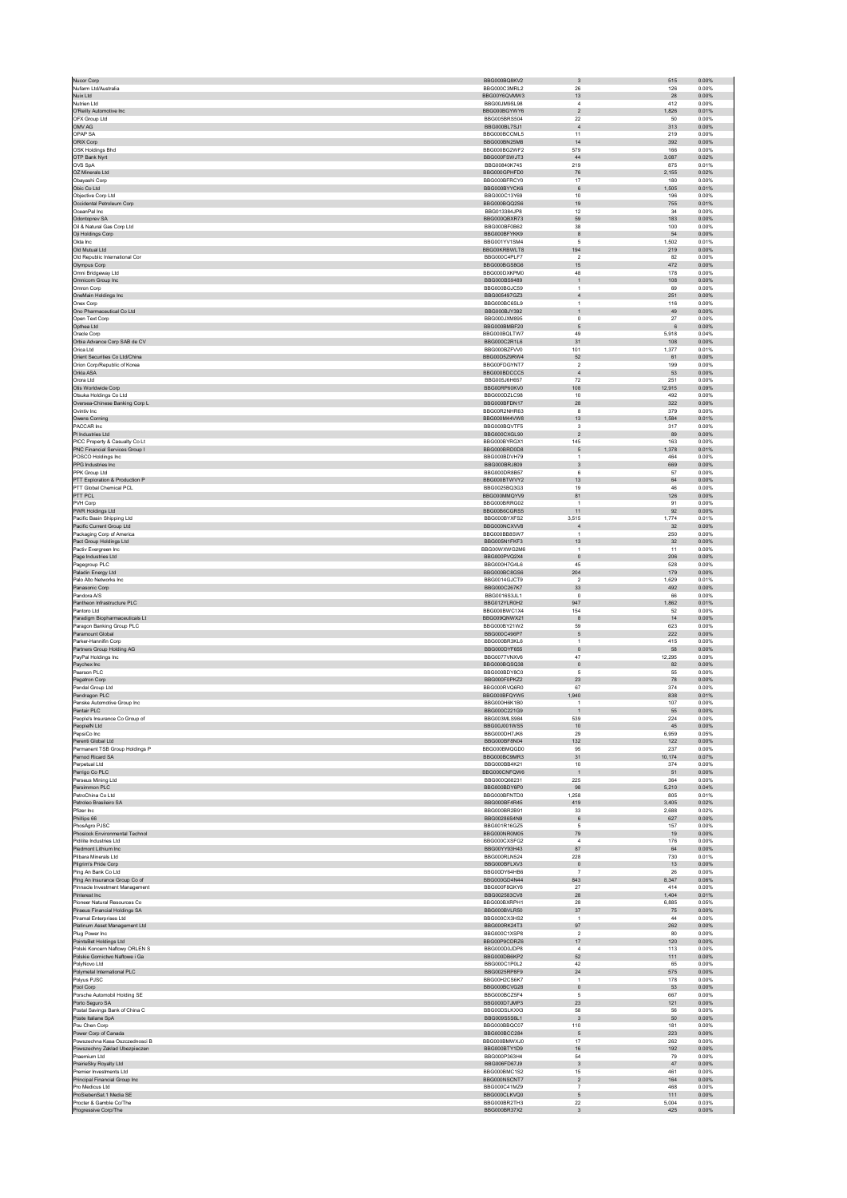| | | | | |
|---|---|---|---|---|
| Nucor Corp | BBG000BQ8KV2 | 3 | 515 | 0.00% |
| Nufarm Ltd/Australia | BBG000C3MRL2 | 26 | 126 | 0.00% |
| Nuix Ltd | BBG00Y6QVMW3 | 13 | 28 | 0.00% |
| Nutrien Ltd | BBG00JM9SL98 | 4 | 412 | 0.00% |
| O'Reilly Automotive Inc | BBG000BGYWY6 | 2 | 1,826 | 0.01% |
| OFX Group Ltd | BBG005BRS504 | 22 | 50 | 0.00% |
| OMV AG | BBG000BL7SJ1 | 4 | 313 | 0.00% |
| OPAP SA | BBG000BCCML5 | 11 | 219 | 0.00% |
| ORIX Corp | BBG000BN25M8 | 14 | 392 | 0.00% |
| OSK Holdings Bhd | BBG000BG2WF2 | 579 | 166 | 0.00% |
| OTP Bank Nyrt | BBG000FSWJT3 | 44 | 3,087 | 0.02% |
| OVS SpA | BBG0084OK745 | 219 | 875 | 0.01% |
| OZ Minerals Ltd | BBG000GPHFD0 | 76 | 2,155 | 0.02% |
| Obayashi Corp | BBG000BFRCY0 | 17 | 180 | 0.00% |
| Obic Co Ltd | BBG000BYYCK6 | 6 | 1,505 | 0.01% |
| Objective Corp Ltd | BBG000C13Y69 | 10 | 196 | 0.00% |
| Occidental Petroleum Corp | BBG000BQQ2S6 | 19 | 755 | 0.01% |
| OceanPal Inc | BBG013384JP8 | 12 | 34 | 0.00% |
| Odontoprev SA | BBG000QBXR73 | 59 | 183 | 0.00% |
| Oil & Natural Gas Corp Ltd | BBG000BF0B62 | 38 | 100 | 0.00% |
| Oji Holdings Corp | BBG000BFYKK9 | 8 | 54 | 0.00% |
| Okta Inc | BBG001YV1SM4 | 5 | 1,502 | 0.01% |
| Old Mutual Ltd | BBG00KRBWLT8 | 194 | 219 | 0.00% |
| Old Republic International Cor | BBG000C4PLF7 | 2 | 82 | 0.00% |
| Olympus Corp | BBG000BGS8G6 | 15 | 472 | 0.00% |
| Omni Bridgeway Ltd | BBG000DXKPM0 | 48 | 178 | 0.00% |
| Omnicom Group Inc | BBG000BS9489 | 1 | 108 | 0.00% |
| Omron Corp | BBG000BGJC59 | 1 | 69 | 0.00% |
| OneMain Holdings Inc | BBG005497GZ3 | 4 | 251 | 0.00% |
| Onex Corp | BBG000BC6SL9 | 1 | 116 | 0.00% |
| Ono Pharmaceutical Co Ltd | BBG000BJY392 | 1 | 49 | 0.00% |
| Open Text Corp | BBG000JXM895 | 0 | 27 | 0.00% |
| Opthea Ltd | BBG000BMBF20 | 5 | 6 | 0.00% |
| Oracle Corp | BBG000BQLTW7 | 49 | 5,918 | 0.04% |
| Orbia Advance Corp SAB de CV | BBG000C2R1L6 | 31 | 108 | 0.00% |
| Orica Ltd | BBG000BZFVV0 | 101 | 1,377 | 0.01% |
| Orient Securities Co Ltd/China | BBG00D5Z9RW4 | 52 | 61 | 0.00% |
| Orion Corp/Republic of Korea | BBG00FDGYNT7 | 2 | 199 | 0.00% |
| Orkla ASA | BBG000BDCCC5 | 4 | 53 | 0.00% |
| Orora Ltd | BBG005J6H657 | 72 | 251 | 0.00% |
| Otis Worldwide Corp | BBG00RP60KV0 | 108 | 12,915 | 0.09% |
| Otsuka Holdings Co Ltd | BBG000DZLC98 | 10 | 492 | 0.00% |
| Oversea-Chinese Banking Corp L | BBG000BFDN17 | 28 | 322 | 0.00% |
| Ovintiv Inc | BBG00R2NHR63 | 8 | 379 | 0.00% |
| Owens Corning | BBG000M44VW8 | 13 | 1,584 | 0.01% |
| PACCAR Inc | BBG000BQVTF5 | 3 | 317 | 0.00% |
| PI Industries Ltd | BBG000CXGL90 | 2 | 89 | 0.00% |
| PICC Property & Casualty Co Lt | BBG000BYRGX1 | 145 | 163 | 0.00% |
| PNC Financial Services Group I | BBG000BRD0D8 | 5 | 1,378 | 0.01% |
| POSCO Holdings Inc | BBG000BDVH79 | 1 | 464 | 0.00% |
| PPG Industries Inc | BBG000BRJ809 | 3 | 669 | 0.00% |
| PPK Group Ltd | BBG000DR8B57 | 6 | 57 | 0.00% |
| PTT Exploration & Production P | BBG000BTWVY2 | 13 | 64 | 0.00% |
| PTT Global Chemical PCL | BBG0025BQ3G3 | 19 | 46 | 0.00% |
| PTT PCL | BBG000MMQYV9 | 81 | 126 | 0.00% |
| PVH Corp | BBG000BRRG02 | 1 | 91 | 0.00% |
| PWR Holdings Ltd | BBG00B6CGRS5 | 11 | 92 | 0.00% |
| Pacific Basin Shipping Ltd | BBG000BYXFS2 | 3,515 | 1,774 | 0.01% |
| Pacific Current Group Ltd | BBG000NCXVV8 | 4 | 32 | 0.00% |
| Packaging Corp of America | BBG000BB8SW7 | 1 | 250 | 0.00% |
| Pact Group Holdings Ltd | BBG005N1FKF3 | 13 | 32 | 0.00% |
| Pactiv Evergreen Inc | BBG00WXWG2M6 | 1 | 11 | 0.00% |
| Page Industries Ltd | BBG000PVQ2X4 | 0 | 206 | 0.00% |
| Pagegroup PLC | BBG000H7G4L6 | 45 | 528 | 0.00% |
| Paladin Energy Ltd | BBG000BC8GS6 | 204 | 179 | 0.00% |
| Palo Alto Networks Inc | BBG0014GJCT9 | 2 | 1,629 | 0.01% |
| Panasonic Corp | BBG000C267K7 | 33 | 492 | 0.00% |
| Pandora A/S | BBG0016S3JL1 | 0 | 66 | 0.00% |
| Pantheon Infrastructure PLC | BBG012YLR0H2 | 947 | 1,862 | 0.01% |
| Pantoro Ltd | BBG000BWC1X4 | 154 | 52 | 0.00% |
| Paradigm Biopharmaceuticals Lt | BBG009QNWX21 | 8 | 14 | 0.00% |
| Paragon Banking Group PLC | BBG000BY21W2 | 59 | 623 | 0.00% |
| Paramount Global | BBG000C496P7 | 5 | 222 | 0.00% |
| Parker-Hannifin Corp | BBG000BR3KL6 | 1 | 415 | 0.00% |
| Partners Group Holding AG | BBG000DYF655 | 0 | 58 | 0.00% |
| PayPal Holdings Inc | BBG0077VNXV6 | 47 | 12,295 | 0.09% |
| Paychex Inc | BBG000BQSQ38 | 0 | 82 | 0.00% |
| Pearson PLC | BBG000BDY8C0 | 5 | 55 | 0.00% |
| Pegatron Corp | BBG000F0PKZ2 | 23 | 78 | 0.00% |
| Pendal Group Ltd | BBG000RVQ6R0 | 67 | 374 | 0.00% |
| Pendragon PLC | BBG000BFQYW5 | 1,940 | 838 | 0.01% |
| Penske Automotive Group Inc | BBG000H6K1B0 | 1 | 107 | 0.00% |
| Pentair PLC | BBG000C221G9 | 1 | 55 | 0.00% |
| People's Insurance Co Group of | BBG003MLS984 | 539 | 224 | 0.00% |
| PeopleIN Ltd | BBG00J001WS5 | 10 | 45 | 0.00% |
| PepsiCo Inc | BBG000DH7JK6 | 29 | 6,959 | 0.05% |
| Perenti Global Ltd | BBG000BF8N04 | 132 | 122 | 0.00% |
| Permanent TSB Group Holdings P | BBG000BMQGD0 | 95 | 237 | 0.00% |
| Pernod Ricard SA | BBG000BC9MR3 | 31 | 10,174 | 0.07% |
| Perpetual Ltd | BBG000BB4K21 | 10 | 374 | 0.00% |
| Perrigo Co PLC | BBG000CNFQW6 | 1 | 51 | 0.00% |
| Perseus Mining Ltd | BBG000Q68231 | 225 | 364 | 0.00% |
| Persimmon PLC | BBG000BDY6P0 | 98 | 5,210 | 0.04% |
| PetroChina Co Ltd | BBG000BFNTD0 | 1,258 | 805 | 0.01% |
| Petroleo Brasileiro SA | BBG000BF4R45 | 419 | 3,405 | 0.02% |
| Pfizer Inc | BBG000BR2B91 | 33 | 2,688 | 0.02% |
| Phillips 66 | BBG00286S4N9 | 6 | 627 | 0.00% |
| PhosAgro PJSC | BBG001R16GZ5 | 5 | 157 | 0.00% |
| Phoslock Environmental Technol | BBG000NR0M05 | 79 | 19 | 0.00% |
| Pidilite Industries Ltd | BBG000CXSFG2 | 4 | 176 | 0.00% |
| Piedmont Lithium Inc | BBG00YY93H43 | 87 | 64 | 0.00% |
| Pilbara Minerals Ltd | BBG000RLN524 | 228 | 730 | 0.01% |
| Pilgrim's Pride Corp | BBG000BFLXV3 | 0 | 13 | 0.00% |
| Ping An Bank Co Ltd | BBG000Y64HB6 | 7 | 26 | 0.00% |
| Ping An Insurance Group Co of | BBG000GD4N44 | 843 | 8,347 | 0.06% |
| Pinnacle Investment Management | BBG000F8GKY6 | 27 | 414 | 0.00% |
| Pinterest Inc | BBG002583CV8 | 28 | 1,404 | 0.01% |
| Pioneer Natural Resources Co | BBG000BXRPH1 | 28 | 6,885 | 0.05% |
| Piraeus Financial Holdings SA | BBG000BVLR50 | 37 | 75 | 0.00% |
| Piramal Enterprises Ltd | BBG000CX3HS2 | 1 | 44 | 0.00% |
| Platinum Asset Management Ltd | BBG000RK24T3 | 97 | 262 | 0.00% |
| Plug Power Inc | BBG000C1XSP8 | 2 | 80 | 0.00% |
| PointsBet Holdings Ltd | BBG00P9CDRZ6 | 17 | 120 | 0.00% |
| Polski Koncern Naftowy ORLEN S | BBG000D0JDP8 | 4 | 113 | 0.00% |
| Polskie Gornictwo Naftowe i Ga | BBG000DB6KP2 | 52 | 111 | 0.00% |
| PolyNovo Ltd | BBG000C1P0L2 | 42 | 65 | 0.00% |
| Polymetal International PLC | BBG0025RP8F9 | 24 | 575 | 0.00% |
| Polyus PJSC | BBG00H2CS6K7 | 1 | 178 | 0.00% |
| Pool Corp | BBG000BCVG28 | 0 | 53 | 0.00% |
| Porsche Automobil Holding SE | BBG000BCZ5F4 | 5 | 667 | 0.00% |
| Porto Seguro SA | BBG000D7JMP3 | 23 | 121 | 0.00% |
| Postal Savings Bank of China C | BBG00DSLKXX3 | 58 | 56 | 0.00% |
| Poste Italiane SpA | BBG009S5S6L1 | 3 | 50 | 0.00% |
| Pou Chen Corp | BBG000BBQC07 | 110 | 181 | 0.00% |
| Power Corp of Canada | BBG000BCC284 | 5 | 223 | 0.00% |
| Powszechna Kasa Oszczednosci B | BBG000BMWXJ0 | 17 | 262 | 0.00% |
| Powszechny Zaklad Ubezpieczen | BBG000BTY1D9 | 16 | 192 | 0.00% |
| Praemium Ltd | BBG000P363H4 | 54 | 70 | 0.00% |
| PrairieSky Royalty Ltd | BBG006FD67J9 | 3 | 47 | 0.00% |
| Premier Investments Ltd | BBG000BMC1S2 | 15 | 461 | 0.00% |
| Principal Financial Group Inc | BBG000NSCNT7 | 2 | 164 | 0.00% |
| Pro Medicus Ltd | BBG000C41MZ9 | 7 | 468 | 0.00% |
| ProSiebenSat.1 Media SE | BBG000CLKVQ0 | 5 | 111 | 0.00% |
| Procter & Gamble Co/The | BBG000BR2TH3 | 22 | 5,004 | 0.03% |
| Progressive Corp/The | BBG000BR37X2 | 3 | 425 | 0.00% |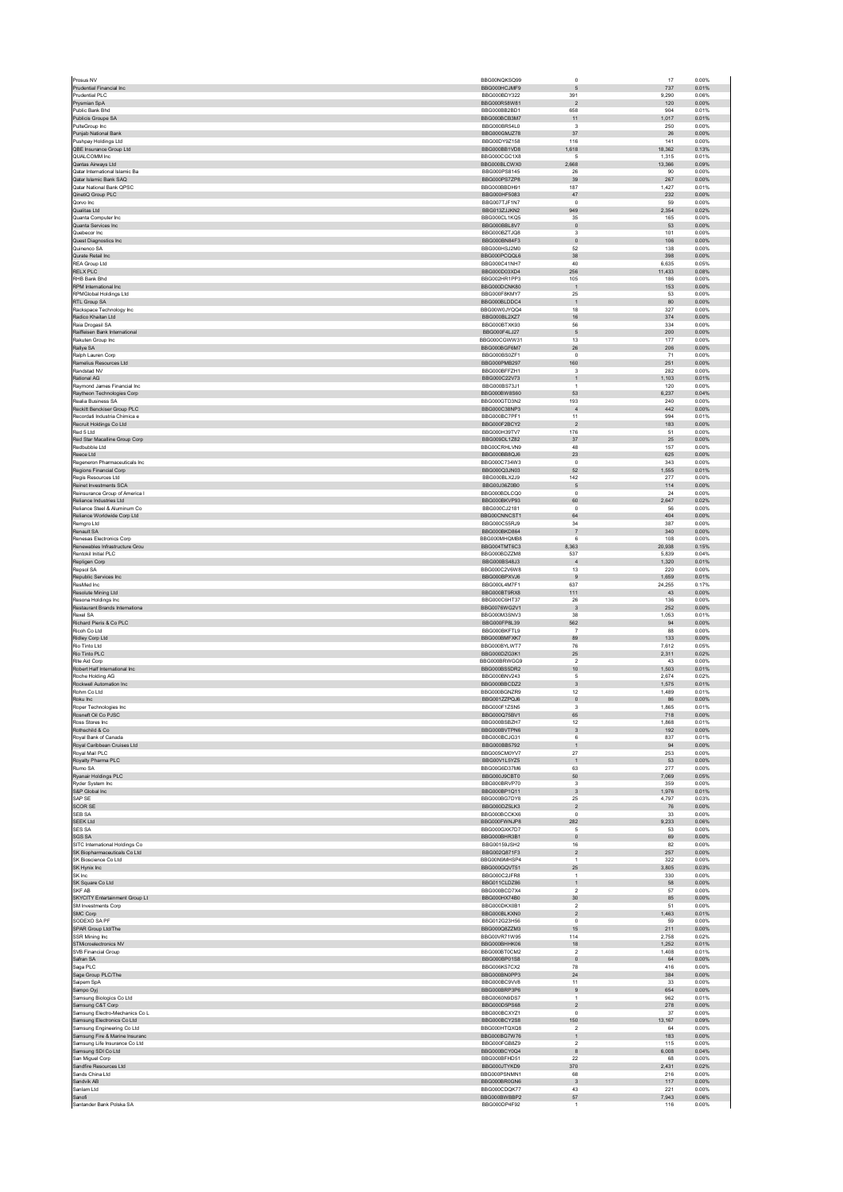| | | | | |
|---|---|---|---|---|
| Prosus NV | BBG00NQKSQ99 | 0 | 17 | 0.00% |
| Prudential Financial Inc | BBG000HCJMF9 | 5 | 737 | 0.01% |
| Prudential PLC | BBG000BDY322 | 391 | 9,290 | 0.06% |
| Prysmian SpA | BBG000R58W81 | 2 | 120 | 0.00% |
| Public Bank Bhd | BBG000BB2BD1 | 658 | 904 | 0.01% |
| Publicis Groupe SA | BBG000BCB3M7 | 11 | 1,017 | 0.01% |
| PulteGroup Inc | BBG000BR54L0 | 3 | 250 | 0.00% |
| Punjab National Bank | BBG000GMJZ78 | 37 | 26 | 0.00% |
| Pushpay Holdings Ltd | BBG00DY9Z158 | 116 | 141 | 0.00% |
| QBE Insurance Group Ltd | BBG000BB1VD8 | 1,618 | 18,362 | 0.13% |
| QUALCOMM Inc | BBG000CGC1X8 | 5 | 1,315 | 0.01% |
| Qantas Airways Ltd | BBG000BLCWX0 | 2,668 | 13,366 | 0.09% |
| Qatar International Islamic Ba | BBG000PS8145 | 26 | 90 | 0.00% |
| Qatar Islamic Bank SAQ | BBG000PS7ZP8 | 39 | 267 | 0.00% |
| Qatar National Bank QPSC | BBG000BBDH91 | 187 | 1,427 | 0.01% |
| QinetiQ Group PLC | BBG000HF5083 | 47 | 232 | 0.00% |
| Qorvo Inc | BBG007TJF1N7 | 0 | 59 | 0.00% |
| Qualitas Ltd | BBG013ZJJKN2 | 949 | 2,354 | 0.02% |
| Quanta Computer Inc | BBG000CL1KQ5 | 35 | 165 | 0.00% |
| Quanta Services Inc | BBG000BBL8V7 | 0 | 53 | 0.00% |
| Quebecor Inc | BBG000BZTJQ8 | 3 | 101 | 0.00% |
| Quest Diagnostics Inc | BBG000BN84F3 | 0 | 106 | 0.00% |
| Quinenco SA | BBG000HSJ2M0 | 52 | 138 | 0.00% |
| Qurate Retail Inc | BBG000PCQQL6 | 38 | 398 | 0.00% |
| REA Group Ltd | BBG000C41NH7 | 40 | 6,635 | 0.05% |
| RELX PLC | BBG000D03XD4 | 256 | 11,433 | 0.08% |
| RHB Bank Bhd | BBG002HR1PP3 | 105 | 186 | 0.00% |
| RPM International Inc | BBG000DCNK80 | 1 | 153 | 0.00% |
| RPMGlobal Holdings Ltd | BBG000F8KMY7 | 25 | 53 | 0.00% |
| RTL Group SA | BBG000BLDDC4 | 1 | 80 | 0.00% |
| Rackspace Technology Inc | BBG00W0JYQQ4 | 18 | 327 | 0.00% |
| Radico Khaitan Ltd | BBG000BL2XZ7 | 16 | 374 | 0.00% |
| Raia Drogasil SA | BBG000BTXK93 | 56 | 334 | 0.00% |
| Raiffeisen Bank International | BBG000F4LJ27 | 5 | 200 | 0.00% |
| Rakuten Group Inc | BBG000CGWW31 | 13 | 177 | 0.00% |
| Rallye SA | BBG000BGF6M7 | 26 | 206 | 0.00% |
| Ralph Lauren Corp | BBG000BS0ZF1 | 0 | 71 | 0.00% |
| Ramelius Resources Ltd | BBG000PMB297 | 160 | 251 | 0.00% |
| Randstad NV | BBG000BFFZH1 | 3 | 282 | 0.00% |
| Rational AG | BBG000C22V73 | 1 | 1,103 | 0.01% |
| Raymond James Financial Inc | BBG000BS73J1 | 1 | 120 | 0.00% |
| Raytheon Technologies Corp | BBG000BW8S60 | 53 | 6,237 | 0.04% |
| Realia Business SA | BBG000GTD3N2 | 193 | 240 | 0.00% |
| Reckitt Benckiser Group PLC | BBG000C38NP3 | 4 | 442 | 0.00% |
| Recordati Industria Chimica e | BBG000BC7PF1 | 11 | 994 | 0.01% |
| Recruit Holdings Co Ltd | BBG000F2BCY2 | 2 | 183 | 0.00% |
| Red 5 Ltd | BBG000H39TV7 | 176 | 51 | 0.00% |
| Red Star Macalline Group Corp | BBG009DL1Z82 | 37 | 25 | 0.00% |
| Redbubble Ltd | BBG00CRHLVN9 | 48 | 157 | 0.00% |
| Reece Ltd | BBG000BB8QJ6 | 23 | 625 | 0.00% |
| Regeneron Pharmaceuticals Inc | BBG000C734W3 | 0 | 343 | 0.00% |
| Regions Financial Corp | BBG000Q3JN03 | 52 | 1,555 | 0.01% |
| Regis Resources Ltd | BBG000BLX2J9 | 142 | 277 | 0.00% |
| Reinet Investments SCA | BBG00J36Z0B0 | 5 | 114 | 0.00% |
| Reinsurance Group of America I | BBG000BDLCQ0 | 0 | 24 | 0.00% |
| Reliance Industries Ltd | BBG000BKVP93 | 60 | 2,647 | 0.02% |
| Reliance Steel & Aluminum Co | BBG000CJ2181 | 0 | 56 | 0.00% |
| Reliance Worldwide Corp Ltd | BBG00CNNCST1 | 64 | 404 | 0.00% |
| Remgro Ltd | BBG000C55RJ9 | 34 | 387 | 0.00% |
| Renault SA | BBG000BKD864 | 7 | 340 | 0.00% |
| Renesas Electronics Corp | BBG000MHQMB8 | 6 | 108 | 0.00% |
| Renewables Infrastructure Grou | BBG004TMT6C3 | 8,363 | 20,938 | 0.15% |
| Rentokil Initial PLC | BBG000BDZZM8 | 537 | 5,839 | 0.04% |
| Repligen Corp | BBG000BS48J3 | 4 | 1,320 | 0.01% |
| Repsol SA | BBG000C2V6W8 | 13 | 220 | 0.00% |
| Republic Services Inc | BBG000BPXVJ6 | 9 | 1,659 | 0.01% |
| ResMed Inc | BBG000L4M7F1 | 637 | 24,255 | 0.17% |
| Resolute Mining Ltd | BBG000BT9RX8 | 111 | 43 | 0.00% |
| Resona Holdings Inc | BBG000C6HT37 | 26 | 136 | 0.00% |
| Restaurant Brands Internationa | BBG0076WG2V1 | 3 | 252 | 0.00% |
| Rexel SA | BBG000M3SNV3 | 38 | 1,053 | 0.01% |
| Richard Pieris & Co PLC | BBG000FF8L39 | 562 | 94 | 0.00% |
| Ricoh Co Ltd | BBG000BKFTL9 | 7 | 88 | 0.00% |
| Ridley Corp Ltd | BBG000BMFXK7 | 89 | 133 | 0.00% |
| Rio Tinto Ltd | BBG000BYLWT7 | 76 | 7,612 | 0.05% |
| Rio Tinto PLC | BBG000DZG3K1 | 25 | 2,311 | 0.02% |
| Rite Aid Corp | BBG000BRWGG9 | 2 | 43 | 0.00% |
| Robert Half International Inc | BBG000BS5DR2 | 10 | 1,503 | 0.01% |
| Roche Holding AG | BBG000BNV243 | 5 | 2,674 | 0.02% |
| Rockwell Automation Inc | BBG000BBCDZ2 | 3 | 1,575 | 0.01% |
| Rohm Co Ltd | BBG000BGNZR9 | 12 | 1,489 | 0.01% |
| Roku Inc | BBG001ZZPQJ6 | 0 | 86 | 0.00% |
| Roper Technologies Inc | BBG000F1ZSN5 | 3 | 1,865 | 0.01% |
| Rosneft Oil Co PJSC | BBG000Q75BV1 | 65 | 718 | 0.00% |
| Ross Stores Inc | BBG000BSBZH7 | 12 | 1,868 | 0.01% |
| Rothschild & Co | BBG000BVTPN6 | 3 | 192 | 0.00% |
| Royal Bank of Canada | BBG000BCJG31 | 6 | 837 | 0.01% |
| Royal Caribbean Cruises Ltd | BBG000BB5792 | 1 | 94 | 0.00% |
| Royal Mail PLC | BBG005CM0YV7 | 27 | 253 | 0.00% |
| Royalty Pharma PLC | BBG00V1L5YZ5 | 1 | 53 | 0.00% |
| Rumo SA | BBG00G6D37M6 | 63 | 277 | 0.00% |
| Ryanair Holdings PLC | BBG000J9CBT0 | 50 | 7,069 | 0.05% |
| Ryder System Inc | BBG000BRVP70 | 3 | 359 | 0.00% |
| S&P Global Inc | BBG000BP1Q11 | 3 | 1,976 | 0.01% |
| SAP SE | BBG000BG7DY8 | 25 | 4,797 | 0.03% |
| SCOR SE | BBG000DZ5LK3 | 2 | 76 | 0.00% |
| SEB SA | BBG000BCCKX6 | 0 | 33 | 0.00% |
| SEEK Ltd | BBG000FWNJP8 | 282 | 9,233 | 0.06% |
| SES SA | BBG000GXK7D7 | 5 | 53 | 0.00% |
| SGS SA | BBG000BHR3B1 | 0 | 69 | 0.00% |
| SITC International Holdings Co | BBG00159J9H2 | 16 | 82 | 0.00% |
| SK Biopharmaceuticals Co Ltd | BBG002Q871F3 | 2 | 257 | 0.00% |
| SK Bioscience Co Ltd | BBG00N9MHSP4 | 1 | 322 | 0.00% |
| SK Hynix Inc | BBG000GQVT51 | 25 | 3,805 | 0.03% |
| SK Inc | BBG000C2JFR8 | 1 | 330 | 0.00% |
| SK Square Co Ltd | BBG011CLDZ86 | 1 | 58 | 0.00% |
| SKF AB | BBG000BCD7X4 | 2 | 57 | 0.00% |
| SKYCITY Entertainment Group Lt | BBG000HX74B0 | 30 | 85 | 0.00% |
| SM Investments Corp | BBG000DKX0B1 | 2 | 51 | 0.00% |
| SMC Corp | BBG000BLKXN0 | 2 | 1,463 | 0.01% |
| SODEXO SA PF | BBG012Q23H56 | 0 | 59 | 0.00% |
| SPAR Group Ltd/The | BBG000Q8ZZM3 | 15 | 211 | 0.00% |
| SSR Mining Inc | BBG00VR71W95 | 114 | 2,758 | 0.02% |
| STMicroelectronics NV | BBG000BHHK06 | 18 | 1,252 | 0.01% |
| SVB Financial Group | BBG000BT0CM2 | 2 | 1,408 | 0.01% |
| Safran SA | BBG000BP01S8 | 0 | 64 | 0.00% |
| Saga PLC | BBG006K57CX2 | 78 | 416 | 0.00% |
| Sage Group PLC/The | BBG000BN0PP3 | 24 | 384 | 0.00% |
| Saipem SpA | BBG000BC9VV8 | 11 | 33 | 0.00% |
| Sampo Oyj | BBG000BRP3P6 | 9 | 654 | 0.00% |
| Samsung Biologics Co Ltd | BBG0060N9DS7 | 1 | 962 | 0.01% |
| Samsung C&T Corp | BBG000DSPS68 | 2 | 278 | 0.00% |
| Samsung Electro-Mechanics Co L | BBG000BCXYZ1 | 0 | 37 | 0.00% |
| Samsung Electronics Co Ltd | BBG000BCY2S8 | 150 | 13,167 | 0.09% |
| Samsung Engineering Co Ltd | BBG000HTQXQ8 | 2 | 64 | 0.00% |
| Samsung Fire & Marine Insuranc | BBG000BG7W76 | 1 | 183 | 0.00% |
| Samsung Life Insurance Co Ltd | BBG000FGB8Z9 | 2 | 115 | 0.00% |
| Samsung SDI Co Ltd | BBG000BCY0Q4 | 8 | 6,008 | 0.04% |
| San Miguel Corp | BBG000BFHD51 | 22 | 68 | 0.00% |
| Sandfire Resources Ltd | BBG000JTYKD9 | 370 | 2,431 | 0.02% |
| Sands China Ltd | BBG000PSNMN1 | 68 | 216 | 0.00% |
| Sandvik AB | BBG000BR0GN6 | 3 | 117 | 0.00% |
| Sanlam Ltd | BBG000CDQK77 | 43 | 221 | 0.00% |
| Sanofi | BBG000BWBBP2 | 57 | 7,943 | 0.06% |
| Santander Bank Polska SA | BBG000DP4F92 | 1 | 116 | 0.00% |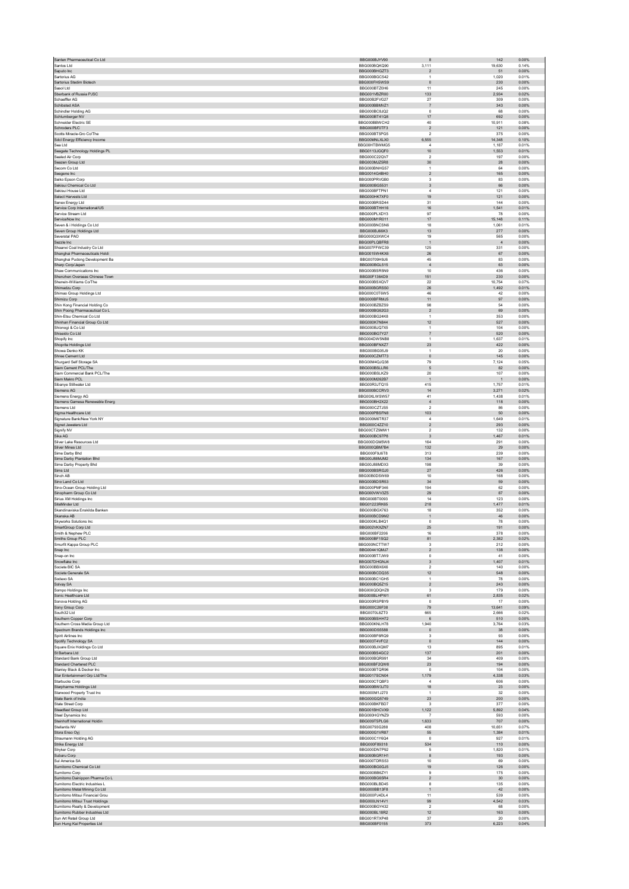| | | | | |
|---|---|---|---|---|
| Santen Pharmaceutical Co Ltd | BBG000BJYV90 | 8 | 142 | 0.00% |
| Santos Ltd | BBG000BQKQ90 | 3,111 | 19,630 | 0.14% |
| Saputo Inc | BBG000BHGZT3 | 2 | 51 | 0.00% |
| Sartorius AG | BBG000BGC542 | 1 | 1,020 | 0.01% |
| Sartorius Stedim Biotech | BBG000FH5WS9 | 0 | 230 | 0.00% |
| Sasol Ltd | BBG000BTZ0H6 | 11 | 245 | 0.00% |
| Sberbank of Russia PJSC | BBG001VBZR00 | 133 | 2,934 | 0.02% |
| Schaeffler AG | BBG00B2FVD27 | 27 | 309 | 0.00% |
| Schibsted ASA | BBG000BBMVZ1 | 7 | 343 | 0.00% |
| Schindler Holding AG | BBG000BC8JQ2 | 0 | 68 | 0.00% |
| Schlumberger NV | BBG000BT41Q8 | 17 | 692 | 0.00% |
| Schneider Electric SE | BBG000BBWCH2 | 40 | 10,911 | 0.08% |
| Schroders PLC | BBG000BF0TF3 | 2 | 121 | 0.00% |
| Scotts Miracle-Gro Co/The | BBG000BT5PG5 | 2 | 375 | 0.00% |
| Sdcl Energy Efficiency Income | BBG00MNLXLX0 | 6,555 | 14,348 | 0.10% |
| Sea Ltd | BBG00HTBWMG5 | 4 | 1,187 | 0.01% |
| Seagate Technology Holdings PL | BBG0113JGQF0 | 10 | 1,553 | 0.01% |
| Sealed Air Corp | BBG000C22QV7 | 2 | 197 | 0.00% |
| Seazen Group Ltd | BBG003MJZ5R8 | 30 | 28 | 0.00% |
| Secom Co Ltd | BBG000BNHG57 | 1 | 64 | 0.00% |
| Seegene Inc | BBG0014G4BH0 | 2 | 165 | 0.00% |
| Seiko Epson Corp | BBG000PRVGB0 | 3 | 83 | 0.00% |
| Sekisui Chemical Co Ltd | BBG000BG5531 | 3 | 66 | 0.00% |
| Sekisui House Ltd | BBG000BFTPN1 | 4 | 121 | 0.00% |
| Select Harvests Ltd | BBG000HK7XF0 | 19 | 121 | 0.00% |
| Senex Energy Ltd | BBG000BRSD44 | 31 | 144 | 0.00% |
| Service Corp International/US | BBG000BTHH16 | 16 | 1,541 | 0.01% |
| Service Stream Ltd | BBG000PLXDY3 | 97 | 78 | 0.00% |
| ServiceNow Inc | BBG000M1R011 | 17 | 15,148 | 0.11% |
| Seven & i Holdings Co Ltd | BBG000BNCSN6 | 18 | 1,061 | 0.01% |
| Seven Group Holdings Ltd | BBG000BJ66K3 | 13 | 277 | 0.00% |
| Severstal PAO | BBG000Q3XWC4 | 19 | 565 | 0.00% |
| Sezzle Inc | BBG00PLQBFR8 | 1 | 4 | 0.00% |
| Shaanxi Coal Industry Co Ltd | BBG007FFWC39 | 125 | 331 | 0.00% |
| Shanghai Pharmaceuticals Holdi | BBG0015W4KX6 | 26 | 67 | 0.00% |
| Shanghai Pudong Development Ba | BBG00709H9J6 | 45 | 83 | 0.00% |
| Sharp Corp/Japan | BBG000BGL515 | 4 | 63 | 0.00% |
| Shaw Communications Inc | BBG000BSR5N9 | 10 | 436 | 0.00% |
| Shenzhen Overseas Chinese Town | BBG00F1364D9 | 151 | 230 | 0.00% |
| Sherwin-Williams Co/The | BBG000BSXQV7 | 22 | 10,754 | 0.07% |
| Shimadzu Corp | BBG000BGRSS0 | 26 | 1,492 | 0.01% |
| Shimao Group Holdings Ltd | BBG000C0T6W5 | 46 | 42 | 0.00% |
| Shimizu Corp | BBG000BFRMJ5 | 11 | 97 | 0.00% |
| Shin Kong Financial Holding Co | BBG000BZBZS9 | 98 | 54 | 0.00% |
| Shin Poong Pharmaceutical Co L | BBG000BG62G3 | 2 | 69 | 0.00% |
| Shin-Etsu Chemical Co Ltd | BBG000BG24K8 | 1 | 353 | 0.00% |
| Shinhan Financial Group Co Ltd | BBG000K7N844 | 12 | 527 | 0.00% |
| Shionogi & Co Ltd | BBG000BJQ7X5 | 1 | 104 | 0.00% |
| Shiseido Co Ltd | BBG000BG7Y27 | 7 | 520 | 0.00% |
| Shopify Inc | BBG004DW5NB8 | 1 | 1,637 | 0.01% |
| Shoprite Holdings Ltd | BBG000BFNXZ7 | 23 | 422 | 0.00% |
| Showa Denko KK | BBG000BG05J9 | 1 | 20 | 0.00% |
| Shree Cement Ltd | BBG000CZMT73 | 0 | 145 | 0.00% |
| Shurgard Self Storage SA | BBG00M4QJQ38 | 79 | 7,124 | 0.05% |
| Siam Cement PCL/The | BBG000BSLLR6 | 5 | 82 | 0.00% |
| Siam Commercial Bank PCL/The | BBG000BSLKZ9 | 20 | 107 | 0.00% |
| Siam Makro PCL | BBG000M262B7 | 1 | 1 | 0.00% |
| Sibanye Stillwater Ltd | BBG00R3JTQ15 | 415 | 1,757 | 0.01% |
| Siemens AG | BBG000BCCRV3 | 14 | 3,271 | 0.02% |
| Siemens Energy AG | BBG00XLWSWS7 | 41 | 1,438 | 0.01% |
| Siemens Gamesa Renewable Energ | BBG000BH2X22 | 4 | 118 | 0.00% |
| Siemens Ltd | BBG000CZTJS5 | 2 | 86 | 0.00% |
| Sigma Healthcare Ltd | BBG000PBSFN8 | 103 | 50 | 0.00% |
| Signature Bank/New York NY | BBG000M6TR37 | 4 | 1,649 | 0.01% |
| Signet Jewelers Ltd | BBG000C4ZZ10 | 2 | 293 | 0.00% |
| Signify NV | BBG00CTZ9MW1 | 2 | 132 | 0.00% |
| Sika AG | BBG000BC97P8 | 3 | 1,467 | 0.01% |
| Silver Lake Resources Ltd | BBG000DQM5W8 | 164 | 291 | 0.00% |
| Silver Mines Ltd | BBG000Q6M7B4 | 132 | 29 | 0.00% |
| Sime Darby Bhd | BBG000F9J6T8 | 313 | 239 | 0.00% |
| Sime Darby Plantation Bhd | BBG00J88MJM2 | 134 | 167 | 0.00% |
| Sime Darby Property Bhd | BBG00J88MDX3 | 198 | 39 | 0.00% |
| Sims Ltd | BBG000BSRGJ0 | 27 | 426 | 0.00% |
| Sinch AB | BBG00B0DSW69 | 10 | 168 | 0.00% |
| Sino Land Co Ltd | BBG000BDSR53 | 34 | 59 | 0.00% |
| Sino-Ocean Group Holding Ltd | BBG000PMF346 | 194 | 62 | 0.00% |
| Sinopharm Group Co Ltd | BBG000VWV3Z5 | 29 | 87 | 0.00% |
| Sirius XM Holdings Inc | BBG000BT0093 | 14 | 123 | 0.00% |
| SiteMinder Ltd | BBG01223RK65 | 218 | 1,477 | 0.01% |
| Skandinaviska Enskilda Banken | BBG000BGX763 | 18 | 352 | 0.00% |
| Skanska AB | BBG000BCD9M2 | 1 | 46 | 0.00% |
| Skyworks Solutions Inc | BBG000KLB4Q1 | 0 | 78 | 0.00% |
| SmartGroup Corp Ltd | BBG002VKXZN7 | 25 | 191 | 0.00% |
| Smith & Nephew PLC | BBG000BF2206 | 16 | 378 | 0.00% |
| Smiths Group PLC | BBG000BF1SQ2 | 81 | 2,382 | 0.02% |
| Smurfit Kappa Group PLC | BBG000NCTTW7 | 3 | 212 | 0.00% |
| Snap Inc | BBG00441QMJ7 | 2 | 138 | 0.00% |
| Snap-on Inc | BBG000BT7JW9 | 0 | 41 | 0.00% |
| Snowflake Inc | BBG007DHGNJ4 | 3 | 1,407 | 0.01% |
| Societe BIC SA | BBG000BBX6X6 | 2 | 140 | 0.00% |
| Societe Generale SA | BBG000BCDQ35 | 12 | 548 | 0.00% |
| Sodexo SA | BBG000BC1GH5 | 1 | 78 | 0.00% |
| Solvay SA | BBG000BQ5Z15 | 2 | 243 | 0.00% |
| Sompo Holdings Inc | BBG000QDQHZ8 | 3 | 179 | 0.00% |
| Sonic Healthcare Ltd | BBG000BLHPW1 | 61 | 2,835 | 0.02% |
| Sonova Holding AG | BBG000RSPBY9 | 0 | 17 | 0.00% |
| Sony Group Corp | BBG000C26F38 | 79 | 13,641 | 0.09% |
| South32 Ltd | BBG0070L8ZT0 | 665 | 2,666 | 0.02% |
| Southern Copper Corp | BBG000BSHH72 | 6 | 510 | 0.00% |
| Southern Cross Media Group Ltd | BBG000KNLH78 | 1,940 | 3,764 | 0.03% |
| Spectrum Brands Holdings Inc | BBG000DS5588 | 0 | 38 | 0.00% |
| Spirit Airlines Inc | BBG000BF6RQ9 | 3 | 93 | 0.00% |
| Spotify Technology SA | BBG003T4VFC2 | 0 | 144 | 0.00% |
| Square Enix Holdings Co Ltd | BBG000BJXQM7 | 13 | 895 | 0.01% |
| St Barbara Ltd | BBG000BS4GC2 | 137 | 201 | 0.00% |
| Standard Bank Group Ltd | BBG000BQR991 | 34 | 409 | 0.00% |
| Standard Chartered PLC | BBG000BF2QW8 | 23 | 194 | 0.00% |
| Stanley Black & Decker Inc | BBG000BTQR96 | 0 | 104 | 0.00% |
| Star Entertainment Grp Ltd/The | BBG0017SCN04 | 1,179 | 4,338 | 0.03% |
| Starbucks Corp | BBG000CTQBF3 | 4 | 606 | 0.00% |
| Starpharma Holdings Ltd | BBG000BW3JT0 | 18 | 23 | 0.00% |
| Starwood Property Trust Inc | BBG000M1J270 | 1 | 32 | 0.00% |
| State Bank of India | BBG000GQ5749 | 23 | 200 | 0.00% |
| State Street Corp | BBG000BKFBD7 | 3 | 377 | 0.00% |
| Steadfast Group Ltd | BBG001BHCVX9 | 1,122 | 5,892 | 0.04% |
| Steel Dynamics Inc | BBG000HGYNZ9 | 7 | 593 | 0.00% |
| Steinhoff International Holdin | BBG0097SPLG6 | 1,633 | 707 | 0.00% |
| Stellantis NV | BBG00793G288 | 408 | 10,651 | 0.07% |
| Stora Enso Oyj | BBG000G1VR87 | 55 | 1,384 | 0.01% |
| Straumann Holding AG | BBG000C1Y6Q4 | 0 | 927 | 0.01% |
| Strike Energy Ltd | BBG000F89318 | 534 | 110 | 0.00% |
| Stryker Corp | BBG000DN7P92 | 5 | 1,820 | 0.01% |
| Subaru Corp | BBG000BGR1H1 | 8 | 193 | 0.00% |
| Sul America SA | BBG000TDRS53 | 10 | 69 | 0.00% |
| Sumitomo Chemical Co Ltd | BBG000BG0GJ5 | 19 | 126 | 0.00% |
| Sumitomo Corp | BBG000BB6ZY1 | 9 | 175 | 0.00% |
| Sumitomo Dainippon Pharma Co L | BBG000BG65R4 | 2 | 30 | 0.00% |
| Sumitomo Electric Industries L | BBG000BLBD45 | 8 | 135 | 0.00% |
| Sumitomo Metal Mining Co Ltd | BBG000BB13F8 | 1 | 42 | 0.00% |
| Sumitomo Mitsui Financial Grou | BBG000PJ4DL4 | 11 | 539 | 0.00% |
| Sumitomo Mitsui Trust Holdings | BBG000LN14V1 | 99 | 4,542 | 0.03% |
| Sumitomo Realty & Development | BBG000BGY432 | 2 | 68 | 0.00% |
| Sumitomo Rubber Industries Ltd | BBG000BL18R2 | 12 | 163 | 0.00% |
| Sun Art Retail Group Ltd | BBG001RTXP48 | 37 | 20 | 0.00% |
| Sun Hung Kai Properties Ltd | BBG000BF0155 | 373 | 6,223 | 0.04% |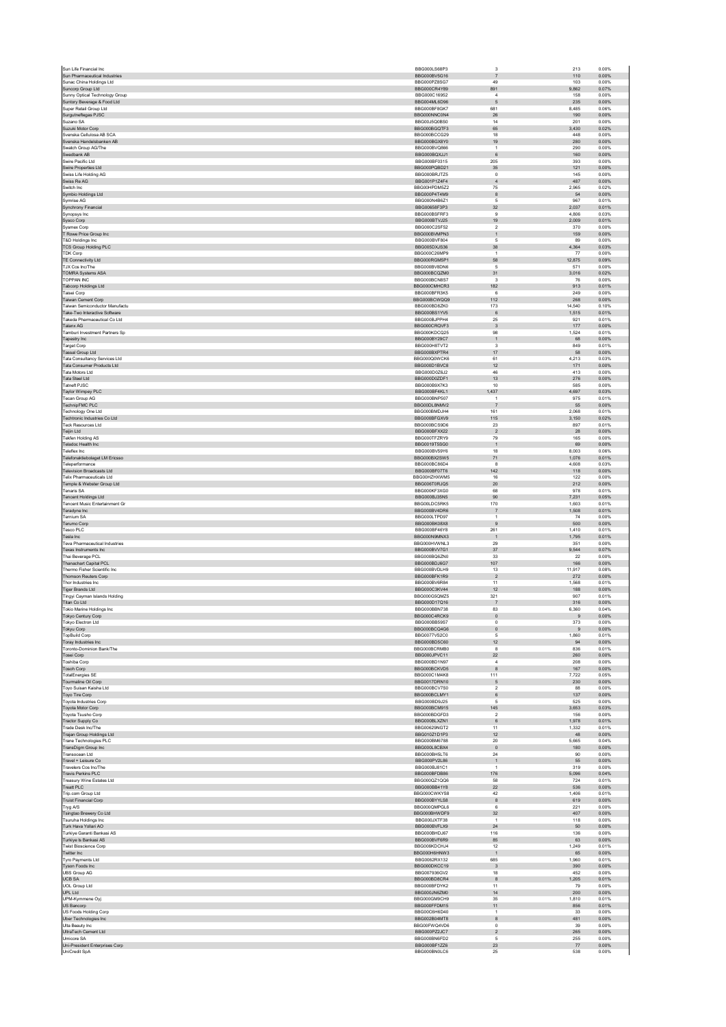| | | | | |
|---|---|---|---|---|
| Sun Life Financial Inc | BBG000LS68P3 | 3 | 213 | 0.00% |
| Sun Pharmaceutical Industries | BBG000BV5G16 | 7 | 110 | 0.00% |
| Sunac China Holdings Ltd | BBG000PZ8SG7 | 49 | 103 | 0.00% |
| Suncorp Group Ltd | BBG000CR4Y89 | 891 | 9,862 | 0.07% |
| Sunny Optical Technology Group | BBG000C16952 | 4 | 158 | 0.00% |
| Suntory Beverage & Food Ltd | BBG004ML6D96 | 5 | 235 | 0.00% |
| Super Retail Group Ltd | BBG000BF8GK7 | 681 | 8,485 | 0.06% |
| Surgutneftegas PJSC | BBG000NNC0N4 | 26 | 190 | 0.00% |
| Suzano SA | BBG00J5Q0BS0 | 14 | 201 | 0.00% |
| Suzuki Motor Corp | BBG000BGQTF3 | 65 | 3,430 | 0.02% |
| Svenska Cellulosa AB SCA | BBG000BCCG29 | 18 | 448 | 0.00% |
| Svenska Handelsbanken AB | BBG000BGX8Y0 | 19 | 280 | 0.00% |
| Swatch Group AG/The | BBG000BVQ866 | 1 | 290 | 0.00% |
| Swedbank AB | BBG000BQXJJ1 | 6 | 160 | 0.00% |
| Swire Pacific Ltd | BBG000BF0315 | 205 | 393 | 0.00% |
| Swire Properties Ltd | BBG000PQBD21 | 35 | 121 | 0.00% |
| Swiss Life Holding AG | BBG000BRJTZ5 | 0 | 145 | 0.00% |
| Swiss Re AG | BBG001P1Z4F4 | 4 | 487 | 0.00% |
| Switch Inc | BBG00HPDM5Z2 | 75 | 2,965 | 0.02% |
| Symbio Holdings Ltd | BBG000P4T4M9 | 8 | 54 | 0.00% |
| Symrise AG | BBG000N4B6Z1 | 5 | 967 | 0.01% |
| Synchrony Financial | BBG00658F3P3 | 32 | 2,037 | 0.01% |
| Synopsys Inc | BBG000BSFRF3 | 9 | 4,806 | 0.03% |
| Sysco Corp | BBG000BTVJ25 | 19 | 2,009 | 0.01% |
| Sysmex Corp | BBG000C2SF52 | 2 | 370 | 0.00% |
| T Rowe Price Group Inc | BBG000BVMPN3 | 1 | 159 | 0.00% |
| T&D Holdings Inc | BBG000BVF804 | 5 | 89 | 0.00% |
| TCS Group Holding PLC | BBG005DXJS36 | 38 | 4,364 | 0.03% |
| TDK Corp | BBG000C26MP9 | 1 | 77 | 0.00% |
| TE Connectivity Ltd | BBG000RGM5P1 | 58 | 12,875 | 0.09% |
| TJX Cos Inc/The | BBG000BV8DN6 | 5 | 571 | 0.00% |
| TOMRA Systems ASA | BBG000BCQZM0 | 31 | 3,016 | 0.02% |
| TOPPAN INC | BBG000BCN8S7 | 3 | 76 | 0.00% |
| Tabcorp Holdings Ltd | BBG000CMHCR3 | 182 | 913 | 0.01% |
| Taisei Corp | BBG000BFR3K5 | 6 | 249 | 0.00% |
| Taiwan Cement Corp | BBG000BCWQQ9 | 112 | 268 | 0.00% |
| Taiwan Semiconductor Manufactu | BBG000BD8ZK0 | 173 | 14,540 | 0.10% |
| Take-Two Interactive Software | BBG000BS1YV5 | 6 | 1,515 | 0.01% |
| Takeda Pharmaceutical Co Ltd | BBG000BJPPH4 | 25 | 921 | 0.01% |
| Talanx AG | BBG000CRQVF3 | 3 | 177 | 0.00% |
| Tamburi Investment Partners Sp | BBG000KDCQ25 | 98 | 1,524 | 0.01% |
| Tapestry Inc | BBG000BY29C7 | 1 | 68 | 0.00% |
| Target Corp | BBG000H8TVT2 | 3 | 849 | 0.01% |
| Tassal Group Ltd | BBG000BXPTR4 | 17 | 58 | 0.00% |
| Tata Consultancy Services Ltd | BBG000Q0WCK6 | 61 | 4,213 | 0.03% |
| Tata Consumer Products Ltd | BBG000D1BVC8 | 12 | 171 | 0.00% |
| Tata Motors Ltd | BBG000D0Z6J2 | 46 | 413 | 0.00% |
| Tata Steel Ltd | BBG000D0ZDF1 | 13 | 276 | 0.00% |
| Tatneft PJSC | BBG000B9X7K3 | 10 | 585 | 0.00% |
| Taylor Wimpey PLC | BBG000BF4KL1 | 1,437 | 4,697 | 0.03% |
| Tecan Group AG | BBG000BNP507 | 1 | 975 | 0.01% |
| TechnipFMC PLC | BBG00DL8NMV2 | 7 | 55 | 0.00% |
| Technology One Ltd | BBG000BMDJH4 | 161 | 2,068 | 0.01% |
| Techtronic Industries Co Ltd | BBG000BFGXV9 | 115 | 3,150 | 0.02% |
| Teck Resources Ltd | BBG000BCS9D6 | 23 | 897 | 0.01% |
| Teijin Ltd | BBG000BFXX22 | 2 | 28 | 0.00% |
| Tekfen Holding AS | BBG000TFZRY9 | 79 | 165 | 0.00% |
| Teladoc Health Inc | BBG0019T5SG0 | 1 | 69 | 0.00% |
| Teleflex Inc | BBG000BV59Y6 | 18 | 8,003 | 0.06% |
| Telefonaktiebolaget LM Ericsso | BBG000BX2SW5 | 71 | 1,076 | 0.01% |
| Teleperformance | BBG000BC86D4 | 8 | 4,608 | 0.03% |
| Television Broadcasts Ltd | BBG000BF07T6 | 142 | 118 | 0.00% |
| Telix Pharmaceuticals Ltd | BBG00HZHXWM5 | 16 | 122 | 0.00% |
| Temple & Webster Group Ltd | BBG006T0RJQ5 | 20 | 212 | 0.00% |
| Tenaris SA | BBG000KF3XG0 | 68 | 978 | 0.01% |
| Tencent Holdings Ltd | BBG000BJ35N5 | 90 | 7,231 | 0.05% |
| Tencent Music Entertainment Gr | BBG00LDC5RK5 | 170 | 1,603 | 0.01% |
| Teradyne Inc | BBG000BV4DR6 | 7 | 1,508 | 0.01% |
| Ternium SA | BBG000LTPD97 | 1 | 74 | 0.00% |
| Terumo Corp | BBG000BK08X8 | 9 | 500 | 0.00% |
| Tesco PLC | BBG000BF46Y8 | 261 | 1,410 | 0.01% |
| Tesla Inc | BBG000N9MNX3 | 1 | 1,795 | 0.01% |
| Teva Pharmaceutical Industries | BBG000HVWNL3 | 29 | 351 | 0.00% |
| Texas Instruments Inc | BBG000BVV7G1 | 37 | 9,544 | 0.07% |
| Thai Beverage PCL | BBG000BQ6ZN0 | 33 | 22 | 0.00% |
| Thanachart Capital PCL | BBG000BDJ6G7 | 107 | 166 | 0.00% |
| Thermo Fisher Scientific Inc | BBG000BVDLH9 | 13 | 11,917 | 0.08% |
| Thomson Reuters Corp | BBG000BFK1R9 | 2 | 272 | 0.00% |
| Thor Industries Inc | BBG000BV6R84 | 11 | 1,568 | 0.01% |
| Tiger Brands Ltd | BBG000C3KV44 | 12 | 188 | 0.00% |
| Tingyi Cayman Islands Holding | BBG000G5QMZ5 | 321 | 907 | 0.01% |
| Titan Co Ltd | BBG000D17Q16 | 7 | 316 | 0.00% |
| Tokio Marine Holdings Inc | BBG000BBN738 | 83 | 6,360 | 0.04% |
| Tokyo Century Corp | BBG000C4RCK9 | 0 | 9 | 0.00% |
| Tokyo Electron Ltd | BBG000BB59S7 | 0 | 373 | 0.00% |
| Tokyu Corp | BBG000BCQ4G6 | 0 | 9 | 0.00% |
| TopBuild Corp | BBG0077VS2C0 | 5 | 1,860 | 0.01% |
| Toray Industries Inc | BBG000BD5C60 | 12 | 94 | 0.00% |
| Toronto-Dominion Bank/The | BBG000BCRMB0 | 8 | 836 | 0.01% |
| Tosei Corp | BBG000JPVC11 | 22 | 260 | 0.00% |
| Toshiba Corp | BBG000BD1N97 | 4 | 208 | 0.00% |
| Tosoh Corp | BBG000BCKVD5 | 8 | 167 | 0.00% |
| TotalEnergies SE | BBG000C1M4K8 | 111 | 7,722 | 0.05% |
| Tourmaline Oil Corp | BBG0017DRN10 | 5 | 230 | 0.00% |
| Toyo Suisan Kaisha Ltd | BBG000BCV7S0 | 2 | 88 | 0.00% |
| Toyo Tire Corp | BBG000BCLMY1 | 6 | 137 | 0.00% |
| Toyota Industries Corp | BBG000BD9J25 | 5 | 525 | 0.00% |
| Toyota Motor Corp | BBG000BCM915 | 145 | 3,653 | 0.03% |
| Toyota Tsusho Corp | BBG000BDGFD3 | 2 | 156 | 0.00% |
| Tractor Supply Co | BBG000BLXZN1 | 6 | 1,978 | 0.01% |
| Trade Desk Inc/The | BBG00629NGT2 | 11 | 1,332 | 0.01% |
| Trajan Group Holdings Ltd | BBG010Z1D1P3 | 12 | 48 | 0.00% |
| Trane Technologies PLC | BBG000BM6788 | 20 | 5,665 | 0.04% |
| TransDigm Group Inc | BBG000L8CBX4 | 0 | 180 | 0.00% |
| Transocean Ltd | BBG000BH5LT6 | 24 | 90 | 0.00% |
| Travel + Leisure Co | BBG000PV2L86 | 1 | 55 | 0.00% |
| Travelers Cos Inc/The | BBG000BJ81C1 | 1 | 319 | 0.00% |
| Travis Perkins PLC | BBG000BFDB86 | 176 | 5,096 | 0.04% |
| Treasury Wine Estates Ltd | BBG000QZ1QQ6 | 58 | 724 | 0.01% |
| Treatt PLC | BBG000BB41Y8 | 22 | 536 | 0.00% |
| Trip.com Group Ltd | BBG000CWKYS8 | 42 | 1,406 | 0.01% |
| Truist Financial Corp | BBG000BYYLS8 | 8 | 619 | 0.00% |
| Tryg A/S | BBG000QMPGL6 | 6 | 221 | 0.00% |
| Tsingtao Brewery Co Ltd | BBG000BHWDF9 | 32 | 407 | 0.00% |
| Tsuruha Holdings Inc | BBG000JXTF38 | 1 | 118 | 0.00% |
| Turk Hava Yollari AO | BBG000BVFLX9 | 24 | 50 | 0.00% |
| Turkiye Garanti Bankasi AS | BBG000BHDJ67 | 116 | 136 | 0.00% |
| Turkiye Is Bankasi AS | BBG000BVF6R9 | 85 | 63 | 0.00% |
| Twist Bioscience Corp | BBG006KDCHJ4 | 12 | 1,249 | 0.01% |
| Twitter Inc | BBG000H6HNW3 | 1 | 65 | 0.00% |
| Tyro Payments Ltd | BBG0062RX132 | 685 | 1,960 | 0.01% |
| Tyson Foods Inc | BBG000DKCC19 | 3 | 390 | 0.00% |
| UBS Group AG | BBG007936GV2 | 18 | 452 | 0.00% |
| UCB SA | BBG000BD8CR4 | 8 | 1,205 | 0.01% |
| UOL Group Ltd | BBG000BFDYK2 | 11 | 79 | 0.00% |
| UPL Ltd | BBG000JN6ZM0 | 14 | 200 | 0.00% |
| UPM-Kymmene Oyj | BBG000GM9CH9 | 35 | 1,810 | 0.01% |
| US Bancorp | BBG000FFDM15 | 11 | 856 | 0.01% |
| US Foods Holding Corp | BBG00C6H6D40 | 1 | 33 | 0.00% |
| Uber Technologies Inc | BBG002B04MT8 | 8 | 481 | 0.00% |
| Ulta Beauty Inc | BBG00FWQ4VD6 | 0 | 39 | 0.00% |
| UltraTech Cement Ltd | BBG000PZ2JC7 | 2 | 265 | 0.00% |
| Umicore SA | BBG000BN6FD2 | 5 | 255 | 0.00% |
| Uni-President Enterprises Corp | BBG000BF1ZZ6 | 23 | 77 | 0.00% |
| UniCredit SpA | BBG000BN0LC6 | 25 | 538 | 0.00% |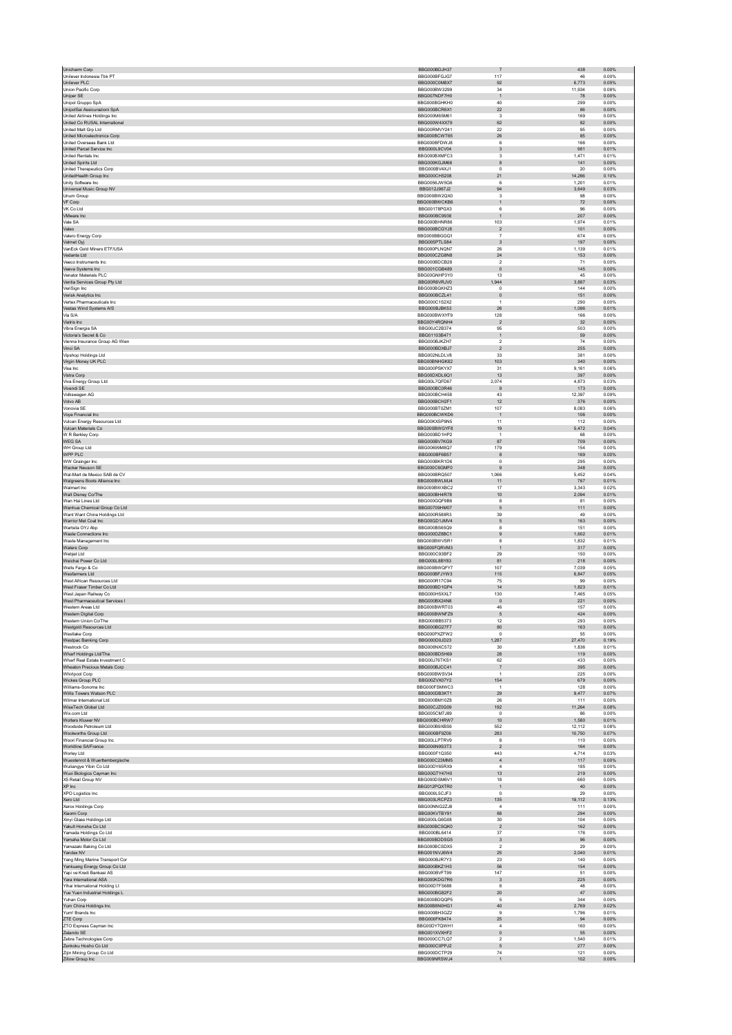| | | | | |
|---|---|---|---|---|
| Unicharm Corp | BBG000BDJH37 | 7 | 438 | 0.00% |
| Unilever Indonesia Tbk PT | BBG000BFGJG7 | 117 | 46 | 0.00% |
| Unilever PLC | BBG000C0M8X7 | 92 | 6,773 | 0.05% |
| Union Pacific Corp | BBG000BW3299 | 34 | 11,934 | 0.08% |
| Uniper SE | BBG007NDF7H0 | 1 | 78 | 0.00% |
| Unipol Gruppo SpA | BBG000BGHKH0 | 40 | 299 | 0.00% |
| UnipolSai Assicurazioni SpA | BBG000BCR6X1 | 22 | 86 | 0.00% |
| United Airlines Holdings Inc | BBG000M65M61 | 3 | 169 | 0.00% |
| United Co RUSAL International | BBG000W4XX79 | 62 | 82 | 0.00% |
| United Malt Grp Ltd | BBG00RMVY241 | 22 | 95 | 0.00% |
| United Microelectronics Corp | BBG000BCWT65 | 26 | 85 | 0.00% |
| United Overseas Bank Ltd | BBG000BFDWJ8 | 6 | 166 | 0.00% |
| United Parcel Service Inc | BBG000L9CV04 | 3 | 981 | 0.01% |
| United Rentals Inc | BBG000BXMFC3 | 3 | 1,471 | 0.01% |
| United Spirits Ltd | BBG000KGJM66 | 8 | 141 | 0.00% |
| United Therapeutics Corp | BBG000BV4XJ1 | 0 | 20 | 0.00% |
| UnitedHealth Group Inc | BBG000CH5208 | 21 | 14,266 | 0.10% |
| Unity Software Inc | BBG0056JW5G6 | 6 | 1,201 | 0.01% |
| Universal Music Group NV | BBG012J967J2 | 94 | 3,649 | 0.03% |
| Unum Group | BBG000BW2QX0 | 3 | 98 | 0.00% |
| VF Corp | BBG000BWCKB6 | 1 | 72 | 0.00% |
| VK Co Ltd | BBG00178PGX3 | 6 | 96 | 0.00% |
| VMware Inc | BBG000BC9938 | 1 | 207 | 0.00% |
| Vale SA | BBG000BHNR86 | 103 | 1,974 | 0.01% |
| Valeo | BBG000BCGYJ8 | 2 | 101 | 0.00% |
| Valero Energy Corp | BBG000BBGGQ1 | 7 | 674 | 0.00% |
| Valmet Oyj | BBG005PTLS84 | 3 | 197 | 0.00% |
| VanEck Gold Miners ETF/USA | BBG000PLNQN7 | 26 | 1,139 | 0.01% |
| Vedanta Ltd | BBG000CZG8N8 | 24 | 153 | 0.00% |
| Veeco Instruments Inc | BBG000BDCB28 | 2 | 71 | 0.00% |
| Veeva Systems Inc | BBG001CGB489 | 0 | 145 | 0.00% |
| Venator Materials PLC | BBG00GNHP3Y0 | 13 | 45 | 0.00% |
| Ventia Services Group Pty Ltd | BBG00R6VRJV0 | 1,944 | 3,887 | 0.03% |
| VeriSign Inc | BBG000BGKHZ3 | 0 | 144 | 0.00% |
| Verisk Analytics Inc | BBG000BCZL41 | 0 | 151 | 0.00% |
| Vertex Pharmaceuticals Inc | BBG000C1S2X2 | 1 | 290 | 0.00% |
| Vestas Wind Systems A/S | BBG000BJBK53 | 26 | 1,096 | 0.01% |
| Via S/A | BBG000BWXYF9 | 128 | 166 | 0.00% |
| Viatris Inc | BBG00Y4RQNH4 | 2 | 32 | 0.00% |
| Vibra Energia SA | BBG00JC2B374 | 95 | 503 | 0.00% |
| Victoria's Secret & Co | BBG01103B471 | 1 | 59 | 0.00% |
| Vienna Insurance Group AG Wien | BBG000BJKZH7 | 2 | 74 | 0.00% |
| Vinci SA | BBG000BDXBJ7 | 2 | 255 | 0.00% |
| Vipshop Holdings Ltd | BBG002NLDLV8 | 33 | 381 | 0.00% |
| Virgin Money UK PLC | BBG00BNHGK82 | 103 | 340 | 0.00% |
| Visa Inc | BBG000PSKYX7 | 31 | 9,161 | 0.06% |
| Vistra Corp | BBG00DXDL6Q1 | 13 | 397 | 0.00% |
| Viva Energy Group Ltd | BBG00L7QFD67 | 2,074 | 4,873 | 0.03% |
| Vivendi SE | BBG000BC0R46 | 9 | 173 | 0.00% |
| Volkswagen AG | BBG000BCH458 | 43 | 12,397 | 0.09% |
| Volvo AB | BBG000BCH2F1 | 12 | 376 | 0.00% |
| Vonovia SE | BBG000BT0ZM1 | 107 | 8,083 | 0.06% |
| Voya Financial Inc | BBG000BCWKD6 | 1 | 106 | 0.00% |
| Vulcan Energy Resources Ltd | BBG00KXSP9N5 | 11 | 112 | 0.00% |
| Vulcan Materials Co | BBG000BWGYF8 | 19 | 5,472 | 0.04% |
| W R Berkley Corp | BBG000BD1HP2 | 1 | 68 | 0.00% |
| WEG SA | BBG000BV7KG9 | 87 | 709 | 0.00% |
| WH Group Ltd | BBG00699M8Q7 | 179 | 154 | 0.00% |
| WPP PLC | BBG000BF6B57 | 8 | 169 | 0.00% |
| WW Grainger Inc | BBG000BKR1D6 | 0 | 295 | 0.00% |
| Wacker Neuson SE | BBG000C6GMF0 | 9 | 348 | 0.00% |
| Wal-Mart de Mexico SAB de CV | BBG000BRQ507 | 1,066 | 5,452 | 0.04% |
| Walgreens Boots Alliance Inc | BBG000BWLMJ4 | 11 | 767 | 0.01% |
| Walmart Inc | BBG000BWXBC2 | 17 | 3,343 | 0.02% |
| Walt Disney Co/The | BBG000BH4R78 | 10 | 2,094 | 0.01% |
| Wan Hai Lines Ltd | BBG000GQF9B6 | 8 | 81 | 0.00% |
| Wanhua Chemical Group Co Ltd | BBG00709HM07 | 5 | 111 | 0.00% |
| Want Want China Holdings Ltd | BBG000R588R3 | 39 | 49 | 0.00% |
| Warrior Met Coal Inc | BBG00GD1JMV4 | 5 | 163 | 0.00% |
| Wartsila OYJ Abp | BBG000BS65Q9 | 8 | 151 | 0.00% |
| Waste Connections Inc | BBG000DZ3BC1 | 9 | 1,602 | 0.01% |
| Waste Management Inc | BBG000BWVSR1 | 8 | 1,832 | 0.01% |
| Waters Corp | BBG000FQRVM3 | 1 | 317 | 0.00% |
| Webjet Ltd | BBG000C93BF2 | 29 | 150 | 0.00% |
| Weichai Power Co Ltd | BBG000L8BY83 | 81 | 218 | 0.00% |
| Wells Fargo & Co | BBG000BWQFY7 | 107 | 7,039 | 0.05% |
| Wesfarmers Ltd | BBG000BFJYW3 | 115 | 6,847 | 0.05% |
| West African Resources Ltd | BBG000R17C94 | 75 | 99 | 0.00% |
| West Fraser Timber Co Ltd | BBG000BD1GP4 | 14 | 1,823 | 0.01% |
| West Japan Railway Co | BBG000H5XXL7 | 130 | 7,465 | 0.05% |
| West Pharmaceutical Services I | BBG000BX24N8 | 0 | 221 | 0.00% |
| Western Areas Ltd | BBG000BWRT03 | 46 | 157 | 0.00% |
| Western Digital Corp | BBG000BWNFZ9 | 5 | 424 | 0.00% |
| Western Union Co/The | BBG000BB5373 | 12 | 293 | 0.00% |
| Westgold Resources Ltd | BBG000BG27F7 | 80 | 163 | 0.00% |
| Westlake Corp | BBG000PXZFW2 | 0 | 55 | 0.00% |
| Westpac Banking Corp | BBG000D0JD23 | 1,287 | 27,470 | 0.19% |
| Westrock Co | BBG008NXC572 | 30 | 1,836 | 0.01% |
| Wharf Holdings Ltd/The | BBG000BD5H69 | 28 | 119 | 0.00% |
| Wharf Real Estate Investment C | BBG00J76TKS1 | 62 | 433 | 0.00% |
| Wheaton Precious Metals Corp | BBG000BJCC41 | 7 | 395 | 0.00% |
| Whirlpool Corp | BBG000BWSV34 | 1 | 225 | 0.00% |
| Wickes Group PLC | BBG00ZVX07Y2 | 154 | 679 | 0.00% |
| Williams-Sonoma Inc | BBG000FSMWC3 | 1 | 128 | 0.00% |
| Willis Towers Watson PLC | BBG000DB3KT1 | 29 | 9,477 | 0.07% |
| Wilmar International Ltd | BBG000BM10Z8 | 26 | 111 | 0.00% |
| WiseTech Global Ltd | BBG00CJZ0G09 | 192 | 11,264 | 0.08% |
| Wix.com Ltd | BBG005CM7J89 | 0 | 86 | 0.00% |
| Wolters Kluwer NV | BBG000BCHRW7 | 10 | 1,580 | 0.01% |
| Woodside Petroleum Ltd | BBG000B9XBS6 | 552 | 12,112 | 0.08% |
| Woolworths Group Ltd | BBG000BF9Z06 | 283 | 10,750 | 0.07% |
| Woori Financial Group Inc | BBG00LLPTRV9 | 8 | 110 | 0.00% |
| Worldline SA/France | BBG006N9S3T3 | 2 | 164 | 0.00% |
| Worley Ltd | BBG000F1Q350 | 443 | 4,714 | 0.03% |
| Wuestenrot & Wuerttembergische | BBG000C23MM5 | 4 | 117 | 0.00% |
| Wuliangye Yibin Co Ltd | BBG00DY65RX9 | 4 | 185 | 0.00% |
| Wuxi Biologics Cayman Inc | BBG00GTY47H0 | 13 | 219 | 0.00% |
| X5 Retail Group NV | BBG000DSM6V1 | 18 | 660 | 0.00% |
| XP Inc | BBG012PQXTR0 | 1 | 40 | 0.00% |
| XPO Logistics Inc | BBG000L5CJF3 | 0 | 29 | 0.00% |
| Xero Ltd | BBG003LRCPZ3 | 135 | 19,112 | 0.13% |
| Xerox Holdings Corp | BBG00NNG2ZJ8 | 4 | 111 | 0.00% |
| Xiaomi Corp | BBG00KVTBY91 | 88 | 294 | 0.00% |
| Xinyi Glass Holdings Ltd | BBG000LG6G08 | 30 | 104 | 0.00% |
| Yakult Honsha Co Ltd | BBG000BCSQK0 | 2 | 162 | 0.00% |
| Yamada Holdings Co Ltd | BBG000BL6414 | 37 | 176 | 0.00% |
| Yamaha Motor Co Ltd | BBG000BDDSG5 | 3 | 96 | 0.00% |
| Yamazaki Baking Co Ltd | BBG000BCSDX5 | 2 | 29 | 0.00% |
| Yandex NV | BBG001NVJ6W4 | 25 | 2,040 | 0.01% |
| Yang Ming Marine Transport Cor | BBG000BJR7Y3 | 23 | 140 | 0.00% |
| Yankuang Energy Group Co Ltd | BBG000BKZ1H3 | 56 | 154 | 0.00% |
| Yapi ve Kredi Bankasi AS | BBG000BVFT99 | 147 | 51 | 0.00% |
| Yara International ASA | BBG000KDG7R6 | 3 | 225 | 0.00% |
| Yihai International Holding Lt | BBG00D7FS688 | 8 | 48 | 0.00% |
| Yue Yuen Industrial Holdings L | BBG000BG82F2 | 20 | 47 | 0.00% |
| Yuhan Corp | BBG000BDQQP5 | 5 | 344 | 0.00% |
| Yum China Holdings Inc | BBG00B8N0HG1 | 40 | 2,769 | 0.02% |
| Yum! Brands Inc | BBG000BH3GZ2 | 9 | 1,796 | 0.01% |
| ZTE Corp | BBG000FK8474 | 25 | 94 | 0.00% |
| ZTO Express Cayman Inc | BBG00DY7QWH1 | 4 | 160 | 0.00% |
| Zalando SE | BBG001XVXHF2 | 0 | 55 | 0.00% |
| Zebra Technologies Corp | BBG000CC7LQ7 | 2 | 1,540 | 0.01% |
| Zenkoku Hosho Co Ltd | BBG000C8PPJ2 | 5 | 277 | 0.00% |
| Zijin Mining Group Co Ltd | BBG000DCTP29 | 74 | 121 | 0.00% |
| Zillow Group Inc | BBG009NRSWJ4 | 1 | 102 | 0.00% |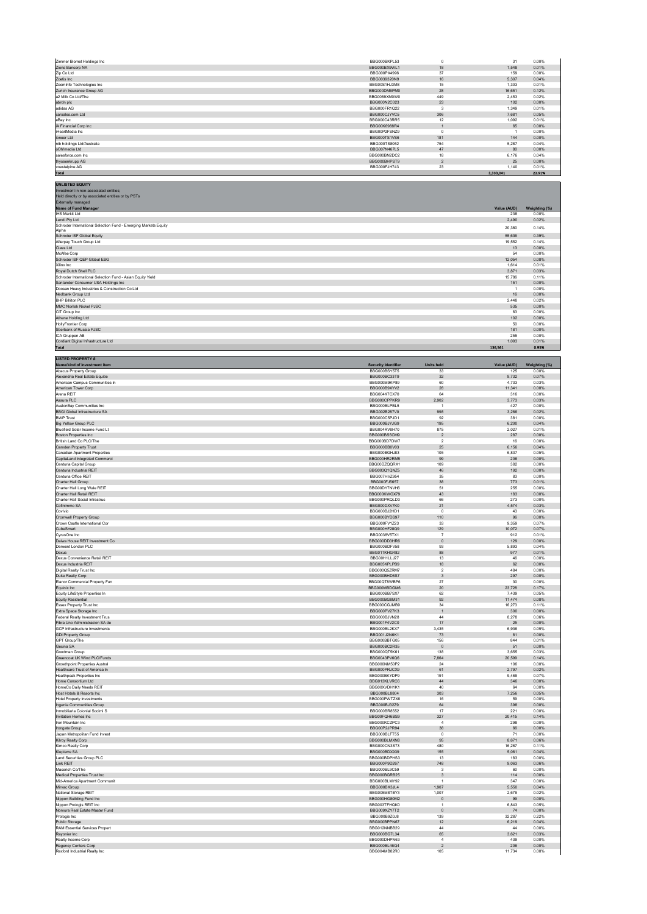| | | | | |
|---|---|---|---|---|
| Zimmer Biomet Holdings Inc | BBG000BKPL53 | 0 | 31 | 0.00% |
| Zions Bancorp NA | BBG000BX9WL1 | 18 | 1,548 | 0.01% |
| Zip Co Ltd | BBG000PX4996 | 37 | 159 | 0.00% |
| Zoetis Inc | BBG0039320N9 | 16 | 5,307 | 0.04% |
| ZoomInfo Technologies Inc | BBG00S1HJ3M8 | 15 | 1,303 | 0.01% |
| Zurich Insurance Group AG | BBG000DM6PM0 | 28 | 16,651 | 0.12% |
| a2 Milk Co Ltd/The | BBG0089XM0W0 | 449 | 2,453 | 0.02% |
| abrdn plc | BBG000N2C023 | 23 | 102 | 0.00% |
| adidas AG | BBG000FR1Q22 | 3 | 1,349 | 0.01% |
| carsales.com Ltd | BBG000CJYVC5 | 306 | 7,681 | 0.05% |
| eBay Inc | BBG000C43RR5 | 12 | 1,092 | 0.01% |
| iA Financial Corp Inc | BBG00K6986R4 | 1 | 65 | 0.00% |
| iHeartMedia Inc | BBG00P2FSNZ9 | 0 | 1 | 0.00% |
| ioneer Ltd | BBG000TS1VS6 | 181 | 144 | 0.00% |
| nib holdings Ltd/Australia | BBG000TS8052 | 754 | 5,287 | 0.04% |
| oOh!media Ltd | BBG007N467L5 | 47 | 80 | 0.00% |
| salesforce.com Inc | BBG000BN2DC2 | 18 | 6,176 | 0.04% |
| thyssenkrupp AG | BBG000BHPST9 | 2 | 25 | 0.00% |
| voestalpine AG | BBG000FJH743 | 23 | 1,140 | 0.01% |
| **Total** | | | **3,333,041** | **22.91%** |

**UNLISTED EQUITY**
Investment in non-associated entities;
Held directly or by associated entities or by PSTs
Externally managed

| Name of Fund Manager | Value (AUD) | Weighting (%) |
|---|---|---|
| IHS Markit Ltd | 238 | 0.00% |
| Lendi Pty Ltd | 2,490 | 0.02% |
| Schroder International Selection Fund - Emerging Markets Equity Alpha | 20,360 | 0.14% |
| Schroder ISF Global Equity | 55,636 | 0.39% |
| Afterpay Touch Group Ltd | 19,552 | 0.14% |
| Class Ltd | 13 | 0.00% |
| McAfee Corp | 54 | 0.00% |
| Schroder ISF QEP Global ESG | 12,054 | 0.08% |
| Xilinx Inc | 1,614 | 0.01% |
| Royal Dutch Shell PLC | 3,871 | 0.03% |
| Schroder International Selection Fund - Asian Equity Yield | 15,786 | 0.11% |
| Santander Consumer USA Holdings Inc | 151 | 0.00% |
| Doosan Heavy Industries & Construction Co Ltd | 1 | 0.00% |
| Nedbank Group Ltd | 16 | 0.00% |
| BHP Billiton PLC | 2,448 | 0.02% |
| MMC Norilsk Nickel PJSC | 535 | 0.00% |
| CIT Group Inc | 63 | 0.00% |
| Athene Holding Ltd | 102 | 0.00% |
| HollyFrontier Corp | 50 | 0.00% |
| Sberbank of Russia PJSC | 181 | 0.00% |
| ICA Gruppen AB | 255 | 0.00% |
| Cordiant Digital Infrastructure Ltd | 1,093 | 0.01% |
| **Total** | **136,561** | **0.95%** |

**LISTED PROPERTY #**

| Name/kind of investment item | Security Identifier | Units held | Value (AUD) | Weighting (%) |
|---|---|---|---|---|
| Abacus Property Group | BBG000BSY5T5 | 33 | 125 | 0.00% |
| Alexandria Real Estate Equitie | BBG000BC33T9 | 32 | 9,732 | 0.07% |
| American Campus Communities In | BBG000M9KP89 | 60 | 4,733 | 0.03% |
| American Tower Corp | BBG000B9XYV2 | 28 | 11,341 | 0.08% |
| Arena REIT | BBG004K7CX70 | 64 | 316 | 0.00% |
| Assura PLC | BBG000CPPKR9 | 2,902 | 3,773 | 0.03% |
| AvalonBay Communities Inc | BBG000BLPBL5 | 1 | 427 | 0.00% |
| BBGI Global Infrastructure SA | BBG002B287V0 | 998 | 3,266 | 0.02% |
| BWP Trust | BBG000C5PJD1 | 92 | 381 | 0.00% |
| Big Yellow Group PLC | BBG000BJYJG9 | 195 | 6,200 | 0.04% |
| Bluefield Solar Income Fund Lt | BBG004RV8H70 | 875 | 2,027 | 0.01% |
| Boston Properties Inc | BBG000BS5CM9 | 2 | 287 | 0.00% |
| British Land Co PLC/The | BBG000BD7DW7 | 2 | 16 | 0.00% |
| Camden Property Trust | BBG000BB0V03 | 25 | 6,156 | 0.04% |
| Canadian Apartment Properties | BBG000BGHJ83 | 105 | 6,837 | 0.05% |
| CapitaLand Integrated Commerci | BBG000HR2RM5 | 99 | 206 | 0.00% |
| Centuria Capital Group | BBG00DZQQRX1 | 109 | 382 | 0.00% |
| Centuria Industrial REIT | BBG003Q1QNZ5 | 46 | 192 | 0.00% |
| Centuria Office REIT | BBG007HVZ954 | 35 | 83 | 0.00% |
| Charter Hall Group | BBG000FJ5657 | 38 | 773 | 0.01% |
| Charter Hall Long Wale REIT | BBG00DY7NVH6 | 51 | 255 | 0.00% |
| Charter Hall Retail REIT | BBG000KWGX79 | 43 | 183 | 0.00% |
| Charter Hall Social Infrastruc | BBG000PRQLD3 | 66 | 273 | 0.00% |
| Cofinimmo SA | BBG000DXV7K0 | 21 | 4,574 | 0.03% |
| Covivio | BBG000BJ2HD1 | 0 | 43 | 0.00% |
| Cromwell Property Group | BBG000BYDS97 | 110 | 96 | 0.00% |
| Crown Castle International Cor | BBG000FV1Z23 | 33 | 9,359 | 0.07% |
| CubeSmart | BBG000HF28Q9 | 129 | 10,072 | 0.07% |
| CyrusOne Inc | BBG0038V5TX1 | 7 | 912 | 0.01% |
| Daiwa House REIT Investment Co | BBG000DD3HR6 | 0 | 129 | 0.00% |
| Derwent London PLC | BBG000BDFV58 | 93 | 5,893 | 0.04% |
| Dexus | BBG011KHG482 | 88 | 977 | 0.01% |
| Dexus Convenience Retail REIT | BBG00H1LLJ27 | 13 | 46 | 0.00% |
| Dexus Industria REIT | BBG005KPLPB9 | 18 | 62 | 0.00% |
| Digital Realty Trust Inc | BBG000Q5ZRM7 | 2 | 484 | 0.00% |
| Duke Realty Corp | BBG000BHD8S7 | 3 | 297 | 0.00% |
| Elanor Commercial Property Fun | BBG00QT8WBP6 | 27 | 30 | 0.00% |
| Equinix Inc | BBG000MBDGM6 | 20 | 23,728 | 0.17% |
| Equity LifeStyle Properties In | BBG000BB7SX7 | 62 | 7,439 | 0.05% |
| Equity Residential | BBG000BG8M31 | 92 | 11,474 | 0.08% |
| Essex Property Trust Inc | BBG000CGJMB9 | 34 | 16,273 | 0.11% |
| Extra Space Storage Inc | BBG000PV27K3 | 1 | 300 | 0.00% |
| Federal Realty Investment Trus | BBG000BJVN28 | 44 | 8,278 | 0.06% |
| Fibra Uno Administracion SA de | BBG001F4V2C0 | 17 | 25 | 0.00% |
| GCP Infrastructure Investments | BBG000BL2KX7 | 3,435 | 6,936 | 0.05% |
| GDI Property Group | BBG001J2N6K1 | 73 | 81 | 0.00% |
| GPT Group/The | BBG000BBTG05 | 156 | 844 | 0.01% |
| Gecina SA | BBG000BC2R35 | 0 | 51 | 0.00% |
| Goodman Group | BBG000QT5K61 | 138 | 3,655 | 0.03% |
| Greencoat UK Wind PLC/Funds | BBG0043PV6Q6 | 7,864 | 20,599 | 0.14% |
| Growthpoint Properties Austral | BBG000NM50P2 | 24 | 106 | 0.00% |
| Healthcare Trust of America In | BBG000PRJCX9 | 61 | 2,797 | 0.02% |
| Healthpeak Properties Inc | BBG000BKYDP9 | 191 | 9,469 | 0.07% |
| Home Consortium Ltd | BBG013KLVRC6 | 44 | 346 | 0.00% |
| HomeCo Daily Needs REIT | BBG00XVDH1K1 | 40 | 64 | 0.00% |
| Host Hotels & Resorts Inc | BBG000BL8804 | 303 | 7,256 | 0.05% |
| Hotel Property Investments | BBG000PWTZX6 | 16 | 59 | 0.00% |
| Ingenia Communities Group | BBG000BJ32Z9 | 64 | 398 | 0.00% |
| Inmobiliaria Colonial Socimi S | BBG000BR8552 | 17 | 221 | 0.00% |
| Invitation Homes Inc | BBG00FQH6BS9 | 327 | 20,415 | 0.14% |
| Iron Mountain Inc | BBG000KCZPC3 | 4 | 298 | 0.00% |
| Irongate Group | BBG00P2JPR94 | 38 | 66 | 0.00% |
| Japan Metropolitan Fund Invest | BBG000BLFT55 | 0 | 71 | 0.00% |
| Kilroy Realty Corp | BBG000BLMXN8 | 95 | 8,671 | 0.06% |
| Kimco Realty Corp | BBG000CN3S73 | 480 | 16,267 | 0.11% |
| Klepierre SA | BBG000BDX939 | 155 | 5,061 | 0.04% |
| Land Securities Group PLC | BBG000BDPHS3 | 13 | 183 | 0.00% |
| Link REIT | BBG000P9D267 | 748 | 9,063 | 0.06% |
| Macerich Co/The | BBG000BL9C59 | 3 | 60 | 0.00% |
| Medical Properties Trust Inc | BBG000BGRB25 | 3 | 114 | 0.00% |
| Mid-America Apartment Communit | BBG000BLMY92 | 1 | 347 | 0.00% |
| Mirvac Group | BBG000BK3JL4 | 1,907 | 5,550 | 0.04% |
| National Storage REIT | BBG005M8TBY3 | 1,007 | 2,679 | 0.02% |
| Nippon Building Fund Inc | BBG000HG80M2 | 0 | 99 | 0.00% |
| Nippon Prologis REIT Inc | BBG003TFHQK0 | 1 | 6,843 | 0.05% |
| Nomura Real Estate Master Fund | BBG009XZY7T2 | 0 | 74 | 0.00% |
| Prologis Inc | BBG000B9Z0J8 | 139 | 32,287 | 0.22% |
| Public Storage | BBG000BPPN67 | 12 | 6,219 | 0.04% |
| RAM Essential Services Propert | BBG012NNB829 | 44 | 44 | 0.00% |
| Rayonier Inc | BBG000BG7L34 | 65 | 3,621 | 0.03% |
| Realty Income Corp | BBG000DHPN63 | 4 | 439 | 0.00% |
| Regency Centers Corp | BBG000BL46Q4 | 2 | 206 | 0.00% |
| Rexford Industrial Realty Inc | BBG004MB82R0 | 105 | 11,734 | 0.08% |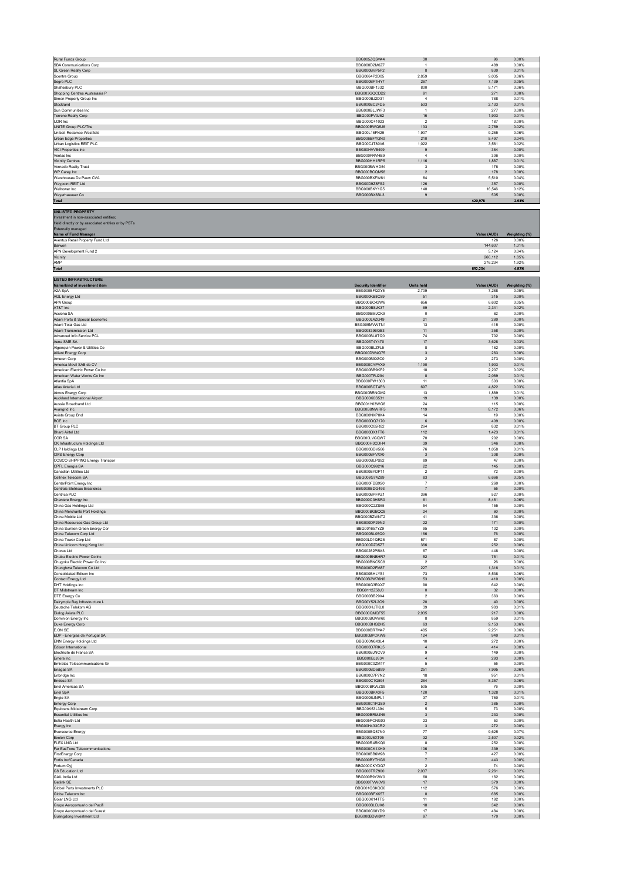| | Security Identifier | Units held | Value (AUD) | Weighting (%) |
|---|---|---|---|---|
| Rural Funds Group | BBG005ZQ5M44 | 30 | 96 | 0.00% |
| SBA Communications Corp | BBG000D2M0Z7 | 1 | 489 | 0.00% |
| SL Green Realty Corp | BBG000BVP5P2 | 8 | 830 | 0.01% |
| Scentre Group | BBG0064P2D05 | 2,859 | 9,035 | 0.06% |
| Segro PLC | BBG000BF1HY7 | 267 | 7,139 | 0.05% |
| Shaftesbury PLC | BBG000BF1332 | 800 | 9,171 | 0.06% |
| Shopping Centres Australasia P | BBG003GQCDD2 | 91 | 271 | 0.00% |
| Simon Property Group Inc | BBG000BJ2D31 | 4 | 788 | 0.01% |
| Stockland | BBG000BC24D5 | 503 | 2,133 | 0.01% |
| Sun Communities Inc | BBG000BLJWF3 | 1 | 277 | 0.00% |
| Terreno Realty Corp | BBG000PV3J62 | 16 | 1,903 | 0.01% |
| UDR Inc | BBG000C41023 | 2 | 187 | 0.00% |
| UNITE Group PLC/The | BBG000BWQ5J6 | 133 | 2,759 | 0.02% |
| Unibail-Rodamco-Westfield | BBG00L16FN29 | 1,907 | 9,265 | 0.06% |
| Urban Edge Properties | BBG006BFYQN0 | 210 | 5,497 | 0.04% |
| Urban Logistics REIT PLC | BBG00CJT80V6 | 1,022 | 3,561 | 0.02% |
| VICI Properties Inc | BBG00HVVB499 | 9 | 364 | 0.00% |
| Ventas Inc | BBG000FRVHB9 | 4 | 306 | 0.00% |
| Vicinity Centres | BBG000HH1RP5 | 1,116 | 1,887 | 0.01% |
| Vornado Realty Trust | BBG000BWHD54 | 3 | 176 | 0.00% |
| WP Carey Inc | BBG000BCQM58 | 2 | 178 | 0.00% |
| Warehouses De Pauw CVA | BBG000BXFW61 | 84 | 5,510 | 0.04% |
| Waypoint REIT Ltd | BBG00D9Z8FS2 | 126 | 357 | 0.00% |
| Welltower Inc | BBG000BKY1G5 | 140 | 18,546 | 0.12% |
| Weyerhaeuser Co | BBG000BX3BL3 | 9 | 505 | 0.00% |
| **Total** | | | **420,978** | **2.93%** |

**UNLISTED PROPERTY**
Investment in non-associated entities;
Held directly or by associated entities or by PSTs
Externally managed

| Name of Fund Manager | Value (AUD) | Weighting (%) |
|---|---|---|
| Aventus Retail Property Fund Ltd | 126 | 0.00% |
| Barwon | 144,607 | 1.01% |
| APN Development Fund 2 | 5,124 | 0.04% |
| Vicinity | 266,112 | 1.85% |
| AMP | 276,234 | 1.92% |
| **Total** | **692,204** | **4.82%** |

**LISTED INFRASTRUCTURE**

| Name/kind of investment item | Security Identifier | Units held | Value (AUD) | Weighting (%) |
|---|---|---|---|---|
| A2A SpA | BBG000BFQXY5 | 2,709 | 7,288 | 0.05% |
| AGL Energy Ltd | BBG000KB8C89 | 51 | 315 | 0.00% |
| APA Group | BBG000BC42W6 | 656 | 6,602 | 0.05% |
| AT&T Inc | BBG000BSJK37 | 69 | 2,341 | 0.02% |
| Acciona SA | BBG000BMJCK9 | 0 | 62 | 0.00% |
| Adani Ports & Special Economic | BBG000L4ZG49 | 21 | 280 | 0.00% |
| Adani Total Gas Ltd | BBG005MVWTN1 | 13 | 415 | 0.00% |
| Adani Transmission Ltd | BBG008396QB3 | 11 | 358 | 0.00% |
| Advanced Info Service PCL | BBG000BL8TQ0 | 74 | 702 | 0.00% |
| Aena SME SA | BBG003T4Y470 | 17 | 3,628 | 0.03% |
| Algonquin Power & Utilities Co | BBG000BLZFL5 | 8 | 162 | 0.00% |
| Alliant Energy Corp | BBG000DW4Q75 | 3 | 263 | 0.00% |
| Ameren Corp | BBG000B9X8C0 | 2 | 273 | 0.00% |
| America Movil SAB de CV | BBG000CYPVX9 | 1,190 | 1,903 | 0.01% |
| American Electric Power Co Inc | BBG000BB9KF2 | 18 | 2,207 | 0.02% |
| American Water Works Co Inc | BBG000TRJ294 | 8 | 2,089 | 0.01% |
| Atlantia SpA | BBG000PW1303 | 11 | 303 | 0.00% |
| Atlas Arteria Ltd | BBG000BCT4P3 | 697 | 4,822 | 0.03% |
| Atmos Energy Corp | BBG000BRNGM2 | 13 | 1,889 | 0.01% |
| Auckland International Airport | BBG000K0S531 | 19 | 139 | 0.00% |
| Aussie Broadband Ltd | BBG001Y03WG8 | 24 | 115 | 0.00% |
| Avangrid Inc | BBG00B8NWRF5 | 119 | 8,172 | 0.06% |
| Axiata Group Bhd | BBG000NXP8K4 | 14 | 19 | 0.00% |
| BCE Inc | BBG000DQ7170 | 6 | 409 | 0.00% |
| BT Group PLC | BBG000C05R82 | 264 | 832 | 0.01% |
| Bharti Airtel Ltd | BBG000DX1FT6 | 112 | 1,423 | 0.01% |
| CCR SA | BBG000LVGQW7 | 70 | 202 | 0.00% |
| CK Infrastructure Holdings Ltd | BBG000H3CDH4 | 39 | 346 | 0.00% |
| CLP Holdings Ltd | BBG000BDV566 | 76 | 1,058 | 0.01% |
| CMS Energy Corp | BBG000BFVXX0 | 3 | 308 | 0.00% |
| COSCO SHIPPING Energy Transpor | BBG000BLPS92 | 89 | 47 | 0.00% |
| CPFL Energia SA | BBG000Q99216 | 22 | 145 | 0.00% |
| Canadian Utilities Ltd | BBG000BYDP11 | 2 | 72 | 0.00% |
| Cellnex Telecom SA | BBG008G74Z89 | 83 | 6,666 | 0.05% |
| CenterPoint Energy Inc | BBG000FDBX90 | 7 | 260 | 0.00% |
| Centrais Eletricas Brasileiras | BBG000BDG493 | 7 | 55 | 0.00% |
| Centrica PLC | BBG000BPFPZ1 | 396 | 527 | 0.00% |
| Cheniere Energy Inc | BBG000C3HSR0 | 61 | 8,451 | 0.06% |
| China Gas Holdings Ltd | BBG000C2ZS65 | 54 | 155 | 0.00% |
| China Merchants Port Holdings | BBG000BGBQC8 | 24 | 60 | 0.00% |
| China Mobile Ltd | BBG000BZWNT2 | 41 | 336 | 0.00% |
| China Resources Gas Group Ltd | BBG000DP29N2 | 22 | 171 | 0.00% |
| China Suntien Green Energy Cor | BBG001657YZ9 | 95 | 102 | 0.00% |
| China Telecom Corp Ltd | BBG000BL05Q0 | 166 | 76 | 0.00% |
| China Tower Corp Ltd | BBG00LD1QR26 | 571 | 87 | 0.00% |
| China Unicom Hong Kong Ltd | BBG000DZ05Z7 | 366 | 252 | 0.00% |
| Chorus Ltd | BBG00282P8M3 | 67 | 448 | 0.00% |
| Chubu Electric Power Co Inc | BBG000BNBHR7 | 52 | 751 | 0.01% |
| Chugoku Electric Power Co Inc/ | BBG000BNC5C8 | 2 | 26 | 0.00% |
| Chunghwa Telecom Co Ltd | BBG000D2FM87 | 227 | 1,316 | 0.01% |
| Consolidated Edison Inc | BBG000BHLYS1 | 73 | 8,538 | 0.06% |
| Contact Energy Ltd | BBG00B2W76N6 | 53 | 410 | 0.00% |
| DHT Holdings Inc | BBG000G3RXX7 | 90 | 642 | 0.00% |
| DT Midstream Inc | BBG0112Z58J3 | 0 | 32 | 0.00% |
| DTE Energy Co | BBG000BB29X4 | 2 | 363 | 0.00% |
| Dalrymple Bay Infrastructure L | BBG00YS2L2Q9 | 20 | 40 | 0.00% |
| Deutsche Telekom AG | BBG000HJTKL0 | 39 | 983 | 0.01% |
| Dialog Axiata PLC | BBG000QMQF55 | 2,935 | 217 | 0.00% |
| Dominion Energy Inc | BBG000BGVW60 | 8 | 859 | 0.01% |
| Duke Energy Corp | BBG000BHGDH5 | 63 | 9,153 | 0.06% |
| E.ON SE | BBG000BR7M47 | 485 | 9,251 | 0.06% |
| EDP - Energias de Portugal SA | BBG000BPCKW8 | 124 | 940 | 0.01% |
| ENN Energy Holdings Ltd | BBG000N6X3L4 | 10 | 272 | 0.00% |
| Edison International | BBG000D7RKJ5 | 4 | 414 | 0.00% |
| Electricite de France SA | BBG000BJNCV9 | 9 | 149 | 0.00% |
| Emera Inc | BBG000BJJ834 | 4 | 293 | 0.00% |
| Emirates Telecommunications Gr | BBG000C0ZM17 | 5 | 55 | 0.00% |
| Enagas SA | BBG000BD5B99 | 251 | 7,995 | 0.06% |
| Enbridge Inc | BBG000C7P7N2 | 18 | 951 | 0.01% |
| Endesa SA | BBG000C1Q594 | 264 | 8,357 | 0.06% |
| Enel Americas SA | BBG000BKWZS9 | 505 | 76 | 0.00% |
| Enel SpA | BBG000BK43F5 | 120 | 1,328 | 0.01% |
| Engie SA | BBG000BJNPL1 | 37 | 760 | 0.01% |
| Entergy Corp | BBG000C1FQS9 | 2 | 385 | 0.00% |
| Equitrans Midstream Corp | BBG00K53L394 | 5 | 73 | 0.00% |
| Essential Utilities Inc | BBG000BRMJN6 | 3 | 233 | 0.00% |
| Estia Health Ltd | BBG005PCNG03 | 23 | 53 | 0.00% |
| Evergy Inc | BBG00H433CR2 | 3 | 272 | 0.00% |
| Eversource Energy | BBG000BQ87N0 | 77 | 9,625 | 0.07% |
| Exelon Corp | BBG000J6XT05 | 32 | 2,507 | 0.02% |
| FLEX LNG Ltd | BBG000R4RKQ9 | 8 | 252 | 0.00% |
| Far EasTone Telecommunications | BBG000CK1XH9 | 106 | 339 | 0.00% |
| FirstEnergy Corp | BBG000BB6M98 | 7 | 427 | 0.00% |
| Fortis Inc/Canada | BBG000BYTHG6 | 7 | 443 | 0.00% |
| Fortum Oyj | BBG000CKYDQ7 | 2 | 74 | 0.00% |
| G8 Education Ltd | BBG000TRZ900 | 2,037 | 2,261 | 0.02% |
| GAIL India Ltd | BBG000B9Y2W0 | 68 | 162 | 0.00% |
| Getlink SE | BBG000TVW0V9 | 17 | 379 | 0.00% |
| Global Ports Investments PLC | BBG001QSKQG0 | 112 | 576 | 0.00% |
| Globe Telecom Inc | BBG000BFXK57 | 8 | 685 | 0.00% |
| Golar LNG Ltd | BBG000K14TT5 | 11 | 192 | 0.00% |
| Grupo Aeroportuario del Pacifi | BBG000BLDJX8 | 18 | 342 | 0.00% |
| Grupo Aeroportuario del Surest | BBG000C98YD9 | 17 | 484 | 0.00% |
| Guangdong Investment Ltd | BBG000BDW8M1 | 97 | 170 | 0.00% |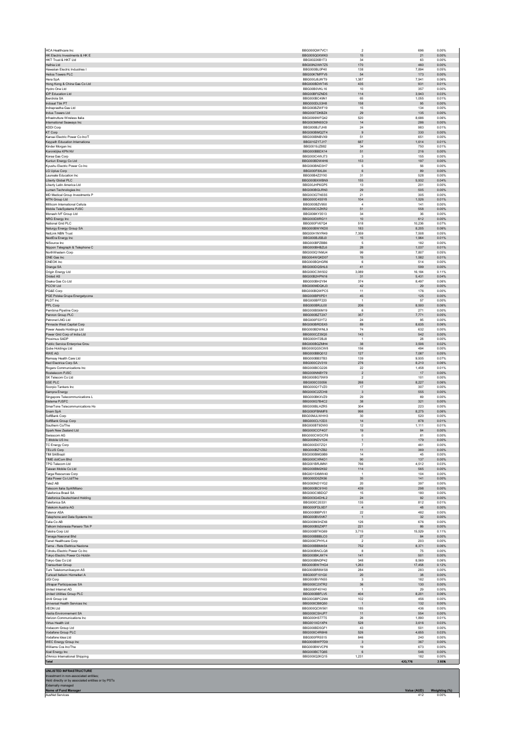| | | | | |
|---|---|---|---|---|
| HCA Healthcare Inc | BBG000QW7VC1 | 2 | 696 | 0.00% |
| HK Electric Investments & HK E | BBG005Q0XWK0 | 15 | 21 | 0.00% |
| HKT Trust & HKT Ltd | BBG00226B1T3 | 34 | 63 | 0.00% |
| Hafnia Ltd | BBG00N2XW7Z5 | 170 | 460 | 0.00% |
| Hawaiian Electric Industries I | BBG000BL0P40 | 138 | 7,894 | 0.05% |
| Helios Towers PLC | BBG00K7MFFV5 | 54 | 173 | 0.00% |
| Hera SpA | BBG000J8JWT9 | 1,387 | 7,941 | 0.06% |
| Hong Kong & China Gas Co Ltd | BBG000BDWT45 | 435 | 931 | 0.01% |
| Hydro One Ltd | BBG00B0VKL16 | 10 | 357 | 0.00% |
| IDP Education Ltd | BBG00BF0ZND5 | 114 | 3,943 | 0.03% |
| Iberdrola SA | BBG000BC49N1 | 65 | 1,055 | 0.01% |
| Indosat Tbk PT | BBG000DL53H8 | 158 | 95 | 0.00% |
| Indraprastha Gas Ltd | BBG000BZWF19 | 15 | 134 | 0.00% |
| Indus Towers Ltd | BBG000TDKBZ4 | 29 | 135 | 0.00% |
| Infrastrutture Wireless Italia | BBG0099WFQ42 | 520 | 8,686 | 0.06% |
| International Seaways Inc | BBG003MN93C9 | 14 | 286 | 0.00% |
| KDDI Corp | BBG000BJ7JH8 | 24 | 983 | 0.01% |
| KT Corp | BBG000BMQ2T4 | 9 | 330 | 0.00% |
| Kansai Electric Power Co Inc/T | BBG000BNBVX9 | 51 | 651 | 0.00% |
| Keypath Education Internationa | BBG010Z1TJY7 | 687 | 1,614 | 0.01% |
| Kinder Morgan Inc | BBG0019JZ882 | 34 | 750 | 0.01% |
| Koninklijke KPN NV | BBG000BBDX14 | 51 | 216 | 0.00% |
| Korea Gas Corp | BBG000C4WJ73 | 3 | 155 | 0.00% |
| Kunlun Energy Co Ltd | BBG000BDW4H6 | 153 | 197 | 0.00% |
| Kyushu Electric Power Co Inc | BBG000BND3H7 | 5 | 56 | 0.00% |
| LG Uplus Corp | BBG000F8XL84 | 6 | 89 | 0.00% |
| Laureate Education Inc | BBG00B4Z2YX0 | 31 | 528 | 0.00% |
| Liberty Global PLC | BBG000BXWBN9 | 155 | 5,932 | 0.04% |
| Liberty Latin America Ltd | BBG00JHP6GP5 | 13 | 201 | 0.00% |
| Lumen Technologies Inc | BBG000BGLRN3 | 29 | 505 | 0.00% |
| MD Medical Group Investments P | BBG003GTN5S5 | 21 | 305 | 0.00% |
| MTN Group Ltd | BBG000C4S5Y8 | 104 | 1,526 | 0.01% |
| Millicom International Cellula | BBG000BZV950 | 4 | 141 | 0.00% |
| Mobile TeleSystems PJSC | BBG000CSZKR2 | 51 | 558 | 0.00% |
| Monash IVF Group Ltd | BBG006KY3513 | 34 | 36 | 0.00% |
| NRG Energy Inc | BBG000D8RG11 | 10 | 612 | 0.00% |
| National Grid PLC | BBG000FV67Q4 | 518 | 10,236 | 0.07% |
| Naturgy Energy Group SA | BBG000BWYKD0 | 183 | 8,205 | 0.06% |
| NetLink NBN Trust | BBG00H1NYR49 | 7,359 | 7,508 | 0.05% |
| NextEra Energy Inc | BBG000BJSBJ0 | 15 | 1,964 | 0.01% |
| NiSource Inc | BBG000BPZBB6 | 5 | 182 | 0.00% |
| Nippon Telegraph & Telephone C | BBG000BHBZL6 | 28 | 1,037 | 0.01% |
| NorthWestern Corp | BBG000Q1NMJ4 | 99 | 7,807 | 0.05% |
| ONE Gas Inc | BBG004WQKD07 | 15 | 1,582 | 0.01% |
| ONEOK Inc | BBG000BQHGR6 | 6 | 514 | 0.00% |
| Orange SA | BBG000DQSHL6 | 41 | 599 | 0.00% |
| Origin Energy Ltd | BBG000C3W502 | 3,089 | 16,184 | 0.11% |
| Orsted AS | BBG00B2HPN16 | 31 | 5,431 | 0.04% |
| Osaka Gas Co Ltd | BBG000BH2Y84 | 374 | 8,497 | 0.06% |
| PCCW Ltd | BBG000MDQKJ3 | 42 | 29 | 0.00% |
| PG&E Corp | BBG000BQWPC5 | 11 | 176 | 0.00% |
| PGE Polska Grupa Energetyczna | BBG000BP0PD1 | 45 | 125 | 0.00% |
| PLDT Inc | BBG000BFF220 | 1 | 57 | 0.00% |
| PPL Corp | BBG000BRJL00 | 206 | 8,500 | 0.06% |
| Pembina Pipeline Corp | BBG000BS6M19 | 6 | 271 | 0.00% |
| Pennon Group PLC | BBG000BZT2X7 | 357 | 7,771 | 0.05% |
| Petronet LNG Ltd | BBG000F53YT2 | 24 | 95 | 0.00% |
| Pinnacle West Capital Corp | BBG000BRDSX5 | 89 | 8,635 | 0.06% |
| Power Assets Holdings Ltd | BBG000BDWNL9 | 74 | 632 | 0.00% |
| Power Grid Corp of India Ltd | BBG000CZ35Q5 | 143 | 542 | 0.00% |
| Proximus SADP | BBG000H72BJ8 | 1 | 28 | 0.00% |
| Public Service Enterprise Grou | BBG000BQZMH4 | 38 | 3,506 | 0.02% |
| Qube Holdings Ltd | BBG000QG5CW8 | 156 | 494 | 0.00% |
| RWE AG | BBG000BBQ012 | 127 | 7,087 | 0.05% |
| Ramsay Health Care Ltd | BBG000BB3TB3 | 139 | 9,935 | 0.07% |
| Red Electrica Corp SA | BBG000C2V319 | 276 | 8,210 | 0.06% |
| Rogers Communications Inc | BBG000BCG226 | 22 | 1,458 | 0.01% |
| Rostelecom PJSC | BBG000NNBY79 | 2 | 17 | 0.00% |
| SK Telecom Co Ltd | BBG000BG79W9 | 2 | 101 | 0.00% |
| SSE PLC | BBG000C03056 | 268 | 8,227 | 0.06% |
| Scorpio Tankers Inc | BBG000Q1TVZ0 | 17 | 307 | 0.00% |
| Sempra Energy | BBG000C2ZCH8 | 3 | 555 | 0.00% |
| Singapore Telecommunications L | BBG000BKXVZ9 | 29 | 69 | 0.00% |
| Sistema PJSFC | BBG000G7B4C2 | 38 | 321 | 0.00% |
| SmarTone Telecommunications Ho | BBG000BLHZR5 | 304 | 223 | 0.00% |
| Snam SpA | BBG000FBNMF8 | 998 | 8,275 | 0.06% |
| SoftBank Corp | BBG00MJLWHH3 | 30 | 520 | 0.00% |
| SoftBank Group Corp | BBG000CLY2D3 | 14 | 878 | 0.01% |
| Southern Co/The | BBG000BT9DW0 | 12 | 1,111 | 0.01% |
| Spark New Zealand Ltd | BBG000CCF4G7 | 19 | 84 | 0.00% |
| Swisscom AG | BBG000CWDCF8 | 0 | 81 | 0.00% |
| T-Mobile US Inc | BBG000NDV1D4 | 1 | 179 | 0.00% |
| TC Energy Corp | BBG000D07ZQ1 | 7 | 461 | 0.00% |
| TELUS Corp | BBG000BZYZB2 | 11 | 369 | 0.00% |
| TIM SA/Brazil | BBG000BMG9B9 | 14 | 45 | 0.00% |
| TIME dotCom Bhd | BBG000CXR4D1 | 90 | 137 | 0.00% |
| TPG Telecom Ltd | BBG01BRJMN1 | 766 | 4,512 | 0.03% |
| Taiwan Mobile Co Ltd | BBG000BM2K92 | 114 | 565 | 0.00% |
| Targa Resources Corp | BBG0015XMW40 | 1 | 104 | 0.00% |
| Tata Power Co Ltd/The | BBG000D0ZK56 | 35 | 141 | 0.00% |
| Tele2 AB | BBG000ND1YG2 | 20 | 397 | 0.00% |
| Telecom Italia SpA/Milano | BBG000BC91H0 | 439 | 298 | 0.00% |
| Telefonica Brasil SA | BBG000C9BDQ7 | 15 | 180 | 0.00% |
| Telefonica Deutschland Holding | BBG003G4DHL2 | 24 | 92 | 0.00% |
| Telefonica SA | BBG000C20331 | 135 | 812 | 0.01% |
| Telekom Austria AG | BBG000FDL9D7 | 4 | 48 | 0.00% |
| Telenor ASA | BBG000BBPV51 | 22 | 482 | 0.00% |
| Telephone and Data Systems Inc | BBG000BV0VK7 | 1 | 32 | 0.00% |
| Telia Co AB | BBG000M3HZX8 | 126 | 676 | 0.00% |
| Telkom Indonesia Persero Tbk P | BBG000BSZXP7 | 221 | 86 | 0.00% |
| Telstra Corp Ltd | BBG000BTKG69 | 3,715 | 15,529 | 0.11% |
| Tenaga Nasional Bhd | BBG000BBBLC0 | 27 | 84 | 0.00% |
| Tenet Healthcare Corp | BBG000CPHYL4 | 2 | 203 | 0.00% |
| Terna - Rete Elettrica Naziona | BBG000BBM454 | 752 | 8,371 | 0.06% |
| Tohoku Electric Power Co Inc | BBG000BNCLQ8 | 8 | 75 | 0.00% |
| Tokyo Electric Power Co Holdin | BBG000BKJW74 | 141 | 501 | 0.00% |
| Tokyo Gas Co Ltd | BBG000BNDP42 | 348 | 8,569 | 0.06% |
| Transurban Group | BBG000BW7HG4 | 1,263 | 17,458 | 0.12% |
| Turk Telekomunikasyon AS | BBG000BR8WS8 | 284 | 283 | 0.00% |
| Turkcell Iletisim Hizmetleri A | BBG000F101G0 | 20 | 38 | 0.00% |
| UGI Corp | BBG000BVYN55 | 3 | 182 | 0.00% |
| Ultrapar Participacoes SA | BBG000C2XTR2 | 36 | 130 | 0.00% |
| United Internet AG | BBG000F45Y40 | 1 | 29 | 0.00% |
| United Utilities Group PLC | BBG000BBFLV5 | 404 | 8,201 | 0.06% |
| Uniti Group Ltd | BBG00GBPC2M4 | 102 | 456 | 0.00% |
| Universal Health Services Inc | BBG000CB8Q50 | 1 | 132 | 0.00% |
| VEON Ltd | BBG000QCW561 | 185 | 436 | 0.00% |
| Veolia Environnement SA | BBG000CSHJP7 | 11 | 554 | 0.00% |
| Verizon Communications Inc | BBG000HS77T5 | 26 | 1,890 | 0.01% |
| Virtus Health Ltd | BBG001XG1XP4 | 528 | 3,616 | 0.03% |
| Vodacom Group Ltd | BBG000BD5GF1 | 43 | 501 | 0.00% |
| Vodafone Group PLC | BBG000C4R6H6 | 526 | 4,655 | 0.03% |
| Vodafone Idea Ltd | BBG000FR5515 | 846 | 240 | 0.00% |
| WEC Energy Group Inc | BBG000BWP7D9 | 3 | 367 | 0.00% |
| Williams Cos Inc/The | BBG000BWVCP8 | 19 | 673 | 0.00% |
| Xcel Energy Inc | BBG000BCTQ65 | 6 | 546 | 0.00% |
| d'Amico International Shipping | BBG000Q2KQ15 | 1,231 | 182 | 0.00% |
| **Total** | | | **420,776** | **2.93%** |

**UNLISTED INFRASTRUCTURE**

Investment in non-associated entities;
Held directly or by associated entities or by PSTs
Externally managed

| Name of Fund Manager | Value (AUD) | Weighting (%) |
|---|---|---|
| AusNet Services | 412 | 0.00% |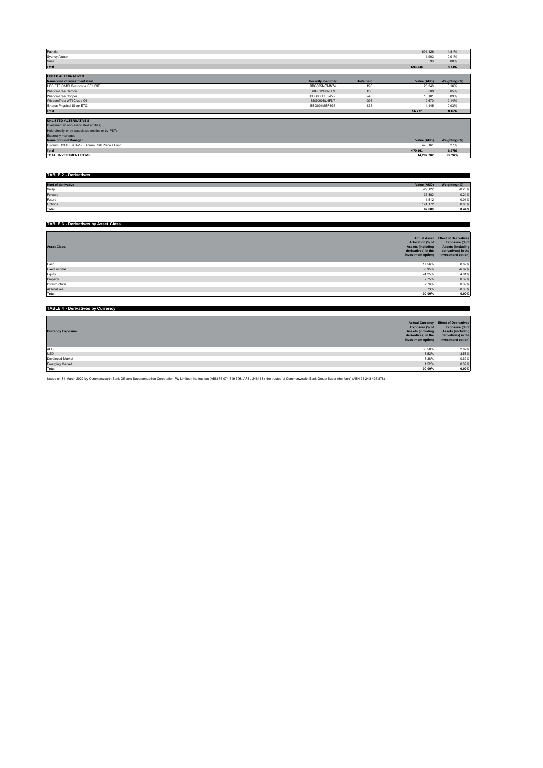| | | | | |
|---|---|---|---|---|
| Patrizia | | | 691,126 | 4.81% |
| Sydney Airport | | | 1,903 | 0.01% |
| Suez | | | 96 | 0.00% |
| **Total** | | | **693,538** | **4.83%** |

**LISTED ALTERNATIVES**

| Name/kind of investment item | Security Identifier | Units held | Value (AUD) | Weighting (%) |
|---|---|---|---|---|
| UBS ETF CMCI Composite SF UCIT | BBG005NCMN74 | 195 | 23,348 | 0.16% |
| WisdomTree Carbon | BBG012G076F9 | 153 | 6,509 | 0.05% |
| WisdomTree Copper | BBG000BL3W79 | 243 | 13,101 | 0.09% |
| WisdomTree WTI Crude Oil | BBG000BL4FN7 | 1,995 | 19,670 | 0.14% |
| iShares Physical Silver ETC | BBG001M8F4G3 | 136 | 4,145 | 0.03% |
| **Total** | | | **66,772** | **0.46%** |

**UNLISTED ALTERNATIVES**

Investment in non-associated entities;
Held directly or by associated entities or by PSTs
Externally managed

| Name of Fund Manager | | Value (AUD) | Weighting (%) |
|---|---|---|---|
| Fulcrum UCITS SICAV - Fulcrum Risk Premia Fund | 0 | 470,161 | 3.27% |
| **Total** | | **470,161** | **3.27%** |
| **TOTAL INVESTMENT ITEMS** | | **14,297,702** | **99.26%** |

## TABLE 2 - Derivatives

| Kind of derivative | Value (AUD) | Weighting (%) |
|---|---|---|
| Swap | -29,122 | -0.20% |
| Forward | -33,882 | -0.24% |
| Future | 1,512 | 0.01% |
| Options | 124,172 | 0.86% |
| **Total** | **62,680** | **0.44%** |

## TABLE 3 - Derivatives by Asset Class

| Asset Class | Actual Asset Allocation (% of Assets (including derivatives) in the investment option) | Effect of Derivatives Exposure (% of Assets (including derivatives) in the investment option) |
|---|---|---|
| Cash | 17.56% | 0.89% |
| Fixed Income | 38.95% | -6.02% |
| Equity | 24.25% | 4.01% |
| Property | 7.75% | 0.39% |
| Infrastructure | 7.76% | 0.39% |
| Alternatives | 3.73% | 0.33% |
| **Total** | **100.00%** | **0.00%** |

## TABLE 4 - Derivatives by Currency

| Currency Exposure | Actual Currency Exposure (% of Assets (including derivatives) in the investment option) | Effect of Derivatives Exposure (% of Assets (including derivatives) in the investment option) |
|---|---|---|
| AUD | 86.58% | 2.87% |
| USD | 8.52% | -3.58% |
| Developed Market | 3.38% | 0.62% |
| Emerging Market | 1.52% | 0.09% |
| **Total** | **100.00%** | **0.00%** |

Issued on 31 March 2022 by Commonwealth Bank Officers Superannuation Corporation Pty Limited (the trustee) (ABN 76 074 519 798, AFSL 246418), the trustee of Commonwealth Bank Group Super (the fund) (ABN 24 248 426 878).